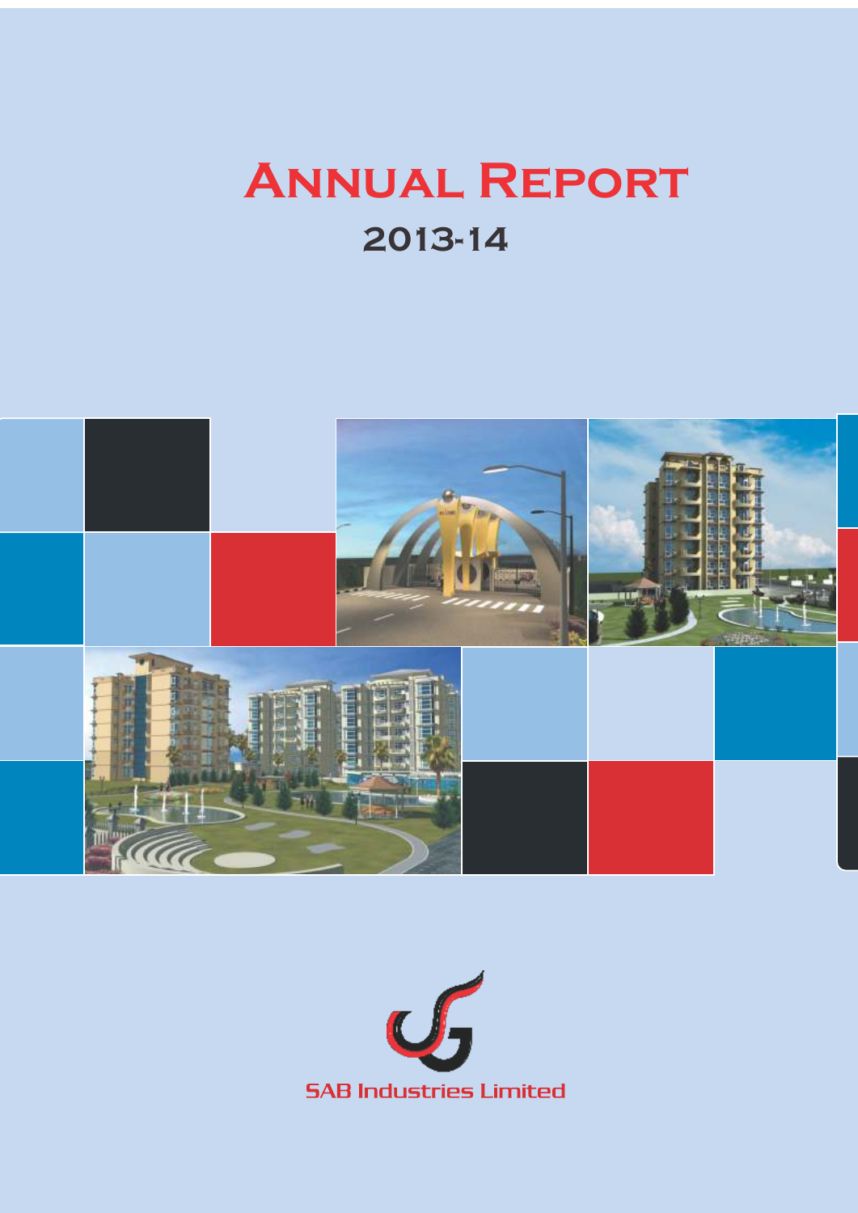# Annual Report

## 2013-14

SAB Industries Limited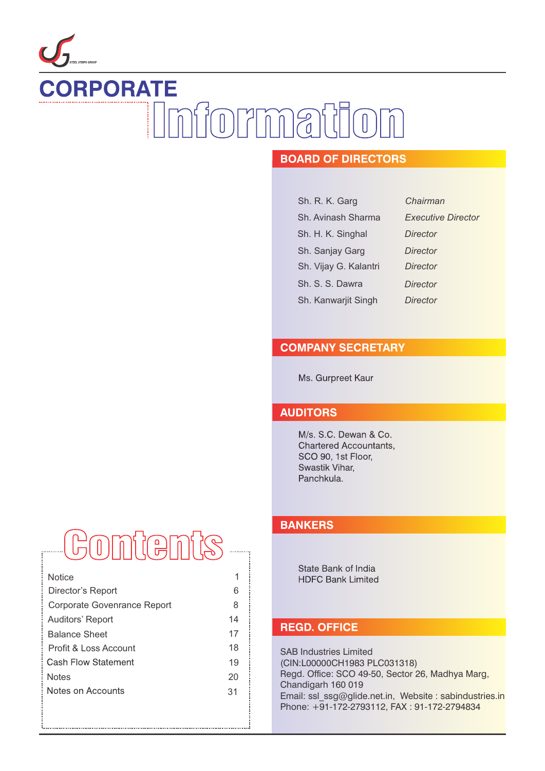# CORPORATE Information

## BOARD OF DIRECTORS

| | |
|---|---|
| Sh. R. K. Garg | *Chairman* |
| Sh. Avinash Sharma | *Executive Director* |
| Sh. H. K. Singhal | *Director* |
| Sh. Sanjay Garg | *Director* |
| Sh. Vijay G. Kalantri | *Director* |
| Sh. S. S. Dawra | *Director* |
| Sh. Kanwarjit Singh | *Director* |

## COMPANY SECRETARY

Ms. Gurpreet Kaur

## AUDITORS

M/s. S.C. Dewan & Co.
Chartered Accountants,
SCO 90, 1st Floor,
Swastik Vihar,
Panchkula.

## BANKERS

State Bank of India
HDFC Bank Limited

## REGD. OFFICE

SAB Industries Limited
(CIN:L00000CH1983 PLC031318)
Regd. Office: SCO 49-50, Sector 26, Madhya Marg,
Chandigarh 160 019
Email: ssl_ssg@glide.net.in, Website : sabindustries.in
Phone: +91-172-2793112, FAX : 91-172-2794834

## Contents

| | |
|---|---|
| Notice | 1 |
| Director's Report | 6 |
| Corporate Govenrance Report | 8 |
| Auditors' Report | 14 |
| Balance Sheet | 17 |
| Profit & Loss Account | 18 |
| Cash Flow Statement | 19 |
| Notes | 20 |
| Notes on Accounts | 31 |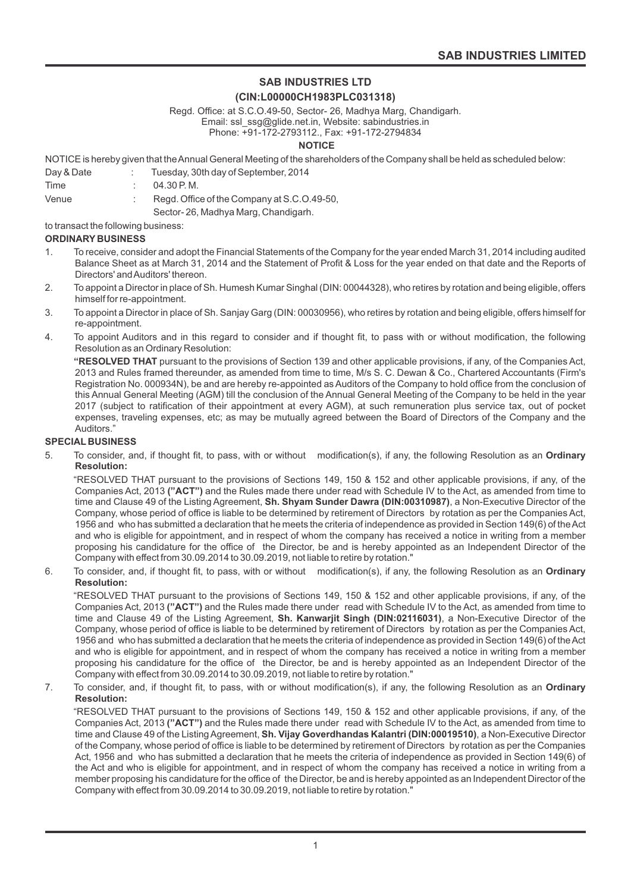# SAB INDUSTRIES LTD

## (CIN:L00000CH1983PLC031318)

Regd. Office: at S.C.O.49-50, Sector- 26, Madhya Marg, Chandigarh.
Email: ssl_ssg@glide.net.in, Website: sabindustries.in
Phone: +91-172-2793112., Fax: +91-172-2794834

### NOTICE

NOTICE is hereby given that the Annual General Meeting of the shareholders of the Company shall be held as scheduled below:

| | | |
|---|---|---|
| Day & Date | : | Tuesday, 30th day of September, 2014 |
| Time | : | 04.30 P. M. |
| Venue | : | Regd. Office of the Company at S.C.O.49-50, Sector- 26, Madhya Marg, Chandigarh. |

to transact the following business:

**ORDINARY BUSINESS**

1. To receive, consider and adopt the Financial Statements of the Company for the year ended March 31, 2014 including audited Balance Sheet as at March 31, 2014 and the Statement of Profit & Loss for the year ended on that date and the Reports of Directors' and Auditors' thereon.
2. To appoint a Director in place of Sh. Humesh Kumar Singhal (DIN: 00044328), who retires by rotation and being eligible, offers himself for re-appointment.
3. To appoint a Director in place of Sh. Sanjay Garg (DIN: 00030956), who retires by rotation and being eligible, offers himself for re-appointment.
4. To appoint Auditors and in this regard to consider and if thought fit, to pass with or without modification, the following Resolution as an Ordinary Resolution:

   **"RESOLVED THAT** pursuant to the provisions of Section 139 and other applicable provisions, if any, of the Companies Act, 2013 and Rules framed thereunder, as amended from time to time, M/s S. C. Dewan & Co., Chartered Accountants (Firm's Registration No. 000934N), be and are hereby re-appointed as Auditors of the Company to hold office from the conclusion of this Annual General Meeting (AGM) till the conclusion of the Annual General Meeting of the Company to be held in the year 2017 (subject to ratification of their appointment at every AGM), at such remuneration plus service tax, out of pocket expenses, traveling expenses, etc; as may be mutually agreed between the Board of Directors of the Company and the Auditors."

**SPECIAL BUSINESS**

5. To consider, and, if thought fit, to pass, with or without modification(s), if any, the following Resolution as an **Ordinary Resolution:**

   "RESOLVED THAT pursuant to the provisions of Sections 149, 150 & 152 and other applicable provisions, if any, of the Companies Act, 2013 **("ACT")** and the Rules made there under read with Schedule IV to the Act, as amended from time to time and Clause 49 of the Listing Agreement, **Sh. Shyam Sunder Dawra (DIN:00310987)**, a Non-Executive Director of the Company, whose period of office is liable to be determined by retirement of Directors by rotation as per the Companies Act, 1956 and who has submitted a declaration that he meets the criteria of independence as provided in Section 149(6) of the Act and who is eligible for appointment, and in respect of whom the company has received a notice in writing from a member proposing his candidature for the office of the Director, be and is hereby appointed as an Independent Director of the Company with effect from 30.09.2014 to 30.09.2019, not liable to retire by rotation."

6. To consider, and, if thought fit, to pass, with or without modification(s), if any, the following Resolution as an **Ordinary Resolution:**

   "RESOLVED THAT pursuant to the provisions of Sections 149, 150 & 152 and other applicable provisions, if any, of the Companies Act, 2013 **("ACT")** and the Rules made there under read with Schedule IV to the Act, as amended from time to time and Clause 49 of the Listing Agreement, **Sh. Kanwarjit Singh (DIN:02116031)**, a Non-Executive Director of the Company, whose period of office is liable to be determined by retirement of Directors by rotation as per the Companies Act, 1956 and who has submitted a declaration that he meets the criteria of independence as provided in Section 149(6) of the Act and who is eligible for appointment, and in respect of whom the company has received a notice in writing from a member proposing his candidature for the office of the Director, be and is hereby appointed as an Independent Director of the Company with effect from 30.09.2014 to 30.09.2019, not liable to retire by rotation."

7. To consider, and, if thought fit, to pass, with or without modification(s), if any, the following Resolution as an **Ordinary Resolution:**

   "RESOLVED THAT pursuant to the provisions of Sections 149, 150 & 152 and other applicable provisions, if any, of the Companies Act, 2013 **("ACT")** and the Rules made there under read with Schedule IV to the Act, as amended from time to time and Clause 49 of the Listing Agreement, **Sh. Vijay Goverdhandas Kalantri (DIN:00019510)**, a Non-Executive Director of the Company, whose period of office is liable to be determined by retirement of Directors by rotation as per the Companies Act, 1956 and who has submitted a declaration that he meets the criteria of independence as provided in Section 149(6) of the Act and who is eligible for appointment, and in respect of whom the company has received a notice in writing from a member proposing his candidature for the office of the Director, be and is hereby appointed as an Independent Director of the Company with effect from 30.09.2014 to 30.09.2019, not liable to retire by rotation."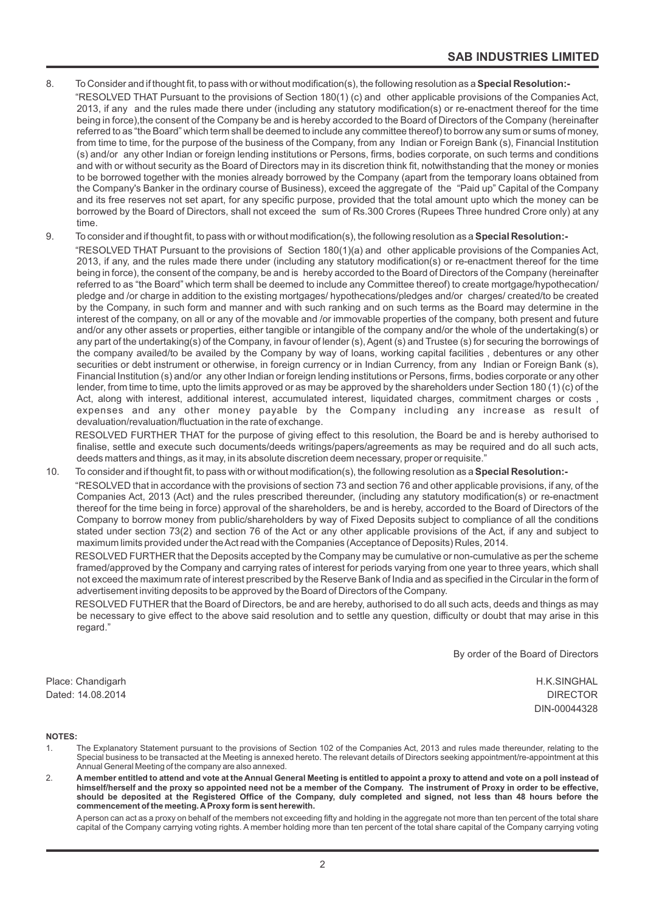8. To Consider and if thought fit, to pass with or without modification(s), the following resolution as a **Special Resolution:-**

   "RESOLVED THAT Pursuant to the provisions of Section 180(1) (c) and other applicable provisions of the Companies Act, 2013, if any and the rules made there under (including any statutory modification(s) or re-enactment thereof for the time being in force),the consent of the Company be and is hereby accorded to the Board of Directors of the Company (hereinafter referred to as "the Board" which term shall be deemed to include any committee thereof) to borrow any sum or sums of money, from time to time, for the purpose of the business of the Company, from any Indian or Foreign Bank (s), Financial Institution (s) and/or any other Indian or foreign lending institutions or Persons, firms, bodies corporate, on such terms and conditions and with or without security as the Board of Directors may in its discretion think fit, notwithstanding that the money or monies to be borrowed together with the monies already borrowed by the Company (apart from the temporary loans obtained from the Company's Banker in the ordinary course of Business), exceed the aggregate of the "Paid up" Capital of the Company and its free reserves not set apart, for any specific purpose, provided that the total amount upto which the money can be borrowed by the Board of Directors, shall not exceed the sum of Rs.300 Crores (Rupees Three hundred Crore only) at any time.

9. To consider and if thought fit, to pass with or without modification(s), the following resolution as a **Special Resolution:-**

   "RESOLVED THAT Pursuant to the provisions of Section 180(1)(a) and other applicable provisions of the Companies Act, 2013, if any, and the rules made there under (including any statutory modification(s) or re-enactment thereof for the time being in force), the consent of the company, be and is hereby accorded to the Board of Directors of the Company (hereinafter referred to as "the Board" which term shall be deemed to include any Committee thereof) to create mortgage/hypothecation/ pledge and /or charge in addition to the existing mortgages/ hypothecations/pledges and/or charges/ created/to be created by the Company, in such form and manner and with such ranking and on such terms as the Board may determine in the interest of the company, on all or any of the movable and /or immovable properties of the company, both present and future and/or any other assets or properties, either tangible or intangible of the company and/or the whole of the undertaking(s) or any part of the undertaking(s) of the Company, in favour of lender (s), Agent (s) and Trustee (s) for securing the borrowings of the company availed/to be availed by the Company by way of loans, working capital facilities , debentures or any other securities or debt instrument or otherwise, in foreign currency or in Indian Currency, from any Indian or Foreign Bank (s), Financial Institution (s) and/or any other Indian or foreign lending institutions or Persons, firms, bodies corporate or any other lender, from time to time, upto the limits approved or as may be approved by the shareholders under Section 180 (1) (c) of the Act, along with interest, additional interest, accumulated interest, liquidated charges, commitment charges or costs , expenses and any other money payable by the Company including any increase as result of devaluation/revaluation/fluctuation in the rate of exchange.

   RESOLVED FURTHER THAT for the purpose of giving effect to this resolution, the Board be and is hereby authorised to finalise, settle and execute such documents/deeds writings/papers/agreements as may be required and do all such acts, deeds matters and things, as it may, in its absolute discretion deem necessary, proper or requisite."

10. To consider and if thought fit, to pass with or without modification(s), the following resolution as a **Special Resolution:-**

    "RESOLVED that in accordance with the provisions of section 73 and section 76 and other applicable provisions, if any, of the Companies Act, 2013 (Act) and the rules prescribed thereunder, (including any statutory modification(s) or re-enactment thereof for the time being in force) approval of the shareholders, be and is hereby, accorded to the Board of Directors of the Company to borrow money from public/shareholders by way of Fixed Deposits subject to compliance of all the conditions stated under section 73(2) and section 76 of the Act or any other applicable provisions of the Act, if any and subject to maximum limits provided under the Act read with the Companies (Acceptance of Deposits) Rules, 2014.

    RESOLVED FURTHER that the Deposits accepted by the Company may be cumulative or non-cumulative as per the scheme framed/approved by the Company and carrying rates of interest for periods varying from one year to three years, which shall not exceed the maximum rate of interest prescribed by the Reserve Bank of India and as specified in the Circular in the form of advertisement inviting deposits to be approved by the Board of Directors of the Company.

    RESOLVED FUTHER that the Board of Directors, be and are hereby, authorised to do all such acts, deeds and things as may be necessary to give effect to the above said resolution and to settle any question, difficulty or doubt that may arise in this regard."

By order of the Board of Directors

Place: Chandigarh
Dated: 14.08.2014

H.K.SINGHAL
DIRECTOR
DIN-00044328

**NOTES:**

1. The Explanatory Statement pursuant to the provisions of Section 102 of the Companies Act, 2013 and rules made thereunder, relating to the Special business to be transacted at the Meeting is annexed hereto. The relevant details of Directors seeking appointment/re-appointment at this Annual General Meeting of the company are also annexed.

2. **A member entitled to attend and vote at the Annual General Meeting is entitled to appoint a proxy to attend and vote on a poll instead of himself/herself and the proxy so appointed need not be a member of the Company. The instrument of Proxy in order to be effective, should be deposited at the Registered Office of the Company, duly completed and signed, not less than 48 hours before the commencement of the meeting. A Proxy form is sent herewith.**

   A person can act as a proxy on behalf of the members not exceeding fifty and holding in the aggregate not more than ten percent of the total share capital of the Company carrying voting rights. A member holding more than ten percent of the total share capital of the Company carrying voting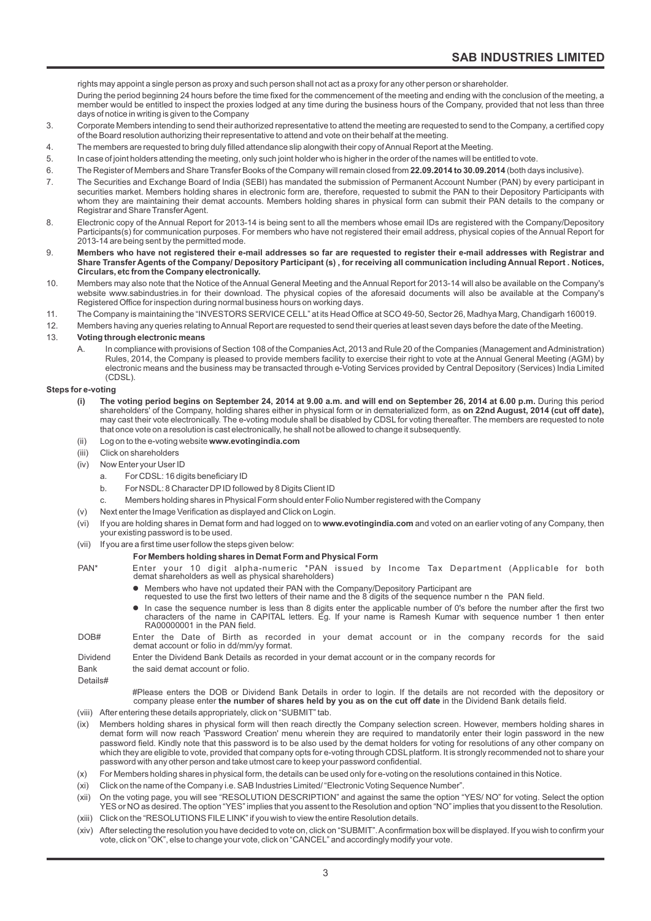rights may appoint a single person as proxy and such person shall not act as a proxy for any other person or shareholder.

During the period beginning 24 hours before the time fixed for the commencement of the meeting and ending with the conclusion of the meeting, a member would be entitled to inspect the proxies lodged at any time during the business hours of the Company, provided that not less than three days of notice in writing is given to the Company

3. Corporate Members intending to send their authorized representative to attend the meeting are requested to send to the Company, a certified copy of the Board resolution authorizing their representative to attend and vote on their behalf at the meeting.
4. The members are requested to bring duly filled attendance slip alongwith their copy of Annual Report at the Meeting.
5. In case of joint holders attending the meeting, only such joint holder who is higher in the order of the names will be entitled to vote.
6. The Register of Members and Share Transfer Books of the Company will remain closed from **22.09.2014 to 30.09.2014** (both days inclusive).
7. The Securities and Exchange Board of India (SEBI) has mandated the submission of Permanent Account Number (PAN) by every participant in securities market. Members holding shares in electronic form are, therefore, requested to submit the PAN to their Depository Participants with whom they are maintaining their demat accounts. Members holding shares in physical form can submit their PAN details to the company or Registrar and Share Transfer Agent.
8. Electronic copy of the Annual Report for 2013-14 is being sent to all the members whose email IDs are registered with the Company/Depository Participants(s) for communication purposes. For members who have not registered their email address, physical copies of the Annual Report for 2013-14 are being sent by the permitted mode.
9. **Members who have not registered their e-mail addresses so far are requested to register their e-mail addresses with Registrar and Share Transfer Agents of the Company/ Depository Participant (s) , for receiving all communication including Annual Report . Notices, Circulars, etc from the Company electronically.**
10. Members may also note that the Notice of the Annual General Meeting and the Annual Report for 2013-14 will also be available on the Company's website www.sabindustries.in for their download. The physical copies of the aforesaid documents will also be available at the Company's Registered Office for inspection during normal business hours on working days.
11. The Company is maintaining the "INVESTORS SERVICE CELL" at its Head Office at SCO 49-50, Sector 26, Madhya Marg, Chandigarh 160019.
12. Members having any queries relating to Annual Report are requested to send their queries at least seven days before the date of the Meeting.
13. **Voting through electronic means**

    A. In compliance with provisions of Section 108 of the Companies Act, 2013 and Rule 20 of the Companies (Management and Administration) Rules, 2014, the Company is pleased to provide members facility to exercise their right to vote at the Annual General Meeting (AGM) by electronic means and the business may be transacted through e-Voting Services provided by Central Depository (Services) India Limited (CDSL).

**Steps for e-voting**

(i) **The voting period begins on September 24, 2014 at 9.00 a.m. and will end on September 26, 2014 at 6.00 p.m.** During this period shareholders' of the Company, holding shares either in physical form or in dematerialized form, as **on 22nd August, 2014 (cut off date),** may cast their vote electronically. The e-voting module shall be disabled by CDSL for voting thereafter. The members are requested to note that once vote on a resolution is cast electronically, he shall not be allowed to change it subsequently.

(ii) Log on to the e-voting website **www.evotingindia.com**

(iii) Click on shareholders

(iv) Now Enter your User ID

  a. For CDSL: 16 digits beneficiary ID

  b. For NSDL: 8 Character DP ID followed by 8 Digits Client ID

  c. Members holding shares in Physical Form should enter Folio Number registered with the Company

(v) Next enter the Image Verification as displayed and Click on Login.

(vi) If you are holding shares in Demat form and had logged on to **www.evotingindia.com** and voted on an earlier voting of any Company, then your existing password is to be used.

(vii) If you are a first time user follow the steps given below:

| | **For Members holding shares in Demat Form and Physical Form** |
|---|---|
| PAN* | Enter your 10 digit alpha-numeric *PAN issued by Income Tax Department (Applicable for both demat shareholders as well as physical shareholders)<br>● Members who have not updated their PAN with the Company/Depository Participant are requested to use the first two letters of their name and the 8 digits of the sequence number n the PAN field.<br>● In case the sequence number is less than 8 digits enter the applicable number of 0's before the number after the first two characters of the name in CAPITAL letters. Eg. If your name is Ramesh Kumar with sequence number 1 then enter RA00000001 in the PAN field. |
| DOB# | Enter the Date of Birth as recorded in your demat account or in the company records for the said demat account or folio in dd/mm/yy format. |
| Dividend Bank Details# | Enter the Dividend Bank Details as recorded in your demat account or in the company records for the said demat account or folio. |

#Please enters the DOB or Dividend Bank Details in order to login. If the details are not recorded with the depository or company please enter **the number of shares held by you as on the cut off date** in the Dividend Bank details field.

(viii) After entering these details appropriately, click on "SUBMIT" tab.

(ix) Members holding shares in physical form will then reach directly the Company selection screen. However, members holding shares in demat form will now reach 'Password Creation' menu wherein they are required to mandatorily enter their login password in the new password field. Kindly note that this password is to be also used by the demat holders for voting for resolutions of any other company on which they are eligible to vote, provided that company opts for e-voting through CDSL platform. It is strongly recommended not to share your password with any other person and take utmost care to keep your password confidential.

(x) For Members holding shares in physical form, the details can be used only for e-voting on the resolutions contained in this Notice.

(xi) Click on the name of the Company i.e. SAB Industries Limited/ "Electronic Voting Sequence Number".

(xii) On the voting page, you will see "RESOLUTION DESCRIPTION" and against the same the option "YES/ NO" for voting. Select the option YES or NO as desired. The option "YES" implies that you assent to the Resolution and option "NO" implies that you dissent to the Resolution.

(xiii) Click on the "RESOLUTIONS FILE LINK" if you wish to view the entire Resolution details.

(xiv) After selecting the resolution you have decided to vote on, click on "SUBMIT". A confirmation box will be displayed. If you wish to confirm your vote, click on "OK", else to change your vote, click on "CANCEL" and accordingly modify your vote.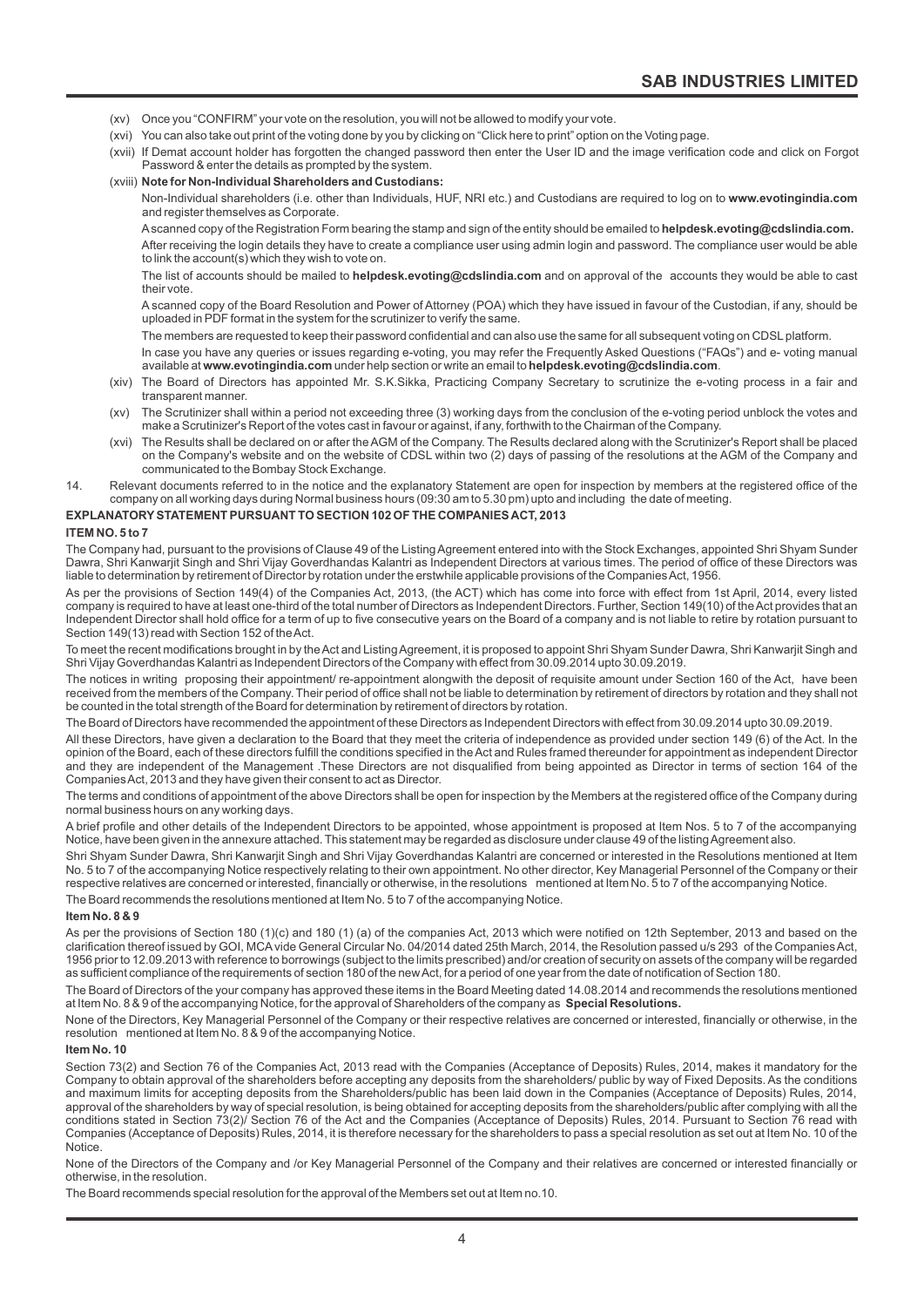(xv) Once you "CONFIRM" your vote on the resolution, you will not be allowed to modify your vote.

(xvi) You can also take out print of the voting done by you by clicking on "Click here to print" option on the Voting page.

(xvii) If Demat account holder has forgotten the changed password then enter the User ID and the image verification code and click on Forgot Password & enter the details as prompted by the system.

(xviii) **Note for Non-Individual Shareholders and Custodians:**

Non-Individual shareholders (i.e. other than Individuals, HUF, NRI etc.) and Custodians are required to log on to **www.evotingindia.com** and register themselves as Corporate.

A scanned copy of the Registration Form bearing the stamp and sign of the entity should be emailed to **helpdesk.evoting@cdslindia.com.**

After receiving the login details they have to create a compliance user using admin login and password. The compliance user would be able to link the account(s) which they wish to vote on.

The list of accounts should be mailed to **helpdesk.evoting@cdslindia.com** and on approval of the accounts they would be able to cast their vote.

A scanned copy of the Board Resolution and Power of Attorney (POA) which they have issued in favour of the Custodian, if any, should be uploaded in PDF format in the system for the scrutinizer to verify the same.

The members are requested to keep their password confidential and can also use the same for all subsequent voting on CDSL platform.

In case you have any queries or issues regarding e-voting, you may refer the Frequently Asked Questions ("FAQs") and e- voting manual available at **www.evotingindia.com** under help section or write an email to **helpdesk.evoting@cdslindia.com**.

(xiv) The Board of Directors has appointed Mr. S.K.Sikka, Practicing Company Secretary to scrutinize the e-voting process in a fair and transparent manner.

(xv) The Scrutinizer shall within a period not exceeding three (3) working days from the conclusion of the e-voting period unblock the votes and make a Scrutinizer's Report of the votes cast in favour or against, if any, forthwith to the Chairman of the Company.

(xvi) The Results shall be declared on or after the AGM of the Company. The Results declared along with the Scrutinizer's Report shall be placed on the Company's website and on the website of CDSL within two (2) days of passing of the resolutions at the AGM of the Company and communicated to the Bombay Stock Exchange.

14. Relevant documents referred to in the notice and the explanatory Statement are open for inspection by members at the registered office of the company on all working days during Normal business hours (09:30 am to 5.30 pm) upto and including the date of meeting.

**EXPLANATORY STATEMENT PURSUANT TO SECTION 102 OF THE COMPANIES ACT, 2013**

**ITEM NO. 5 to 7**

The Company had, pursuant to the provisions of Clause 49 of the Listing Agreement entered into with the Stock Exchanges, appointed Shri Shyam Sunder Dawra, Shri Kanwarjit Singh and Shri Vijay Goverdhandas Kalantri as Independent Directors at various times. The period of office of these Directors was liable to determination by retirement of Director by rotation under the erstwhile applicable provisions of the Companies Act, 1956.

As per the provisions of Section 149(4) of the Companies Act, 2013, (the ACT) which has come into force with effect from 1st April, 2014, every listed company is required to have at least one-third of the total number of Directors as Independent Directors. Further, Section 149(10) of the Act provides that an Independent Director shall hold office for a term of up to five consecutive years on the Board of a company and is not liable to retire by rotation pursuant to Section 149(13) read with Section 152 of the Act.

To meet the recent modifications brought in by the Act and Listing Agreement, it is proposed to appoint Shri Shyam Sunder Dawra, Shri Kanwarjit Singh and Shri Vijay Goverdhandas Kalantri as Independent Directors of the Company with effect from 30.09.2014 upto 30.09.2019.

The notices in writing proposing their appointment/ re-appointment alongwith the deposit of requisite amount under Section 160 of the Act, have been received from the members of the Company. Their period of office shall not be liable to determination by retirement of directors by rotation and they shall not be counted in the total strength of the Board for determination by retirement of directors by rotation.

The Board of Directors have recommended the appointment of these Directors as Independent Directors with effect from 30.09.2014 upto 30.09.2019.

All these Directors, have given a declaration to the Board that they meet the criteria of independence as provided under section 149 (6) of the Act. In the opinion of the Board, each of these directors fulfill the conditions specified in the Act and Rules framed thereunder for appointment as independent Director and they are independent of the Management .These Directors are not disqualified from being appointed as Director in terms of section 164 of the Companies Act, 2013 and they have given their consent to act as Director.

The terms and conditions of appointment of the above Directors shall be open for inspection by the Members at the registered office of the Company during normal business hours on any working days.

A brief profile and other details of the Independent Directors to be appointed, whose appointment is proposed at Item Nos. 5 to 7 of the accompanying Notice, have been given in the annexure attached. This statement may be regarded as disclosure under clause 49 of the listing Agreement also.

Shri Shyam Sunder Dawra, Shri Kanwarjit Singh and Shri Vijay Goverdhandas Kalantri are concerned or interested in the Resolutions mentioned at Item No. 5 to 7 of the accompanying Notice respectively relating to their own appointment. No other director, Key Managerial Personnel of the Company or their respective relatives are concerned or interested, financially or otherwise, in the resolutions mentioned at Item No. 5 to 7 of the accompanying Notice.

The Board recommends the resolutions mentioned at Item No. 5 to 7 of the accompanying Notice.

**Item No. 8 & 9**

As per the provisions of Section 180 (1)(c) and 180 (1) (a) of the companies Act, 2013 which were notified on 12th September, 2013 and based on the clarification thereof issued by GOI, MCA vide General Circular No. 04/2014 dated 25th March, 2014, the Resolution passed u/s 293 of the Companies Act, 1956 prior to 12.09.2013 with reference to borrowings (subject to the limits prescribed) and/or creation of security on assets of the company will be regarded as sufficient compliance of the requirements of section 180 of the new Act, for a period of one year from the date of notification of Section 180.

The Board of Directors of the your company has approved these items in the Board Meeting dated 14.08.2014 and recommends the resolutions mentioned at Item No. 8 & 9 of the accompanying Notice, for the approval of Shareholders of the company as **Special Resolutions.**

None of the Directors, Key Managerial Personnel of the Company or their respective relatives are concerned or interested, financially or otherwise, in the resolution mentioned at Item No. 8 & 9 of the accompanying Notice.

**Item No. 10**

Section 73(2) and Section 76 of the Companies Act, 2013 read with the Companies (Acceptance of Deposits) Rules, 2014, makes it mandatory for the Company to obtain approval of the shareholders before accepting any deposits from the shareholders/ public by way of Fixed Deposits. As the conditions and maximum limits for accepting deposits from the Shareholders/public has been laid down in the Companies (Acceptance of Deposits) Rules, 2014, approval of the shareholders by way of special resolution, is being obtained for accepting deposits from the shareholders/public after complying with all the conditions stated in Section 73(2)/ Section 76 of the Act and the Companies (Acceptance of Deposits) Rules, 2014. Pursuant to Section 76 read with Companies (Acceptance of Deposits) Rules, 2014, it is therefore necessary for the shareholders to pass a special resolution as set out at Item No. 10 of the Notice.

None of the Directors of the Company and /or Key Managerial Personnel of the Company and their relatives are concerned or interested financially or otherwise, in the resolution.

The Board recommends special resolution for the approval of the Members set out at Item no.10.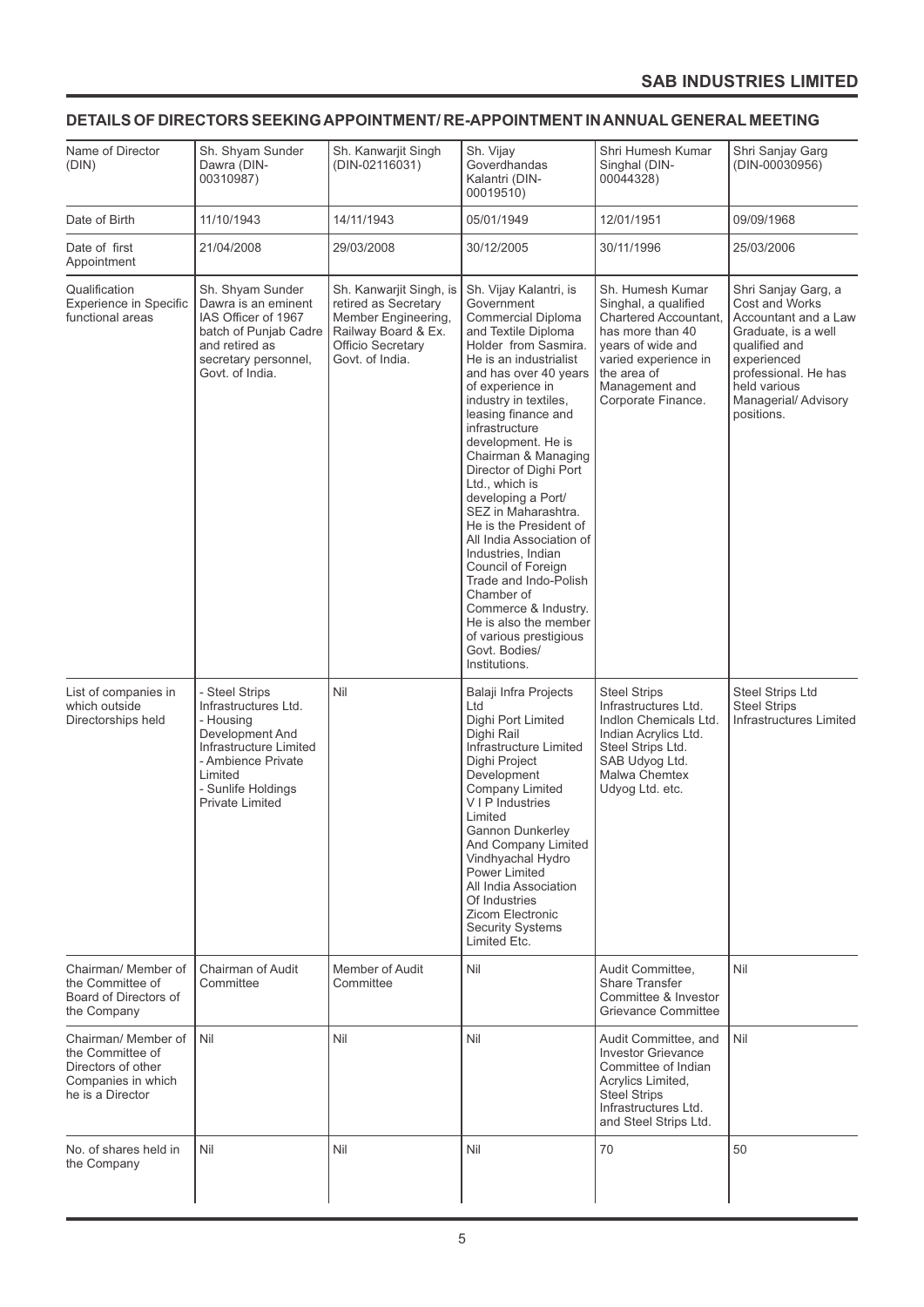## DETAILS OF DIRECTORS SEEKING APPOINTMENT/ RE-APPOINTMENT IN ANNUAL GENERAL MEETING

| Name of Director (DIN) | Sh. Shyam Sunder Dawra (DIN-00310987) | Sh. Kanwarjit Singh (DIN-02116031) | Sh. Vijay Goverdhandas Kalantri (DIN-00019510) | Shri Humesh Kumar Singhal (DIN-00044328) | Shri Sanjay Garg (DIN-00030956) |
|---|---|---|---|---|---|
| Date of Birth | 11/10/1943 | 14/11/1943 | 05/01/1949 | 12/01/1951 | 09/09/1968 |
| Date of first Appointment | 21/04/2008 | 29/03/2008 | 30/12/2005 | 30/11/1996 | 25/03/2006 |
| Qualification Experience in Specific functional areas | Sh. Shyam Sunder Dawra is an eminent IAS Officer of 1967 batch of Punjab Cadre and retired as secretary personnel, Govt. of India. | Sh. Kanwarjit Singh, is retired as Secretary Member Engineering, Railway Board & Ex. Officio Secretary Govt. of India. | Sh. Vijay Kalantri, is Government Commercial Diploma and Textile Diploma Holder from Sasmira. He is an industrialist and has over 40 years of experience in industry in textiles, leasing finance and infrastructure development. He is Chairman & Managing Director of Dighi Port Ltd., which is developing a Port/ SEZ in Maharashtra. He is the President of All India Association of Industries, Indian Council of Foreign Trade and Indo-Polish Chamber of Commerce & Industry. He is also the member of various prestigious Govt. Bodies/ Institutions. | Sh. Humesh Kumar Singhal, a qualified Chartered Accountant, has more than 40 years of wide and varied experience in the area of Management and Corporate Finance. | Shri Sanjay Garg, a Cost and Works Accountant and a Law Graduate, is a well qualified and experienced professional. He has held various Managerial/ Advisory positions. |
| List of companies in which outside Directorships held | - Steel Strips Infrastructures Ltd.<br>- Housing Development And Infrastructure Limited<br>- Ambience Private Limited<br>- Sunlife Holdings Private Limited | Nil | Balaji Infra Projects Ltd<br>Dighi Port Limited<br>Dighi Rail Infrastructure Limited<br>Dighi Project Development Company Limited<br>V I P Industries Limited<br>Gannon Dunkerley And Company Limited<br>Vindhyachal Hydro Power Limited<br>All India Association Of Industries<br>Zicom Electronic Security Systems Limited Etc. | Steel Strips Infrastructures Ltd.<br>Indlon Chemicals Ltd.<br>Indian Acrylics Ltd.<br>Steel Strips Ltd.<br>SAB Udyog Ltd.<br>Malwa Chemtex Udyog Ltd. etc. | Steel Strips Ltd<br>Steel Strips Infrastructures Limited |
| Chairman/ Member of the Committee of Board of Directors of the Company | Chairman of Audit Committee | Member of Audit Committee | Nil | Audit Committee, Share Transfer Committee & Investor Grievance Committee | Nil |
| Chairman/ Member of the Committee of Directors of other Companies in which he is a Director | Nil | Nil | Nil | Audit Committee, and Investor Grievance Committee of Indian Acrylics Limited, Steel Strips Infrastructures Ltd. and Steel Strips Ltd. | Nil |
| No. of shares held in the Company | Nil | Nil | Nil | 70 | 50 |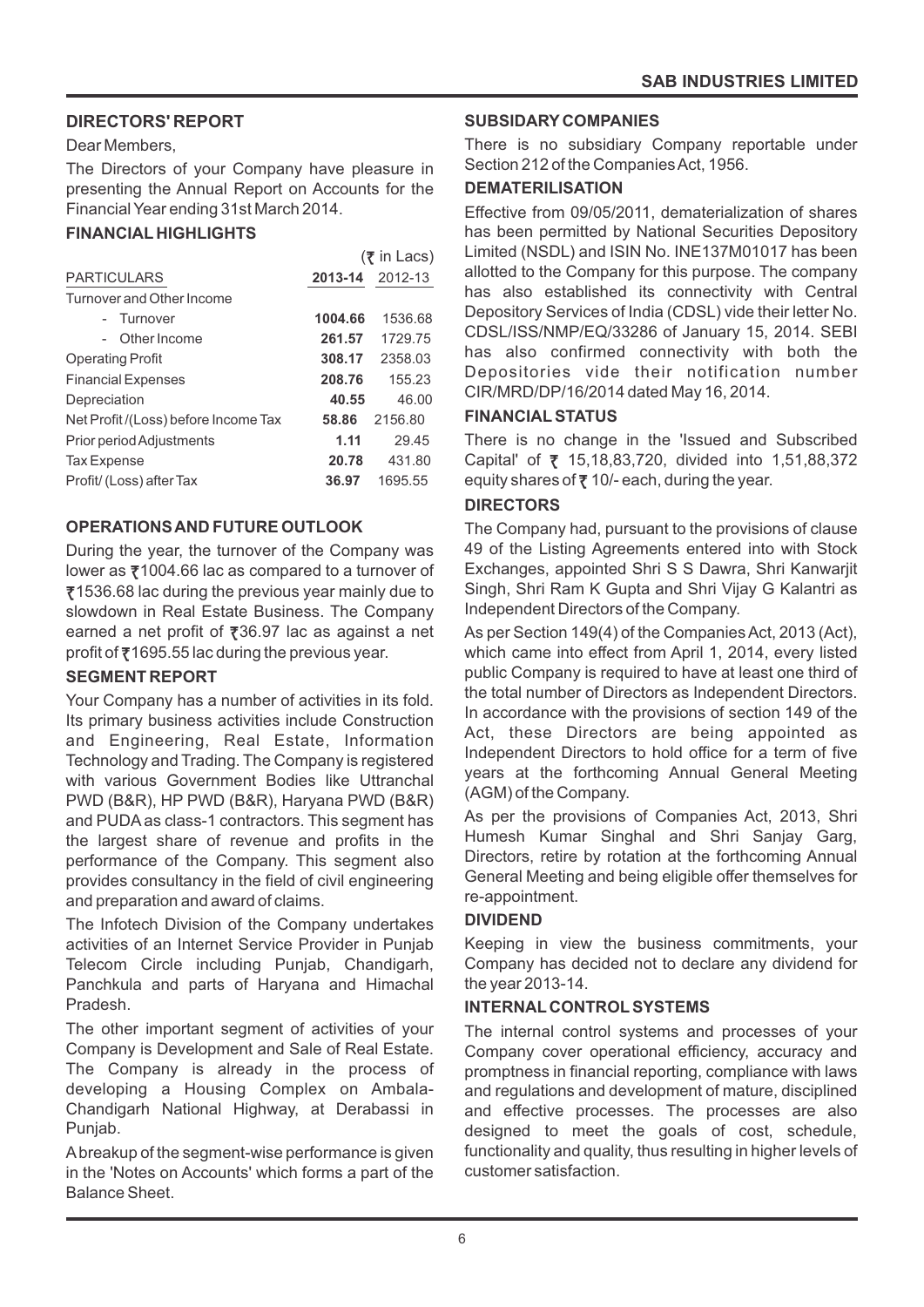## DIRECTORS' REPORT

Dear Members,

The Directors of your Company have pleasure in presenting the Annual Report on Accounts for the Financial Year ending 31st March 2014.

### FINANCIAL HIGHLIGHTS

(₹ in Lacs)

| PARTICULARS | 2013-14 | 2012-13 |
|---|---|---|
| Turnover and Other Income | | |
| - Turnover | **1004.66** | 1536.68 |
| - Other Income | **261.57** | 1729.75 |
| Operating Profit | **308.17** | 2358.03 |
| Financial Expenses | **208.76** | 155.23 |
| Depreciation | **40.55** | 46.00 |
| Net Profit /(Loss) before Income Tax | **58.86** | 2156.80 |
| Prior period Adjustments | **1.11** | 29.45 |
| Tax Expense | **20.78** | 431.80 |
| Profit/ (Loss) after Tax | **36.97** | 1695.55 |

### OPERATIONS AND FUTURE OUTLOOK

During the year, the turnover of the Company was lower as ₹1004.66 lac as compared to a turnover of ₹1536.68 lac during the previous year mainly due to slowdown in Real Estate Business. The Company earned a net profit of ₹36.97 lac as against a net profit of ₹1695.55 lac during the previous year.

### SEGMENT REPORT

Your Company has a number of activities in its fold. Its primary business activities include Construction and Engineering, Real Estate, Information Technology and Trading. The Company is registered with various Government Bodies like Uttranchal PWD (B&R), HP PWD (B&R), Haryana PWD (B&R) and PUDA as class-1 contractors. This segment has the largest share of revenue and profits in the performance of the Company. This segment also provides consultancy in the field of civil engineering and preparation and award of claims.

The Infotech Division of the Company undertakes activities of an Internet Service Provider in Punjab Telecom Circle including Punjab, Chandigarh, Panchkula and parts of Haryana and Himachal Pradesh.

The other important segment of activities of your Company is Development and Sale of Real Estate. The Company is already in the process of developing a Housing Complex on Ambala-Chandigarh National Highway, at Derabassi in Punjab.

A breakup of the segment-wise performance is given in the 'Notes on Accounts' which forms a part of the Balance Sheet.

### SUBSIDARY COMPANIES

There is no subsidiary Company reportable under Section 212 of the Companies Act, 1956.

### DEMATERILISATION

Effective from 09/05/2011, dematerialization of shares has been permitted by National Securities Depository Limited (NSDL) and ISIN No. INE137M01017 has been allotted to the Company for this purpose. The company has also established its connectivity with Central Depository Services of India (CDSL) vide their letter No. CDSL/ISS/NMP/EQ/33286 of January 15, 2014. SEBI has also confirmed connectivity with both the Depositories vide their notification number CIR/MRD/DP/16/2014 dated May 16, 2014.

### FINANCIAL STATUS

There is no change in the 'Issued and Subscribed Capital' of ₹ 15,18,83,720, divided into 1,51,88,372 equity shares of ₹ 10/- each, during the year.

### DIRECTORS

The Company had, pursuant to the provisions of clause 49 of the Listing Agreements entered into with Stock Exchanges, appointed Shri S S Dawra, Shri Kanwarjit Singh, Shri Ram K Gupta and Shri Vijay G Kalantri as Independent Directors of the Company.

As per Section 149(4) of the Companies Act, 2013 (Act), which came into effect from April 1, 2014, every listed public Company is required to have at least one third of the total number of Directors as Independent Directors. In accordance with the provisions of section 149 of the Act, these Directors are being appointed as Independent Directors to hold office for a term of five years at the forthcoming Annual General Meeting (AGM) of the Company.

As per the provisions of Companies Act, 2013, Shri Humesh Kumar Singhal and Shri Sanjay Garg, Directors, retire by rotation at the forthcoming Annual General Meeting and being eligible offer themselves for re-appointment.

### DIVIDEND

Keeping in view the business commitments, your Company has decided not to declare any dividend for the year 2013-14.

### INTERNAL CONTROL SYSTEMS

The internal control systems and processes of your Company cover operational efficiency, accuracy and promptness in financial reporting, compliance with laws and regulations and development of mature, disciplined and effective processes. The processes are also designed to meet the goals of cost, schedule, functionality and quality, thus resulting in higher levels of customer satisfaction.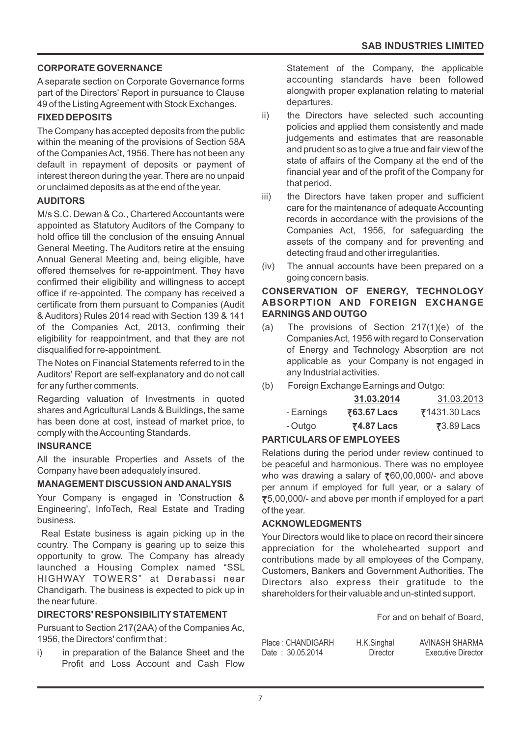## CORPORATE GOVERNANCE

A separate section on Corporate Governance forms part of the Directors' Report in pursuance to Clause 49 of the Listing Agreement with Stock Exchanges.

## FIXED DEPOSITS

The Company has accepted deposits from the public within the meaning of the provisions of Section 58A of the Companies Act, 1956. There has not been any default in repayment of deposits or payment of interest thereon during the year. There are no unpaid or unclaimed deposits as at the end of the year.

## AUDITORS

M/s S.C. Dewan & Co., Chartered Accountants were appointed as Statutory Auditors of the Company to hold office till the conclusion of the ensuing Annual General Meeting. The Auditors retire at the ensuing Annual General Meeting and, being eligible, have offered themselves for re-appointment. They have confirmed their eligibility and willingness to accept office if re-appointed. The company has received a certificate from them pursuant to Companies (Audit & Auditors) Rules 2014 read with Section 139 & 141 of the Companies Act, 2013, confirming their eligibility for reappointment, and that they are not disqualified for re-appointment.

The Notes on Financial Statements referred to in the Auditors' Report are self-explanatory and do not call for any further comments.

Regarding valuation of Investments in quoted shares and Agricultural Lands & Buildings, the same has been done at cost, instead of market price, to comply with the Accounting Standards.

## INSURANCE

All the insurable Properties and Assets of the Company have been adequately insured.

## MANAGEMENT DISCUSSION AND ANALYSIS

Your Company is engaged in 'Construction & Engineering', InfoTech, Real Estate and Trading business.

Real Estate business is again picking up in the country. The Company is gearing up to seize this opportunity to grow. The Company has already launched a Housing Complex named "SSL HIGHWAY TOWERS" at Derabassi near Chandigarh. The business is expected to pick up in the near future.

## DIRECTORS' RESPONSIBILITY STATEMENT

Pursuant to Section 217(2AA) of the Companies Ac, 1956, the Directors' confirm that :

i) in preparation of the Balance Sheet and the Profit and Loss Account and Cash Flow Statement of the Company, the applicable accounting standards have been followed alongwith proper explanation relating to material departures.

ii) the Directors have selected such accounting policies and applied them consistently and made judgements and estimates that are reasonable and prudent so as to give a true and fair view of the state of affairs of the Company at the end of the financial year and of the profit of the Company for that period.

iii) the Directors have taken proper and sufficient care for the maintenance of adequate Accounting records in accordance with the provisions of the Companies Act, 1956, for safeguarding the assets of the company and for preventing and detecting fraud and other irregularities.

(iv) The annual accounts have been prepared on a going concern basis.

## CONSERVATION OF ENERGY, TECHNOLOGY ABSORPTION AND FOREIGN EXCHANGE EARNINGS AND OUTGO

(a) The provisions of Section 217(1)(e) of the Companies Act, 1956 with regard to Conservation of Energy and Technology Absorption are not applicable as your Company is not engaged in any Industrial activities.

(b) Foreign Exchange Earnings and Outgo:

| | **31.03.2014** | 31.03.2013 |
|---|---|---|
| - Earnings | **₹63.67 Lacs** | ₹1431.30 Lacs |
| - Outgo | **₹4.87 Lacs** | ₹3.89 Lacs |

## PARTICULARS OF EMPLOYEES

Relations during the period under review continued to be peaceful and harmonious. There was no employee who was drawing a salary of ₹60,00,000/- and above per annum if employed for full year, or a salary of ₹5,00,000/- and above per month if employed for a part of the year.

## ACKNOWLEDGMENTS

Your Directors would like to place on record their sincere appreciation for the wholehearted support and contributions made by all employees of the Company, Customers, Bankers and Government Authorities. The Directors also express their gratitude to the shareholders for their valuable and un-stinted support.

For and on behalf of Board,

| | | |
|---|---|---|
| Place : CHANDIGARH | H.K.Singhal | AVINASH SHARMA |
| Date : 30.05.2014 | Director | Executive Director |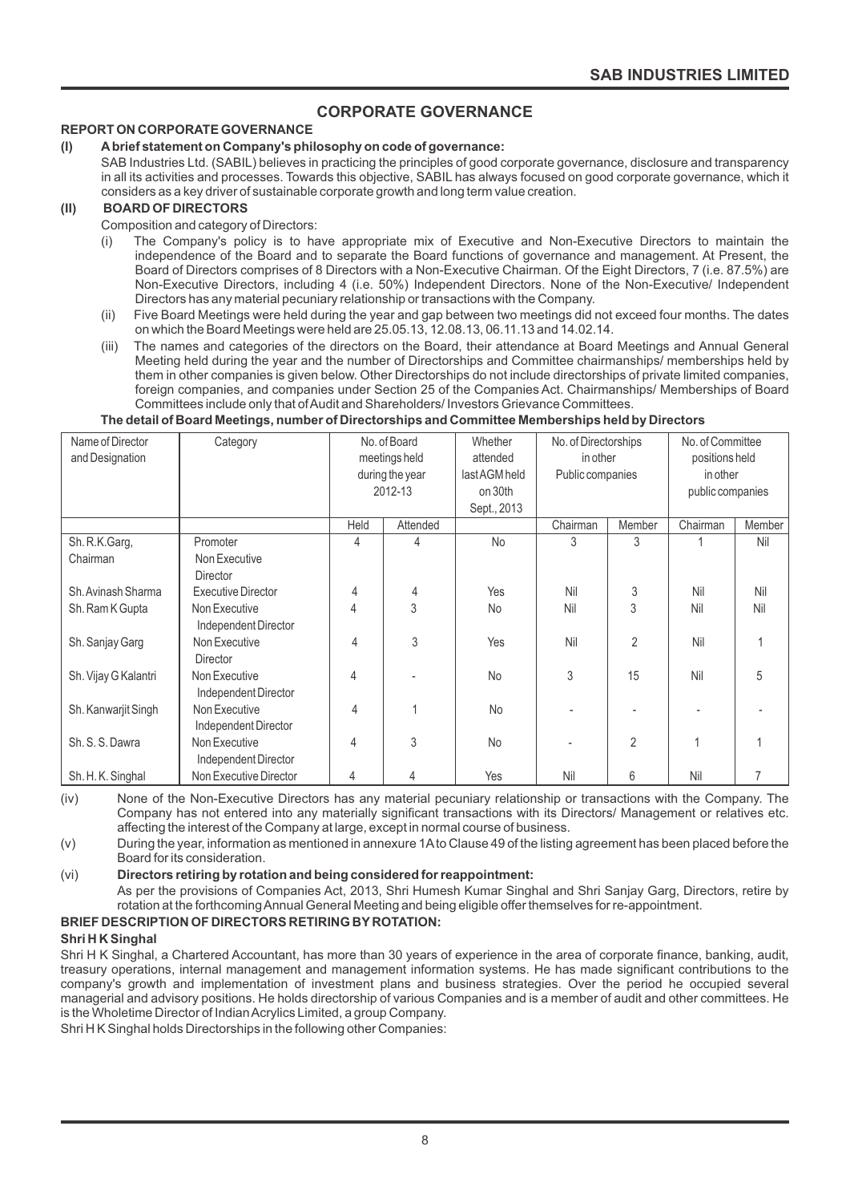## CORPORATE GOVERNANCE

### REPORT ON CORPORATE GOVERNANCE

**(I) A brief statement on Company's philosophy on code of governance:**

SAB Industries Ltd. (SABIL) believes in practicing the principles of good corporate governance, disclosure and transparency in all its activities and processes. Towards this objective, SABIL has always focused on good corporate governance, which it considers as a key driver of sustainable corporate growth and long term value creation.

**(II) BOARD OF DIRECTORS**

Composition and category of Directors:

(i) The Company's policy is to have appropriate mix of Executive and Non-Executive Directors to maintain the independence of the Board and to separate the Board functions of governance and management. At Present, the Board of Directors comprises of 8 Directors with a Non-Executive Chairman. Of the Eight Directors, 7 (i.e. 87.5%) are Non-Executive Directors, including 4 (i.e. 50%) Independent Directors. None of the Non-Executive/ Independent Directors has any material pecuniary relationship or transactions with the Company.

(ii) Five Board Meetings were held during the year and gap between two meetings did not exceed four months. The dates on which the Board Meetings were held are 25.05.13, 12.08.13, 06.11.13 and 14.02.14.

(iii) The names and categories of the directors on the Board, their attendance at Board Meetings and Annual General Meeting held during the year and the number of Directorships and Committee chairmanships/ memberships held by them in other companies is given below. Other Directorships do not include directorships of private limited companies, foreign companies, and companies under Section 25 of the Companies Act. Chairmanships/ Memberships of Board Committees include only that of Audit and Shareholders/ Investors Grievance Committees.

**The detail of Board Meetings, number of Directorships and Committee Memberships held by Directors**

| Name of Director and Designation | Category | No. of Board meetings held during the year 2012-13 | | Whether attended last AGM held on 30th Sept., 2013 | No. of Directorships in other Public companies | | No. of Committee positions held in other public companies | |
|---|---|---|---|---|---|---|---|---|
| | | Held | Attended | | Chairman | Member | Chairman | Member |
| Sh. R.K.Garg, Chairman | Promoter Non Executive Director | 4 | 4 | No | 3 | 3 | 1 | Nil |
| Sh. Avinash Sharma | Executive Director | 4 | 4 | Yes | Nil | 3 | Nil | Nil |
| Sh. Ram K Gupta | Non Executive Independent Director | 4 | 3 | No | Nil | 3 | Nil | Nil |
| Sh. Sanjay Garg | Non Executive Director | 4 | 3 | Yes | Nil | 2 | Nil | 1 |
| Sh. Vijay G Kalantri | Non Executive Independent Director | 4 | - | No | 3 | 15 | Nil | 5 |
| Sh. Kanwarjit Singh | Non Executive Independent Director | 4 | 1 | No | - | - | - | - |
| Sh. S. S. Dawra | Non Executive Independent Director | 4 | 3 | No | - | 2 | 1 | 1 |
| Sh. H. K. Singhal | Non Executive Director | 4 | 4 | Yes | Nil | 6 | Nil | 7 |

(iv) None of the Non-Executive Directors has any material pecuniary relationship or transactions with the Company. The Company has not entered into any materially significant transactions with its Directors/ Management or relatives etc. affecting the interest of the Company at large, except in normal course of business.

(v) During the year, information as mentioned in annexure 1A to Clause 49 of the listing agreement has been placed before the Board for its consideration.

(vi) **Directors retiring by rotation and being considered for reappointment:**

As per the provisions of Companies Act, 2013, Shri Humesh Kumar Singhal and Shri Sanjay Garg, Directors, retire by rotation at the forthcoming Annual General Meeting and being eligible offer themselves for re-appointment.

**BRIEF DESCRIPTION OF DIRECTORS RETIRING BY ROTATION:**

**Shri H K Singhal**

Shri H K Singhal, a Chartered Accountant, has more than 30 years of experience in the area of corporate finance, banking, audit, treasury operations, internal management and management information systems. He has made significant contributions to the company's growth and implementation of investment plans and business strategies. Over the period he occupied several managerial and advisory positions. He holds directorship of various Companies and is a member of audit and other committees. He is the Wholetime Director of Indian Acrylics Limited, a group Company.

Shri H K Singhal holds Directorships in the following other Companies: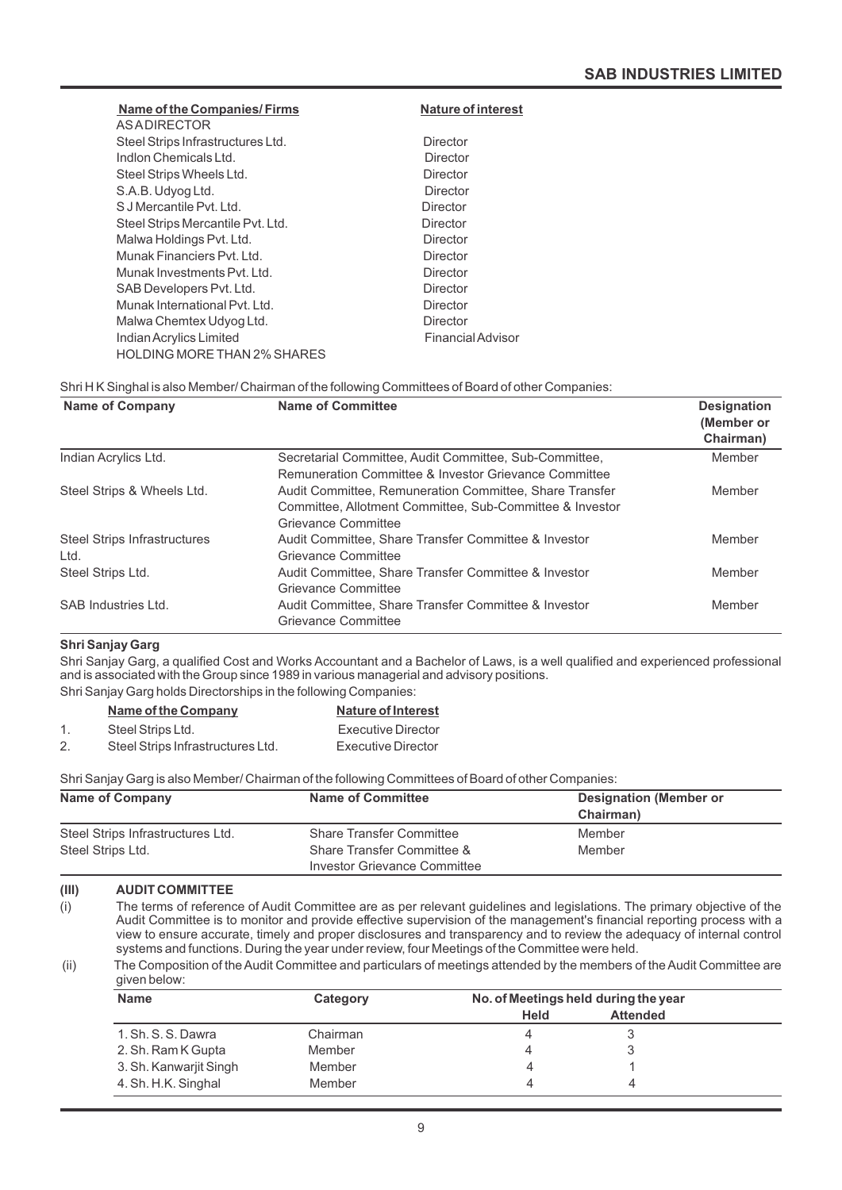| Name of the Companies/ Firms | Nature of interest |
|---|---|
| AS A DIRECTOR | |
| Steel Strips Infrastructures Ltd. | Director |
| Indlon Chemicals Ltd. | Director |
| Steel Strips Wheels Ltd. | Director |
| S.A.B. Udyog Ltd. | Director |
| S J Mercantile Pvt. Ltd. | Director |
| Steel Strips Mercantile Pvt. Ltd. | Director |
| Malwa Holdings Pvt. Ltd. | Director |
| Munak Financiers Pvt. Ltd. | Director |
| Munak Investments Pvt. Ltd. | Director |
| SAB Developers Pvt. Ltd. | Director |
| Munak International Pvt. Ltd. | Director |
| Malwa Chemtex Udyog Ltd. | Director |
| Indian Acrylics Limited | Financial Advisor |
| HOLDING MORE THAN 2% SHARES | |

Shri H K Singhal is also Member/ Chairman of the following Committees of Board of other Companies:

| Name of Company | Name of Committee | Designation (Member or Chairman) |
|---|---|---|
| Indian Acrylics Ltd. | Secretarial Committee, Audit Committee, Sub-Committee, Remuneration Committee & Investor Grievance Committee | Member |
| Steel Strips & Wheels Ltd. | Audit Committee, Remuneration Committee, Share Transfer Committee, Allotment Committee, Sub-Committee & Investor Grievance Committee | Member |
| Steel Strips Infrastructures Ltd. | Audit Committee, Share Transfer Committee & Investor Grievance Committee | Member |
| Steel Strips Ltd. | Audit Committee, Share Transfer Committee & Investor Grievance Committee | Member |
| SAB Industries Ltd. | Audit Committee, Share Transfer Committee & Investor Grievance Committee | Member |

**Shri Sanjay Garg**

Shri Sanjay Garg, a qualified Cost and Works Accountant and a Bachelor of Laws, is a well qualified and experienced professional and is associated with the Group since 1989 in various managerial and advisory positions.

Shri Sanjay Garg holds Directorships in the following Companies:

| | Name of the Company | Nature of Interest |
|---|---|---|
| 1. | Steel Strips Ltd. | Executive Director |
| 2. | Steel Strips Infrastructures Ltd. | Executive Director |

Shri Sanjay Garg is also Member/ Chairman of the following Committees of Board of other Companies:

| Name of Company | Name of Committee | Designation (Member or Chairman) |
|---|---|---|
| Steel Strips Infrastructures Ltd. | Share Transfer Committee | Member |
| Steel Strips Ltd. | Share Transfer Committee & Investor Grievance Committee | Member |

## (III) AUDIT COMMITTEE

(i) The terms of reference of Audit Committee are as per relevant guidelines and legislations. The primary objective of the Audit Committee is to monitor and provide effective supervision of the management's financial reporting process with a view to ensure accurate, timely and proper disclosures and transparency and to review the adequacy of internal control systems and functions. During the year under review, four Meetings of the Committee were held.

(ii) The Composition of the Audit Committee and particulars of meetings attended by the members of the Audit Committee are given below:

| Name | Category | No. of Meetings held during the year | |
|---|---|---|---|
| | | Held | Attended |
| 1. Sh. S. S. Dawra | Chairman | 4 | 3 |
| 2. Sh. Ram K Gupta | Member | 4 | 3 |
| 3. Sh. Kanwarjit Singh | Member | 4 | 1 |
| 4. Sh. H.K. Singhal | Member | 4 | 4 |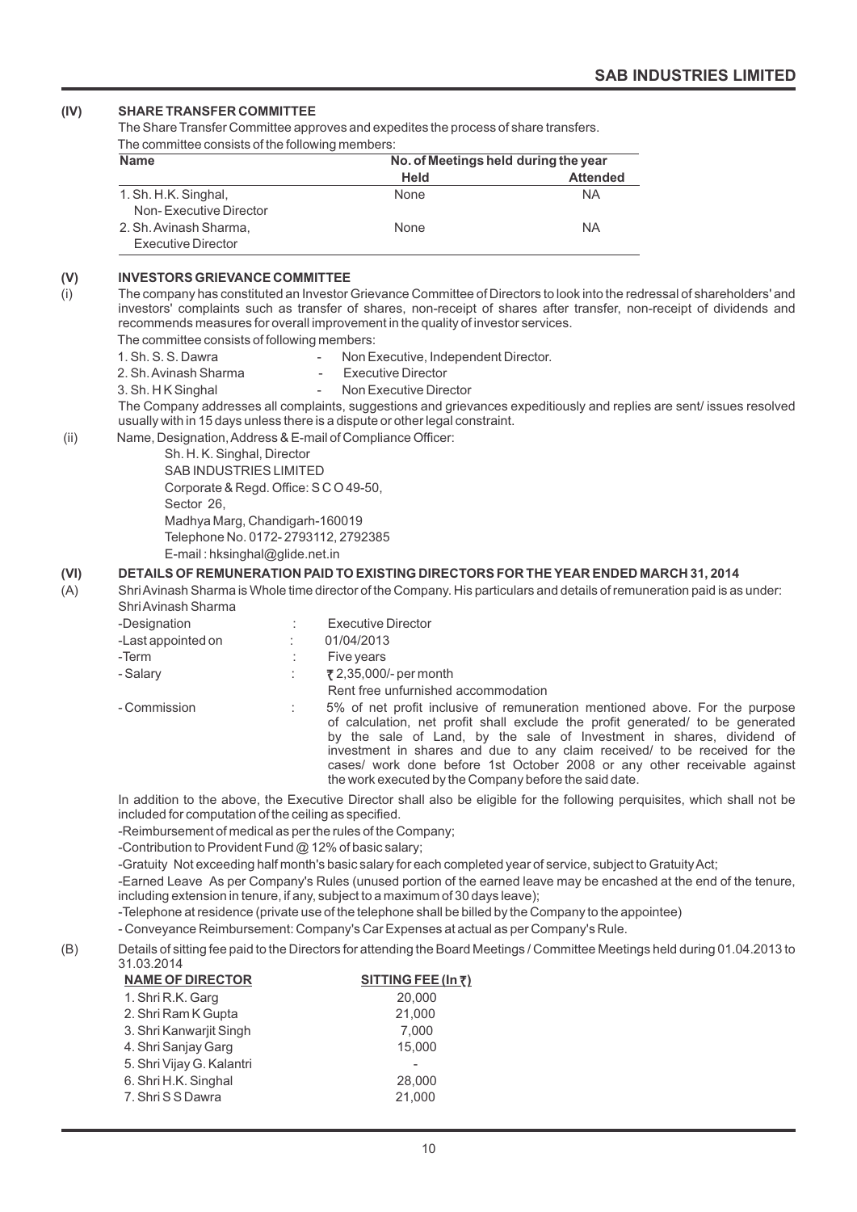## (IV) SHARE TRANSFER COMMITTEE

The Share Transfer Committee approves and expedites the process of share transfers.

The committee consists of the following members:

| Name | No. of Meetings held during the year | |
|---|---|---|
| | Held | Attended |
| 1. Sh. H.K. Singhal, Non- Executive Director | None | NA |
| 2. Sh. Avinash Sharma, Executive Director | None | NA |

## (V) INVESTORS GRIEVANCE COMMITTEE

(i) The company has constituted an Investor Grievance Committee of Directors to look into the redressal of shareholders' and investors' complaints such as transfer of shares, non-receipt of shares after transfer, non-receipt of dividends and recommends measures for overall improvement in the quality of investor services.

The committee consists of following members:

1. Sh. S. S. Dawra - Non Executive, Independent Director.
2. Sh. Avinash Sharma - Executive Director
3. Sh. H K Singhal - Non Executive Director

The Company addresses all complaints, suggestions and grievances expeditiously and replies are sent/ issues resolved usually with in 15 days unless there is a dispute or other legal constraint.

(ii) Name, Designation, Address & E-mail of Compliance Officer:

Sh. H. K. Singhal, Director
SAB INDUSTRIES LIMITED
Corporate & Regd. Office: S C O 49-50,
Sector 26,
Madhya Marg, Chandigarh-160019
Telephone No. 0172- 2793112, 2792385
E-mail : hksinghal@glide.net.in

## (VI) DETAILS OF REMUNERATION PAID TO EXISTING DIRECTORS FOR THE YEAR ENDED MARCH 31, 2014

(A) Shri Avinash Sharma is Whole time director of the Company. His particulars and details of remuneration paid is as under:

Shri Avinash Sharma

- -Designation : Executive Director
- -Last appointed on : 01/04/2013
- -Term : Five years
- - Salary : ₹ 2,35,000/- per month
  Rent free unfurnished accommodation
- - Commission : 5% of net profit inclusive of remuneration mentioned above. For the purpose of calculation, net profit shall exclude the profit generated/ to be generated by the sale of Land, by the sale of Investment in shares, dividend of investment in shares and due to any claim received/ to be received for the cases/ work done before 1st October 2008 or any other receivable against the work executed by the Company before the said date.

In addition to the above, the Executive Director shall also be eligible for the following perquisites, which shall not be included for computation of the ceiling as specified.

-Reimbursement of medical as per the rules of the Company;

-Contribution to Provident Fund @ 12% of basic salary;

-Gratuity Not exceeding half month's basic salary for each completed year of service, subject to Gratuity Act;

-Earned Leave As per Company's Rules (unused portion of the earned leave may be encashed at the end of the tenure, including extension in tenure, if any, subject to a maximum of 30 days leave);

-Telephone at residence (private use of the telephone shall be billed by the Company to the appointee)

- Conveyance Reimbursement: Company's Car Expenses at actual as per Company's Rule.

(B) Details of sitting fee paid to the Directors for attending the Board Meetings / Committee Meetings held during 01.04.2013 to 31.03.2014

| NAME OF DIRECTOR | SITTING FEE (In ₹) |
|---|---|
| 1. Shri R.K. Garg | 20,000 |
| 2. Shri Ram K Gupta | 21,000 |
| 3. Shri Kanwarjit Singh | 7,000 |
| 4. Shri Sanjay Garg | 15,000 |
| 5. Shri Vijay G. Kalantri | - |
| 6. Shri H.K. Singhal | 28,000 |
| 7. Shri S S Dawra | 21,000 |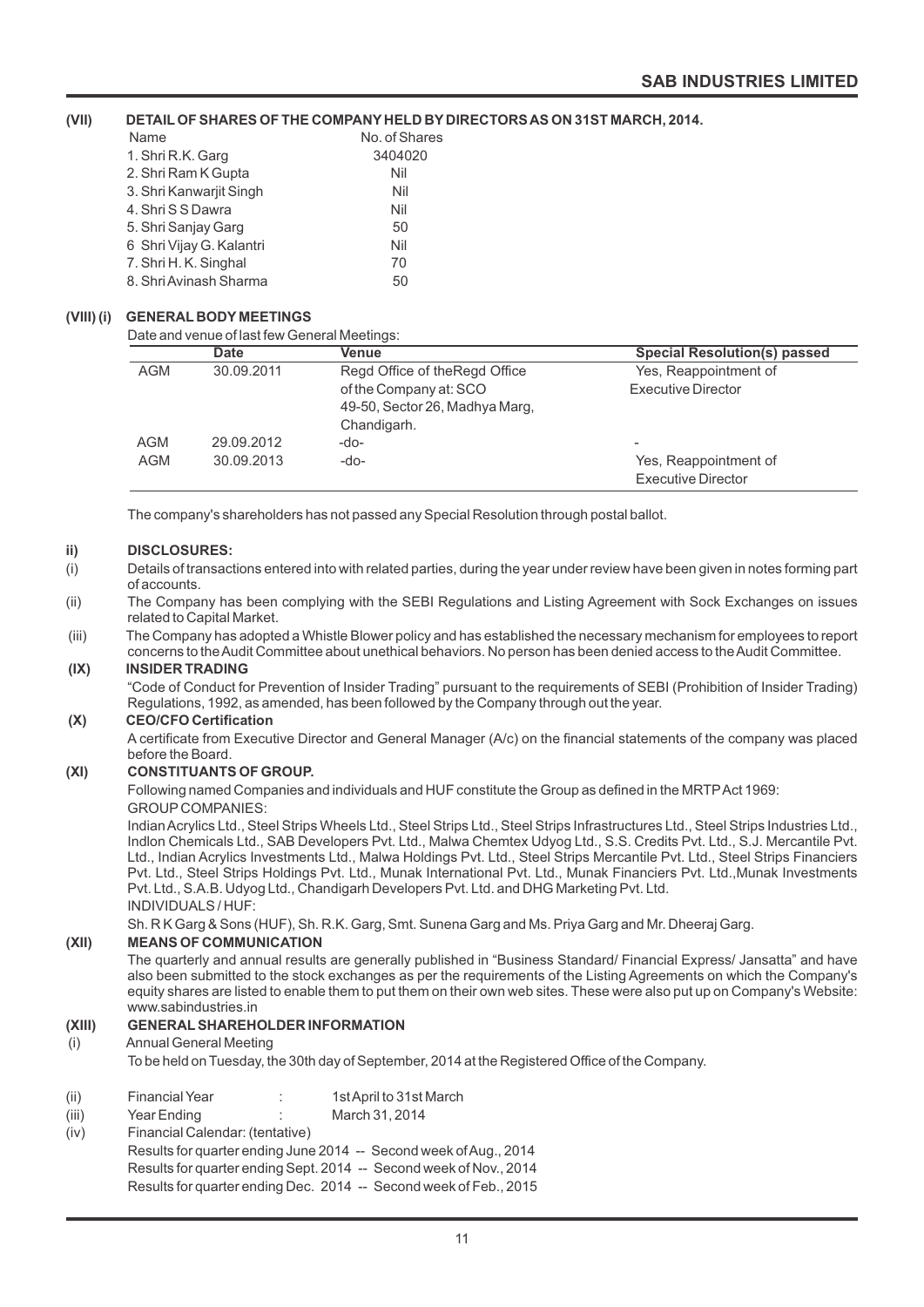## (VII) DETAIL OF SHARES OF THE COMPANY HELD BY DIRECTORS AS ON 31ST MARCH, 2014.

| Name | No. of Shares |
|---|---|
| 1. Shri R.K. Garg | 3404020 |
| 2. Shri Ram K Gupta | Nil |
| 3. Shri Kanwarjit Singh | Nil |
| 4. Shri S S Dawra | Nil |
| 5. Shri Sanjay Garg | 50 |
| 6 Shri Vijay G. Kalantri | Nil |
| 7. Shri H. K. Singhal | 70 |
| 8. Shri Avinash Sharma | 50 |

## (VIII) (i) GENERAL BODY MEETINGS

Date and venue of last few General Meetings:

| | Date | Venue | Special Resolution(s) passed |
|---|---|---|---|
| AGM | 30.09.2011 | Regd Office of theRegd Office of the Company at: SCO 49-50, Sector 26, Madhya Marg, Chandigarh. | Yes, Reappointment of Executive Director |
| AGM | 29.09.2012 | -do- | - |
| AGM | 30.09.2013 | -do- | Yes, Reappointment of Executive Director |

The company's shareholders has not passed any Special Resolution through postal ballot.

## ii) DISCLOSURES:

(i) Details of transactions entered into with related parties, during the year under review have been given in notes forming part of accounts.

(ii) The Company has been complying with the SEBI Regulations and Listing Agreement with Sock Exchanges on issues related to Capital Market.

(iii) The Company has adopted a Whistle Blower policy and has established the necessary mechanism for employees to report concerns to the Audit Committee about unethical behaviors. No person has been denied access to the Audit Committee.

## (IX) INSIDER TRADING

"Code of Conduct for Prevention of Insider Trading" pursuant to the requirements of SEBI (Prohibition of Insider Trading) Regulations, 1992, as amended, has been followed by the Company through out the year.

## (X) CEO/CFO Certification

A certificate from Executive Director and General Manager (A/c) on the financial statements of the company was placed before the Board.

## (XI) CONSTITUANTS OF GROUP.

Following named Companies and individuals and HUF constitute the Group as defined in the MRTP Act 1969:

GROUP COMPANIES:

Indian Acrylics Ltd., Steel Strips Wheels Ltd., Steel Strips Ltd., Steel Strips Infrastructures Ltd., Steel Strips Industries Ltd., Indlon Chemicals Ltd., SAB Developers Pvt. Ltd., Malwa Chemtex Udyog Ltd., S.S. Credits Pvt. Ltd., S.J. Mercantile Pvt. Ltd., Indian Acrylics Investments Ltd., Malwa Holdings Pvt. Ltd., Steel Strips Mercantile Pvt. Ltd., Steel Strips Financiers Pvt. Ltd., Steel Strips Holdings Pvt. Ltd., Munak International Pvt. Ltd., Munak Financiers Pvt. Ltd.,Munak Investments Pvt. Ltd., S.A.B. Udyog Ltd., Chandigarh Developers Pvt. Ltd. and DHG Marketing Pvt. Ltd.

INDIVIDUALS / HUF:

Sh. R K Garg & Sons (HUF), Sh. R.K. Garg, Smt. Sunena Garg and Ms. Priya Garg and Mr. Dheeraj Garg.

## (XII) MEANS OF COMMUNICATION

The quarterly and annual results are generally published in "Business Standard/ Financial Express/ Jansatta" and have also been submitted to the stock exchanges as per the requirements of the Listing Agreements on which the Company's equity shares are listed to enable them to put them on their own web sites. These were also put up on Company's Website: www.sabindustries.in

## (XIII) GENERAL SHAREHOLDER INFORMATION

(i) Annual General Meeting

To be held on Tuesday, the 30th day of September, 2014 at the Registered Office of the Company.

(ii) Financial Year : 1st April to 31st March

(iii) Year Ending : March 31, 2014

(iv) Financial Calendar: (tentative)

Results for quarter ending June 2014 -- Second week of Aug., 2014

Results for quarter ending Sept. 2014 -- Second week of Nov., 2014

Results for quarter ending Dec. 2014 -- Second week of Feb., 2015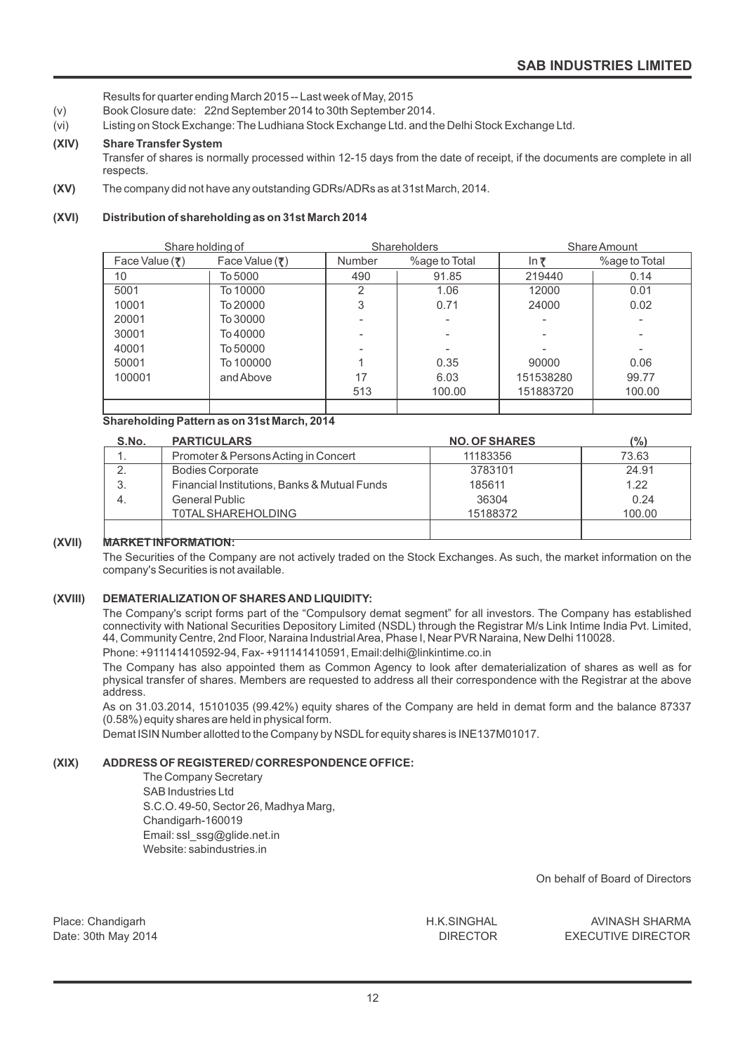Results for quarter ending March 2015 -- Last week of May, 2015

(v) Book Closure date: 22nd September 2014 to 30th September 2014.

(vi) Listing on Stock Exchange: The Ludhiana Stock Exchange Ltd. and the Delhi Stock Exchange Ltd.

**(XIV) Share Transfer System**

Transfer of shares is normally processed within 12-15 days from the date of receipt, if the documents are complete in all respects.

**(XV)** The company did not have any outstanding GDRs/ADRs as at 31st March, 2014.

**(XVI) Distribution of shareholding as on 31st March 2014**

| Share holding of | | Shareholders | | Share Amount | |
|---|---|---|---|---|---|
| Face Value (₹) | Face Value (₹) | Number | %age to Total | In ₹ | %age to Total |
| 10 | To 5000 | 490 | 91.85 | 219440 | 0.14 |
| 5001 | To 10000 | 2 | 1.06 | 12000 | 0.01 |
| 10001 | To 20000 | 3 | 0.71 | 24000 | 0.02 |
| 20001 | To 30000 | - | - | - | - |
| 30001 | To 40000 | - | - | - | - |
| 40001 | To 50000 | - | - | - | - |
| 50001 | To 100000 | 1 | 0.35 | 90000 | 0.06 |
| 100001 | and Above | 17 | 6.03 | 151538280 | 99.77 |
| | | 513 | 100.00 | 151883720 | 100.00 |

**Shareholding Pattern as on 31st March, 2014**

| S.No. | PARTICULARS | NO. OF SHARES | (%) |
|---|---|---|---|
| 1. | Promoter & Persons Acting in Concert | 11183356 | 73.63 |
| 2. | Bodies Corporate | 3783101 | 24.91 |
| 3. | Financial Institutions, Banks & Mutual Funds | 185611 | 1.22 |
| 4. | General Public | 36304 | 0.24 |
| | T0TAL SHAREHOLDING | 15188372 | 100.00 |

**(XVII) MARKET INFORMATION:**

The Securities of the Company are not actively traded on the Stock Exchanges. As such, the market information on the company's Securities is not available.

**(XVIII) DEMATERIALIZATION OF SHARES AND LIQUIDITY:**

The Company's script forms part of the "Compulsory demat segment" for all investors. The Company has established connectivity with National Securities Depository Limited (NSDL) through the Registrar M/s Link Intime India Pvt. Limited, 44, Community Centre, 2nd Floor, Naraina Industrial Area, Phase I, Near PVR Naraina, New Delhi 110028.

Phone: +911141410592-94, Fax- +911141410591, Email:delhi@linkintime.co.in

The Company has also appointed them as Common Agency to look after dematerialization of shares as well as for physical transfer of shares. Members are requested to address all their correspondence with the Registrar at the above address.

As on 31.03.2014, 15101035 (99.42%) equity shares of the Company are held in demat form and the balance 87337 (0.58%) equity shares are held in physical form.

Demat ISIN Number allotted to the Company by NSDL for equity shares is INE137M01017.

**(XIX) ADDRESS OF REGISTERED/ CORRESPONDENCE OFFICE:**

The Company Secretary
SAB Industries Ltd
S.C.O. 49-50, Sector 26, Madhya Marg,
Chandigarh-160019
Email: ssl_ssg@glide.net.in
Website: sabindustries.in

On behalf of Board of Directors

Place: Chandigarh
Date: 30th May 2014

H.K.SINGHAL
DIRECTOR

AVINASH SHARMA
EXECUTIVE DIRECTOR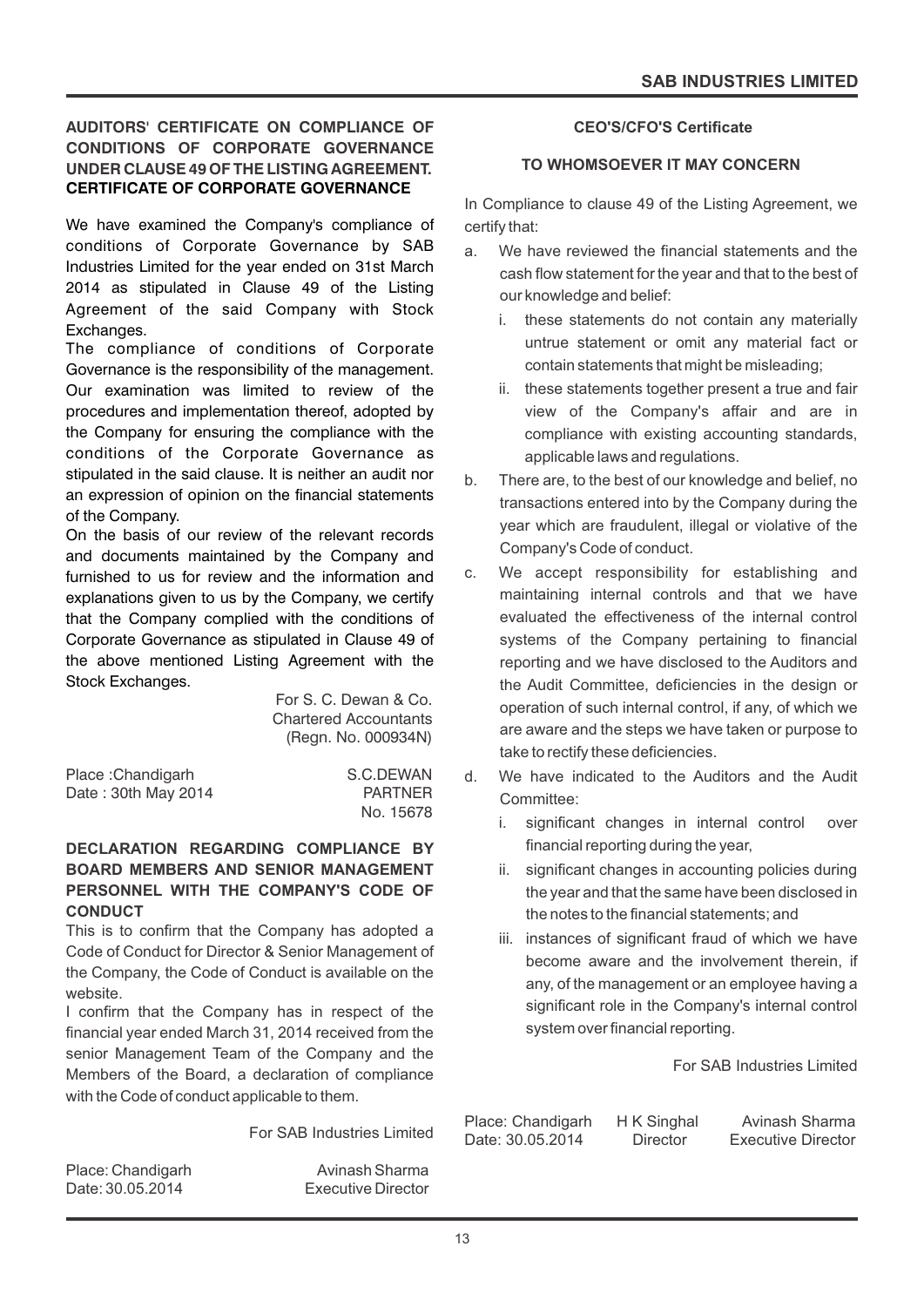## AUDITORS' CERTIFICATE ON COMPLIANCE OF CONDITIONS OF CORPORATE GOVERNANCE UNDER CLAUSE 49 OF THE LISTING AGREEMENT. CERTIFICATE OF CORPORATE GOVERNANCE

We have examined the Company's compliance of conditions of Corporate Governance by SAB Industries Limited for the year ended on 31st March 2014 as stipulated in Clause 49 of the Listing Agreement of the said Company with Stock Exchanges.

The compliance of conditions of Corporate Governance is the responsibility of the management. Our examination was limited to review of the procedures and implementation thereof, adopted by the Company for ensuring the compliance with the conditions of the Corporate Governance as stipulated in the said clause. It is neither an audit nor an expression of opinion on the financial statements of the Company.

On the basis of our review of the relevant records and documents maintained by the Company and furnished to us for review and the information and explanations given to us by the Company, we certify that the Company complied with the conditions of Corporate Governance as stipulated in Clause 49 of the above mentioned Listing Agreement with the Stock Exchanges.

For S. C. Dewan & Co.
Chartered Accountants
(Regn. No. 000934N)

Place :Chandigarh
Date : 30th May 2014

S.C.DEWAN
PARTNER
No. 15678

## DECLARATION REGARDING COMPLIANCE BY BOARD MEMBERS AND SENIOR MANAGEMENT PERSONNEL WITH THE COMPANY'S CODE OF CONDUCT

This is to confirm that the Company has adopted a Code of Conduct for Director & Senior Management of the Company, the Code of Conduct is available on the website.

I confirm that the Company has in respect of the financial year ended March 31, 2014 received from the senior Management Team of the Company and the Members of the Board, a declaration of compliance with the Code of conduct applicable to them.

For SAB Industries Limited

Place: Chandigarh
Date: 30.05.2014

Avinash Sharma
Executive Director

## CEO'S/CFO'S Certificate

### TO WHOMSOEVER IT MAY CONCERN

In Compliance to clause 49 of the Listing Agreement, we certify that:

a. We have reviewed the financial statements and the cash flow statement for the year and that to the best of our knowledge and belief:
   i. these statements do not contain any materially untrue statement or omit any material fact or contain statements that might be misleading;
   ii. these statements together present a true and fair view of the Company's affair and are in compliance with existing accounting standards, applicable laws and regulations.

b. There are, to the best of our knowledge and belief, no transactions entered into by the Company during the year which are fraudulent, illegal or violative of the Company's Code of conduct.

c. We accept responsibility for establishing and maintaining internal controls and that we have evaluated the effectiveness of the internal control systems of the Company pertaining to financial reporting and we have disclosed to the Auditors and the Audit Committee, deficiencies in the design or operation of such internal control, if any, of which we are aware and the steps we have taken or purpose to take to rectify these deficiencies.

d. We have indicated to the Auditors and the Audit Committee:
   i. significant changes in internal control over financial reporting during the year,
   ii. significant changes in accounting policies during the year and that the same have been disclosed in the notes to the financial statements; and
   iii. instances of significant fraud of which we have become aware and the involvement therein, if any, of the management or an employee having a significant role in the Company's internal control system over financial reporting.

For SAB Industries Limited

Place: Chandigarh
Date: 30.05.2014

H K Singhal
Director

Avinash Sharma
Executive Director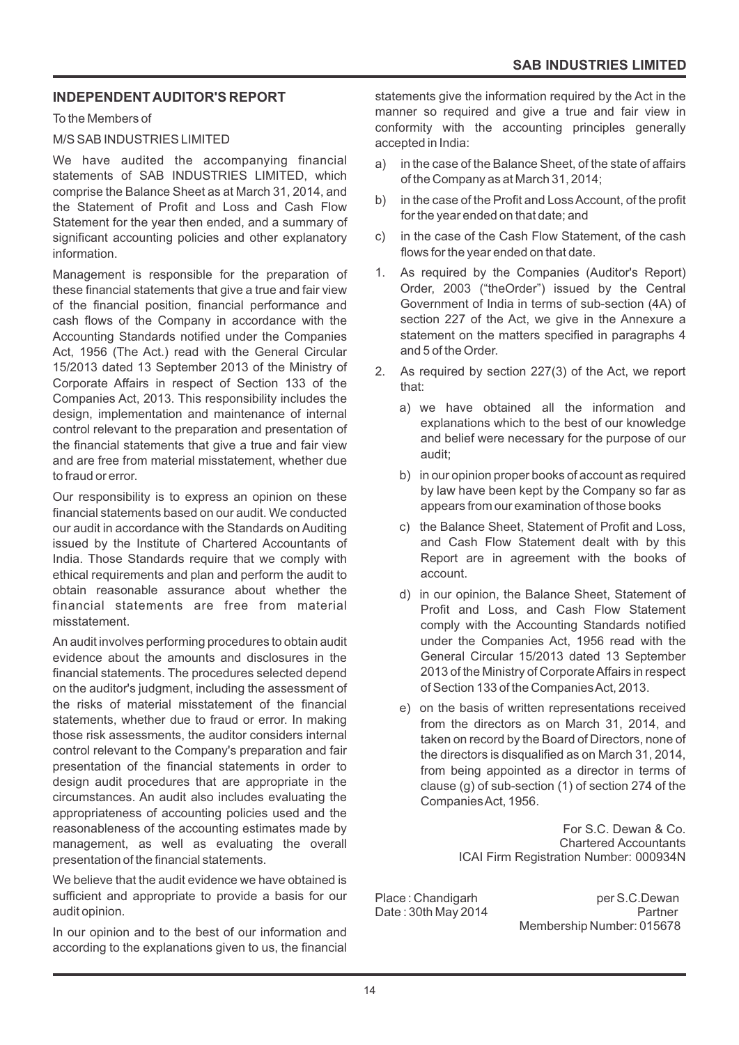## INDEPENDENT AUDITOR'S REPORT

To the Members of

M/S SAB INDUSTRIES LIMITED

We have audited the accompanying financial statements of SAB INDUSTRIES LIMITED, which comprise the Balance Sheet as at March 31, 2014, and the Statement of Profit and Loss and Cash Flow Statement for the year then ended, and a summary of significant accounting policies and other explanatory information.

Management is responsible for the preparation of these financial statements that give a true and fair view of the financial position, financial performance and cash flows of the Company in accordance with the Accounting Standards notified under the Companies Act, 1956 (The Act.) read with the General Circular 15/2013 dated 13 September 2013 of the Ministry of Corporate Affairs in respect of Section 133 of the Companies Act, 2013. This responsibility includes the design, implementation and maintenance of internal control relevant to the preparation and presentation of the financial statements that give a true and fair view and are free from material misstatement, whether due to fraud or error.

Our responsibility is to express an opinion on these financial statements based on our audit. We conducted our audit in accordance with the Standards on Auditing issued by the Institute of Chartered Accountants of India. Those Standards require that we comply with ethical requirements and plan and perform the audit to obtain reasonable assurance about whether the financial statements are free from material misstatement.

An audit involves performing procedures to obtain audit evidence about the amounts and disclosures in the financial statements. The procedures selected depend on the auditor's judgment, including the assessment of the risks of material misstatement of the financial statements, whether due to fraud or error. In making those risk assessments, the auditor considers internal control relevant to the Company's preparation and fair presentation of the financial statements in order to design audit procedures that are appropriate in the circumstances. An audit also includes evaluating the appropriateness of accounting policies used and the reasonableness of the accounting estimates made by management, as well as evaluating the overall presentation of the financial statements.

We believe that the audit evidence we have obtained is sufficient and appropriate to provide a basis for our audit opinion.

In our opinion and to the best of our information and according to the explanations given to us, the financial statements give the information required by the Act in the manner so required and give a true and fair view in conformity with the accounting principles generally accepted in India:

a) in the case of the Balance Sheet, of the state of affairs of the Company as at March 31, 2014;

b) in the case of the Profit and Loss Account, of the profit for the year ended on that date; and

c) in the case of the Cash Flow Statement, of the cash flows for the year ended on that date.

1. As required by the Companies (Auditor's Report) Order, 2003 ("theOrder") issued by the Central Government of India in terms of sub-section (4A) of section 227 of the Act, we give in the Annexure a statement on the matters specified in paragraphs 4 and 5 of the Order.

2. As required by section 227(3) of the Act, we report that:

   a) we have obtained all the information and explanations which to the best of our knowledge and belief were necessary for the purpose of our audit;

   b) in our opinion proper books of account as required by law have been kept by the Company so far as appears from our examination of those books

   c) the Balance Sheet, Statement of Profit and Loss, and Cash Flow Statement dealt with by this Report are in agreement with the books of account.

   d) in our opinion, the Balance Sheet, Statement of Profit and Loss, and Cash Flow Statement comply with the Accounting Standards notified under the Companies Act, 1956 read with the General Circular 15/2013 dated 13 September 2013 of the Ministry of Corporate Affairs in respect of Section 133 of the Companies Act, 2013.

   e) on the basis of written representations received from the directors as on March 31, 2014, and taken on record by the Board of Directors, none of the directors is disqualified as on March 31, 2014, from being appointed as a director in terms of clause (g) of sub-section (1) of section 274 of the Companies Act, 1956.

For S.C. Dewan & Co.
Chartered Accountants
ICAI Firm Registration Number: 000934N

Place : Chandigarh
Date : 30th May 2014

per S.C.Dewan
Partner
Membership Number: 015678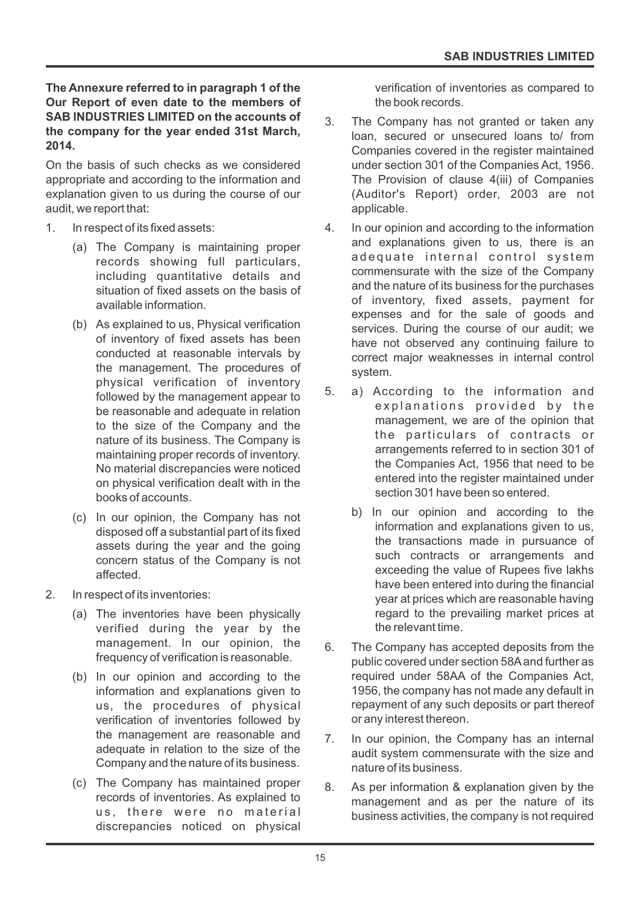**The Annexure referred to in paragraph 1 of the Our Report of even date to the members of SAB INDUSTRIES LIMITED on the accounts of the company for the year ended 31st March, 2014.**

On the basis of such checks as we considered appropriate and according to the information and explanation given to us during the course of our audit, we report that:

1. In respect of its fixed assets:
   - (a) The Company is maintaining proper records showing full particulars, including quantitative details and situation of fixed assets on the basis of available information.
   - (b) As explained to us, Physical verification of inventory of fixed assets has been conducted at reasonable intervals by the management. The procedures of physical verification of inventory followed by the management appear to be reasonable and adequate in relation to the size of the Company and the nature of its business. The Company is maintaining proper records of inventory. No material discrepancies were noticed on physical verification dealt with in the books of accounts.
   - (c) In our opinion, the Company has not disposed off a substantial part of its fixed assets during the year and the going concern status of the Company is not affected.
2. In respect of its inventories:
   - (a) The inventories have been physically verified during the year by the management. In our opinion, the frequency of verification is reasonable.
   - (b) In our opinion and according to the information and explanations given to us, the procedures of physical verification of inventories followed by the management are reasonable and adequate in relation to the size of the Company and the nature of its business.
   - (c) The Company has maintained proper records of inventories. As explained to us, there were no material discrepancies noticed on physical verification of inventories as compared to the book records.
3. The Company has not granted or taken any loan, secured or unsecured loans to/ from Companies covered in the register maintained under section 301 of the Companies Act, 1956. The Provision of clause 4(iii) of Companies (Auditor's Report) order, 2003 are not applicable.
4. In our opinion and according to the information and explanations given to us, there is an adequate internal control system commensurate with the size of the Company and the nature of its business for the purchases of inventory, fixed assets, payment for expenses and for the sale of goods and services. During the course of our audit; we have not observed any continuing failure to correct major weaknesses in internal control system.
5. a) According to the information and explanations provided by the management, we are of the opinion that the particulars of contracts or arrangements referred to in section 301 of the Companies Act, 1956 that need to be entered into the register maintained under section 301 have been so entered.

   b) In our opinion and according to the information and explanations given to us, the transactions made in pursuance of such contracts or arrangements and exceeding the value of Rupees five lakhs have been entered into during the financial year at prices which are reasonable having regard to the prevailing market prices at the relevant time.
6. The Company has accepted deposits from the public covered under section 58A and further as required under 58AA of the Companies Act, 1956, the company has not made any default in repayment of any such deposits or part thereof or any interest thereon.
7. In our opinion, the Company has an internal audit system commensurate with the size and nature of its business.
8. As per information & explanation given by the management and as per the nature of its business activities, the company is not required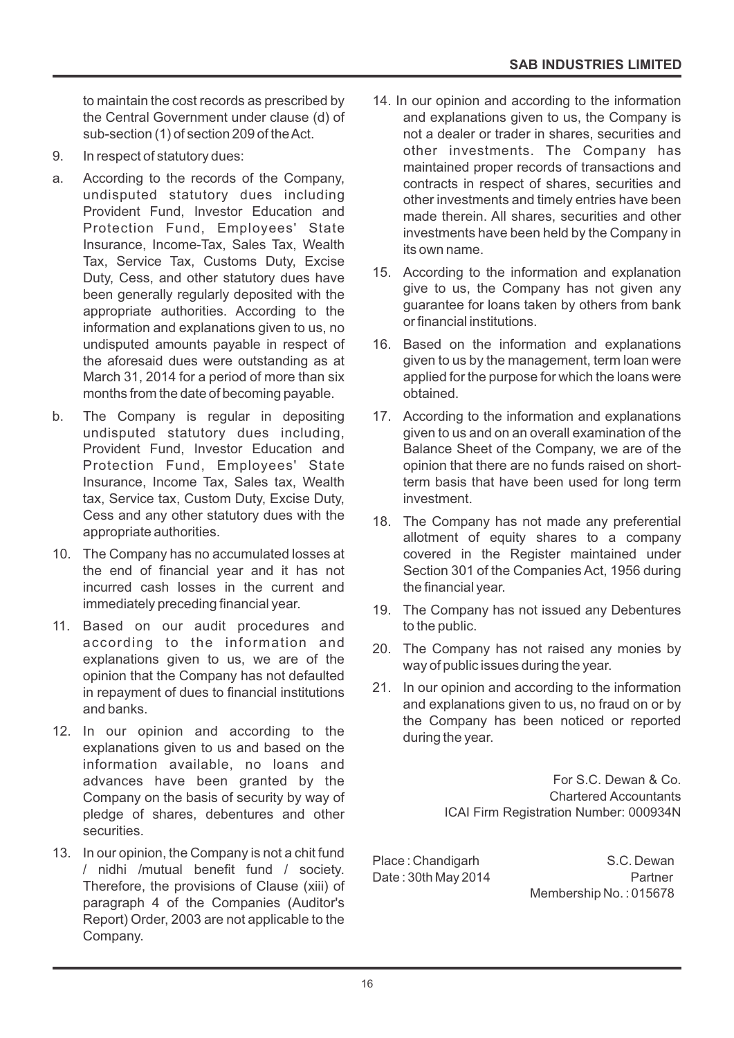to maintain the cost records as prescribed by the Central Government under clause (d) of sub-section (1) of section 209 of the Act.

9. In respect of statutory dues:

a. According to the records of the Company, undisputed statutory dues including Provident Fund, Investor Education and Protection Fund, Employees' State Insurance, Income-Tax, Sales Tax, Wealth Tax, Service Tax, Customs Duty, Excise Duty, Cess, and other statutory dues have been generally regularly deposited with the appropriate authorities. According to the information and explanations given to us, no undisputed amounts payable in respect of the aforesaid dues were outstanding as at March 31, 2014 for a period of more than six months from the date of becoming payable.

b. The Company is regular in depositing undisputed statutory dues including, Provident Fund, Investor Education and Protection Fund, Employees' State Insurance, Income Tax, Sales tax, Wealth tax, Service tax, Custom Duty, Excise Duty, Cess and any other statutory dues with the appropriate authorities.

10. The Company has no accumulated losses at the end of financial year and it has not incurred cash losses in the current and immediately preceding financial year.

11. Based on our audit procedures and according to the information and explanations given to us, we are of the opinion that the Company has not defaulted in repayment of dues to financial institutions and banks.

12. In our opinion and according to the explanations given to us and based on the information available, no loans and advances have been granted by the Company on the basis of security by way of pledge of shares, debentures and other securities.

13. In our opinion, the Company is not a chit fund / nidhi /mutual benefit fund / society. Therefore, the provisions of Clause (xiii) of paragraph 4 of the Companies (Auditor's Report) Order, 2003 are not applicable to the Company.

14. In our opinion and according to the information and explanations given to us, the Company is not a dealer or trader in shares, securities and other investments. The Company has maintained proper records of transactions and contracts in respect of shares, securities and other investments and timely entries have been made therein. All shares, securities and other investments have been held by the Company in its own name.

15. According to the information and explanation give to us, the Company has not given any guarantee for loans taken by others from bank or financial institutions.

16. Based on the information and explanations given to us by the management, term loan were applied for the purpose for which the loans were obtained.

17. According to the information and explanations given to us and on an overall examination of the Balance Sheet of the Company, we are of the opinion that there are no funds raised on short-term basis that have been used for long term investment.

18. The Company has not made any preferential allotment of equity shares to a company covered in the Register maintained under Section 301 of the Companies Act, 1956 during the financial year.

19. The Company has not issued any Debentures to the public.

20. The Company has not raised any monies by way of public issues during the year.

21. In our opinion and according to the information and explanations given to us, no fraud on or by the Company has been noticed or reported during the year.

For S.C. Dewan & Co.
Chartered Accountants
ICAI Firm Registration Number: 000934N

Place : Chandigarh
Date : 30th May 2014

S.C. Dewan
Partner
Membership No. : 015678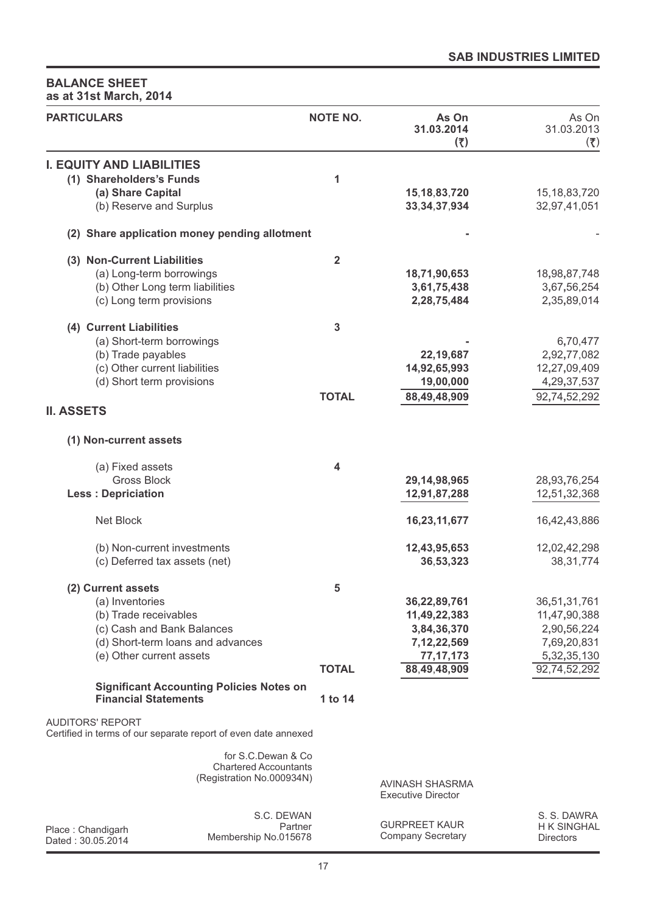## BALANCE SHEET
### as at 31st March, 2014

| PARTICULARS | NOTE NO. | As On 31.03.2014 (₹) | As On 31.03.2013 (₹) |
|---|---|---|---|
| **I. EQUITY AND LIABILITIES** | | | |
| **(1) Shareholders's Funds** | 1 | | |
| **(a) Share Capital** | | **15,18,83,720** | 15,18,83,720 |
| (b) Reserve and Surplus | | **33,34,37,934** | 32,97,41,051 |
| **(2) Share application money pending allotment** | | **-** | - |
| **(3) Non-Current Liabilities** | 2 | | |
| (a) Long-term borrowings | | **18,71,90,653** | 18,98,87,748 |
| (b) Other Long term liabilities | | **3,61,75,438** | 3,67,56,254 |
| (c) Long term provisions | | **2,28,75,484** | 2,35,89,014 |
| **(4) Current Liabilities** | 3 | | |
| (a) Short-term borrowings | | **-** | 6,70,477 |
| (b) Trade payables | | **22,19,687** | 2,92,77,082 |
| (c) Other current liabilities | | **14,92,65,993** | 12,27,09,409 |
| (d) Short term provisions | | **19,00,000** | 4,29,37,537 |
| | **TOTAL** | **88,49,48,909** | 92,74,52,292 |
| **II. ASSETS** | | | |
| **(1) Non-current assets** | | | |
| (a) Fixed assets | 4 | | |
| Gross Block | | **29,14,98,965** | 28,93,76,254 |
| **Less : Depriciation** | | **12,91,87,288** | 12,51,32,368 |
| Net Block | | **16,23,11,677** | 16,42,43,886 |
| (b) Non-current investments | | **12,43,95,653** | 12,02,42,298 |
| (c) Deferred tax assets (net) | | **36,53,323** | 38,31,774 |
| **(2) Current assets** | 5 | | |
| (a) Inventories | | **36,22,89,761** | 36,51,31,761 |
| (b) Trade receivables | | **11,49,22,383** | 11,47,90,388 |
| (c) Cash and Bank Balances | | **3,84,36,370** | 2,90,56,224 |
| (d) Short-term loans and advances | | **7,12,22,569** | 7,69,20,831 |
| (e) Other current assets | | **77,17,173** | 5,32,35,130 |
| | **TOTAL** | **88,49,48,909** | 92,74,52,292 |
| **Significant Accounting Policies Notes on Financial Statements** | **1 to 14** | | |

AUDITORS' REPORT
Certified in terms of our separate report of even date annexed

for S.C.Dewan & Co
Chartered Accountants
(Registration No.000934N)

S.C. DEWAN
Partner
Membership No.015678

Place : Chandigarh
Dated : 30.05.2014

AVINASH SHASRMA
Executive Director

GURPREET KAUR
Company Secretary

S. S. DAWRA
H K SINGHAL
Directors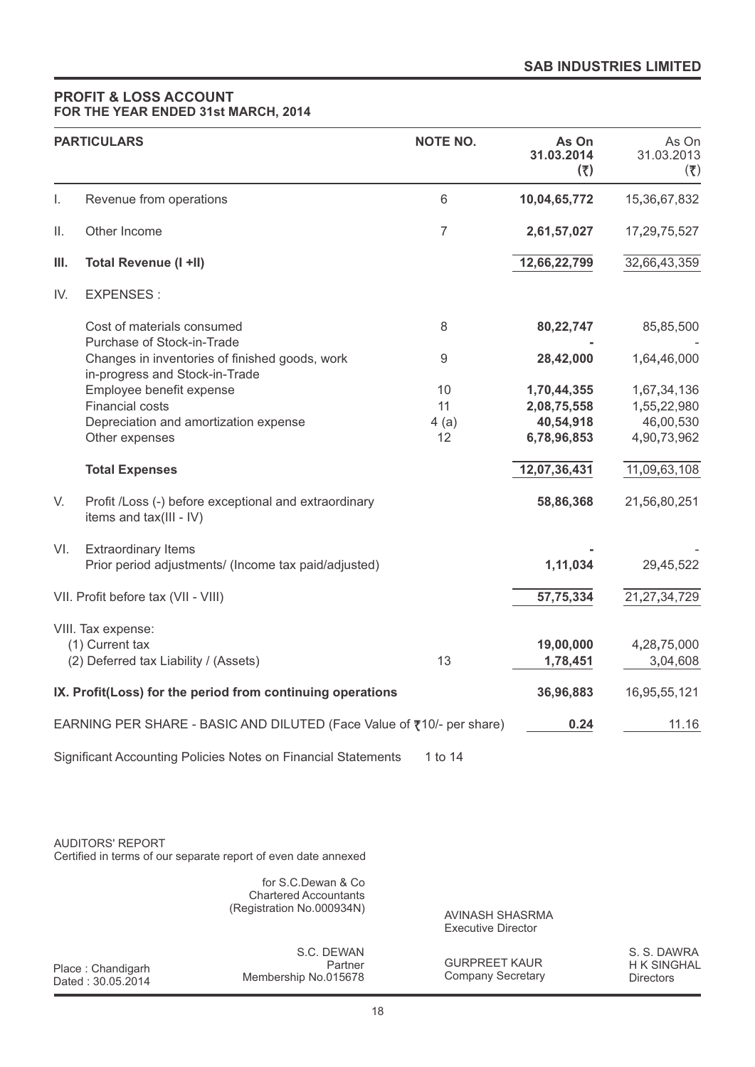**SAB INDUSTRIES LIMITED**

## PROFIT & LOSS ACCOUNT
### FOR THE YEAR ENDED 31st MARCH, 2014

| | PARTICULARS | NOTE NO. | As On 31.03.2014 (₹) | As On 31.03.2013 (₹) |
|---|---|---|---|---|
| I. | Revenue from operations | 6 | **10,04,65,772** | 15,36,67,832 |
| II. | Other Income | 7 | **2,61,57,027** | 17,29,75,527 |
| **III.** | **Total Revenue (I +II)** | | **12,66,22,799** | 32,66,43,359 |
| IV. | EXPENSES : | | | |
| | Cost of materials consumed | 8 | **80,22,747** | 85,85,500 |
| | Purchase of Stock-in-Trade | | **-** | - |
| | Changes in inventories of finished goods, work in-progress and Stock-in-Trade | 9 | **28,42,000** | 1,64,46,000 |
| | Employee benefit expense | 10 | **1,70,44,355** | 1,67,34,136 |
| | Financial costs | 11 | **2,08,75,558** | 1,55,22,980 |
| | Depreciation and amortization expense | 4 (a) | **40,54,918** | 46,00,530 |
| | Other expenses | 12 | **6,78,96,853** | 4,90,73,962 |
| | **Total Expenses** | | **12,07,36,431** | 11,09,63,108 |
| V. | Profit /Loss (-) before exceptional and extraordinary items and tax(III - IV) | | **58,86,368** | 21,56,80,251 |
| VI. | Extraordinary Items | | **-** | - |
| | Prior period adjustments/ (Income tax paid/adjusted) | | **1,11,034** | 29,45,522 |
| | VII. Profit before tax (VII - VIII) | | **57,75,334** | 21,27,34,729 |
| | VIII. Tax expense: | | | |
| | (1) Current tax | | **19,00,000** | 4,28,75,000 |
| | (2) Deferred tax Liability / (Assets) | 13 | **1,78,451** | 3,04,608 |
| | **IX. Profit(Loss) for the period from continuing operations** | | **36,96,883** | 16,95,55,121 |
| | EARNING PER SHARE - BASIC AND DILUTED (Face Value of ₹10/- per share) | | **0.24** | 11.16 |

Significant Accounting Policies Notes on Financial Statements 1 to 14

AUDITORS' REPORT
Certified in terms of our separate report of even date annexed

for S.C.Dewan & Co
Chartered Accountants
(Registration No.000934N)

AVINASH SHASRMA
Executive Director

Place : Chandigarh
Dated : 30.05.2014

S.C. DEWAN
Partner
Membership No.015678

GURPREET KAUR
Company Secretary

S. S. DAWRA
H K SINGHAL
Directors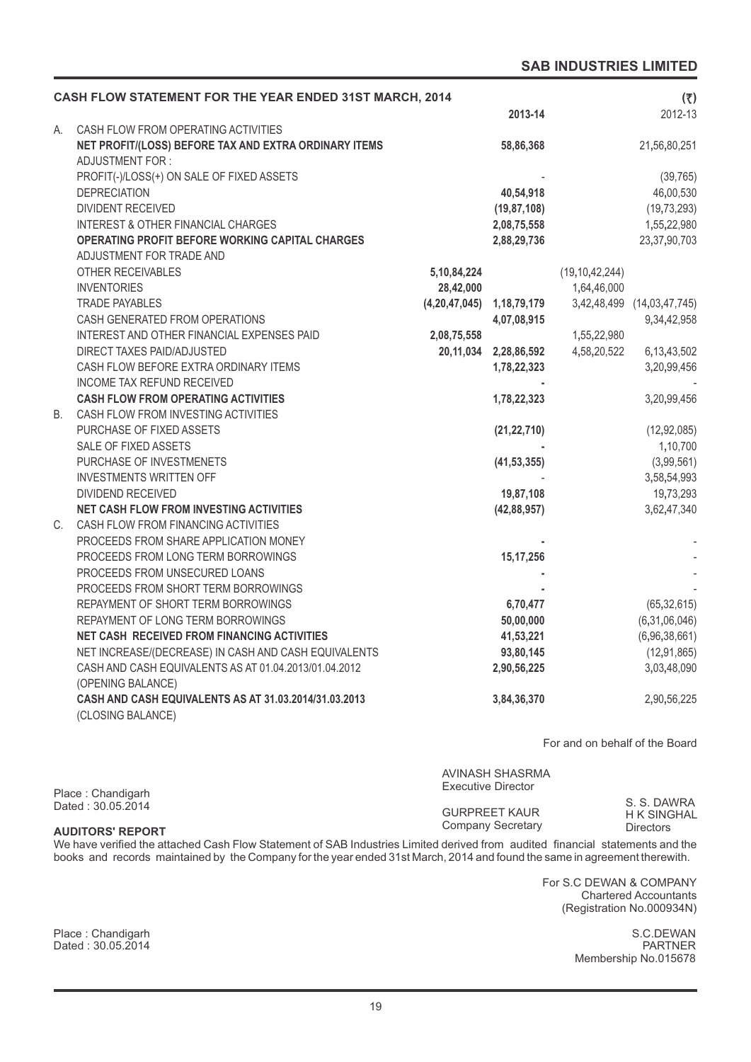## CASH FLOW STATEMENT FOR THE YEAR ENDED 31ST MARCH, 2014

| | | | 2013-14 | | 2012-13 (₹) |
|---|---|---|---|---|---|
| A. | CASH FLOW FROM OPERATING ACTIVITIES | | | | |
| | **NET PROFIT/(LOSS) BEFORE TAX AND EXTRA ORDINARY ITEMS** | | **58,86,368** | | 21,56,80,251 |
| | ADJUSTMENT FOR : | | | | |
| | PROFIT(-)/LOSS(+) ON SALE OF FIXED ASSETS | | - | | (39,765) |
| | DEPRECIATION | | **40,54,918** | | 46,00,530 |
| | DIVIDENT RECEIVED | | **(19,87,108)** | | (19,73,293) |
| | INTEREST & OTHER FINANCIAL CHARGES | | **2,08,75,558** | | 1,55,22,980 |
| | **OPERATING PROFIT BEFORE WORKING CAPITAL CHARGES** | | **2,88,29,736** | | 23,37,90,703 |
| | ADJUSTMENT FOR TRADE AND | | | | |
| | OTHER RECEIVABLES | **5,10,84,224** | | (19,10,42,244) | |
| | INVENTORIES | **28,42,000** | | 1,64,46,000 | |
| | TRADE PAYABLES | **(4,20,47,045)** | **1,18,79,179** | 3,42,48,499 | (14,03,47,745) |
| | CASH GENERATED FROM OPERATIONS | | **4,07,08,915** | | 9,34,42,958 |
| | INTEREST AND OTHER FINANCIAL EXPENSES PAID | **2,08,75,558** | | 1,55,22,980 | |
| | DIRECT TAXES PAID/ADJUSTED | **20,11,034** | **2,28,86,592** | 4,58,20,522 | 6,13,43,502 |
| | CASH FLOW BEFORE EXTRA ORDINARY ITEMS | | **1,78,22,323** | | 3,20,99,456 |
| | INCOME TAX REFUND RECEIVED | | **-** | | - |
| | **CASH FLOW FROM OPERATING ACTIVITIES** | | **1,78,22,323** | | 3,20,99,456 |
| B. | CASH FLOW FROM INVESTING ACTIVITIES | | | | |
| | PURCHASE OF FIXED ASSETS | | **(21,22,710)** | | (12,92,085) |
| | SALE OF FIXED ASSETS | | **-** | | 1,10,700 |
| | PURCHASE OF INVESTMENETS | | **(41,53,355)** | | (3,99,561) |
| | INVESTMENTS WRITTEN OFF | | - | | 3,58,54,993 |
| | DIVIDEND RECEIVED | | **19,87,108** | | 19,73,293 |
| | **NET CASH FLOW FROM INVESTING ACTIVITIES** | | **(42,88,957)** | | 3,62,47,340 |
| C. | CASH FLOW FROM FINANCING ACTIVITIES | | | | |
| | PROCEEDS FROM SHARE APPLICATION MONEY | | **-** | | - |
| | PROCEEDS FROM LONG TERM BORROWINGS | | **15,17,256** | | - |
| | PROCEEDS FROM UNSECURED LOANS | | **-** | | - |
| | PROCEEDS FROM SHORT TERM BORROWINGS | | **-** | | - |
| | REPAYMENT OF SHORT TERM BORROWINGS | | **6,70,477** | | (65,32,615) |
| | REPAYMENT OF LONG TERM BORROWINGS | | **50,00,000** | | (6,31,06,046) |
| | **NET CASH RECEIVED FROM FINANCING ACTIVITIES** | | **41,53,221** | | (6,96,38,661) |
| | NET INCREASE/(DECREASE) IN CASH AND CASH EQUIVALENTS | | **93,80,145** | | (12,91,865) |
| | CASH AND CASH EQUIVALENTS AS AT 01.04.2013/01.04.2012 (OPENING BALANCE) | | **2,90,56,225** | | 3,03,48,090 |
| | **CASH AND CASH EQUIVALENTS AS AT 31.03.2014/31.03.2013** (CLOSING BALANCE) | | **3,84,36,370** | | 2,90,56,225 |

For and on behalf of the Board

Place : Chandigarh
Dated : 30.05.2014

AVINASH SHASRMA
Executive Director

GURPREET KAUR
Company Secretary

S. S. DAWRA
H K SINGHAL
Directors

**AUDITORS' REPORT**

We have verified the attached Cash Flow Statement of SAB Industries Limited derived from audited financial statements and the books and records maintained by the Company for the year ended 31st March, 2014 and found the same in agreement therewith.

For S.C DEWAN & COMPANY
Chartered Accountants
(Registration No.000934N)

Place : Chandigarh
Dated : 30.05.2014

S.C.DEWAN
PARTNER
Membership No.015678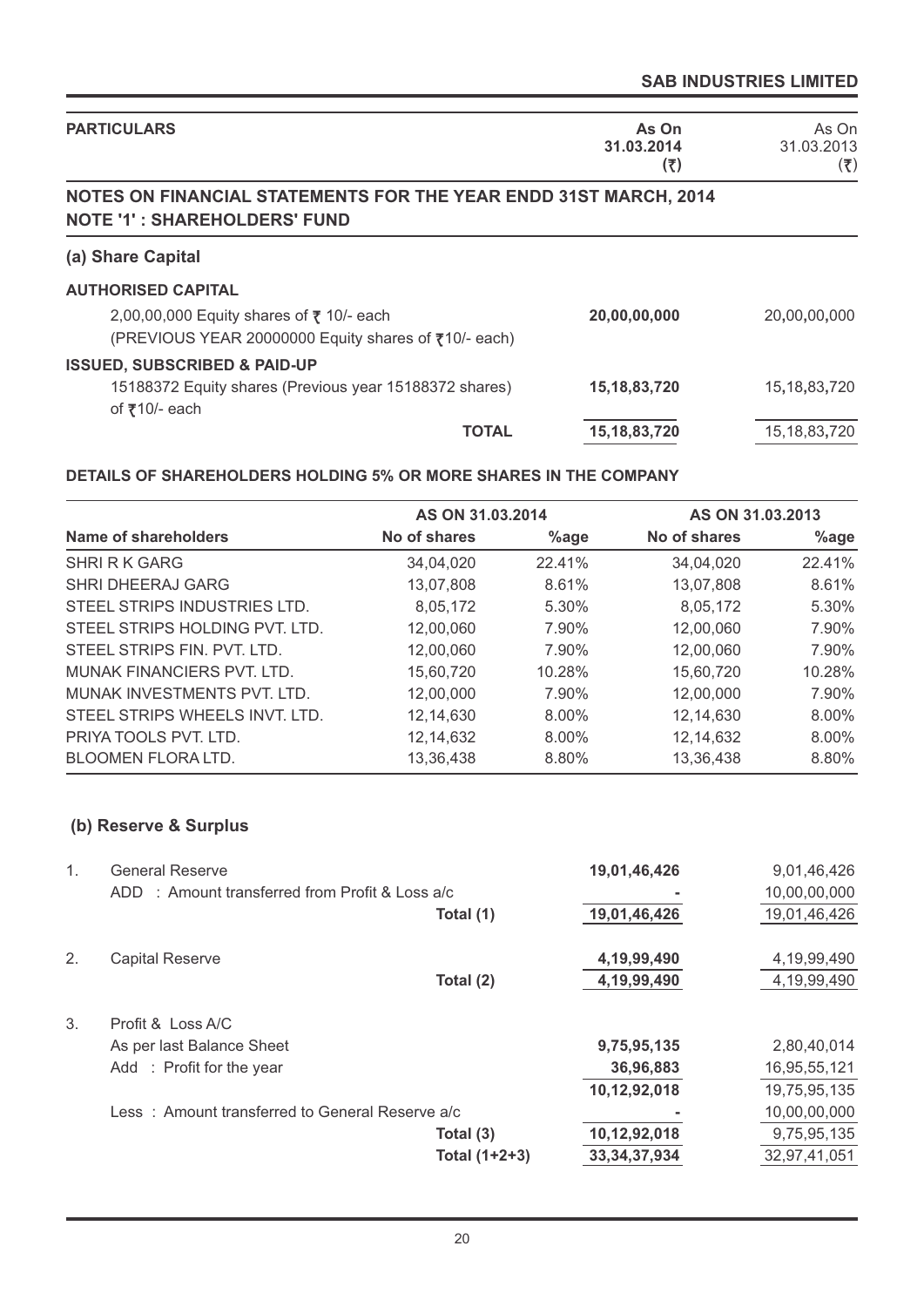| PARTICULARS | As On 31.03.2014 (₹) | As On 31.03.2013 (₹) |
|---|---|---|

## NOTES ON FINANCIAL STATEMENTS FOR THE YEAR ENDD 31ST MARCH, 2014

## NOTE '1' : SHAREHOLDERS' FUND

### (a) Share Capital

| Particulars | As On 31.03.2014 (₹) | As On 31.03.2013 (₹) |
|---|---|---|
| **AUTHORISED CAPITAL** | | |
| 2,00,00,000 Equity shares of ₹ 10/- each (PREVIOUS YEAR 20000000 Equity shares of ₹10/- each) | **20,00,00,000** | 20,00,00,000 |
| **ISSUED, SUBSCRIBED & PAID-UP** | | |
| 15188372 Equity shares (Previous year 15188372 shares) of ₹10/- each | **15,18,83,720** | 15,18,83,720 |
| **TOTAL** | **15,18,83,720** | 15,18,83,720 |

**DETAILS OF SHAREHOLDERS HOLDING 5% OR MORE SHARES IN THE COMPANY**

| | AS ON 31.03.2014 | | AS ON 31.03.2013 | |
|---|---|---|---|---|
| **Name of shareholders** | **No of shares** | **%age** | **No of shares** | **%age** |
| SHRI R K GARG | 34,04,020 | 22.41% | 34,04,020 | 22.41% |
| SHRI DHEERAJ GARG | 13,07,808 | 8.61% | 13,07,808 | 8.61% |
| STEEL STRIPS INDUSTRIES LTD. | 8,05,172 | 5.30% | 8,05,172 | 5.30% |
| STEEL STRIPS HOLDING PVT. LTD. | 12,00,060 | 7.90% | 12,00,060 | 7.90% |
| STEEL STRIPS FIN. PVT. LTD. | 12,00,060 | 7.90% | 12,00,060 | 7.90% |
| MUNAK FINANCIERS PVT. LTD. | 15,60,720 | 10.28% | 15,60,720 | 10.28% |
| MUNAK INVESTMENTS PVT. LTD. | 12,00,000 | 7.90% | 12,00,000 | 7.90% |
| STEEL STRIPS WHEELS INVT. LTD. | 12,14,630 | 8.00% | 12,14,630 | 8.00% |
| PRIYA TOOLS PVT. LTD. | 12,14,632 | 8.00% | 12,14,632 | 8.00% |
| BLOOMEN FLORA LTD. | 13,36,438 | 8.80% | 13,36,438 | 8.80% |

### (b) Reserve & Surplus

| | Particulars | As On 31.03.2014 (₹) | As On 31.03.2013 (₹) |
|---|---|---|---|
| 1. | General Reserve | **19,01,46,426** | 9,01,46,426 |
| | ADD : Amount transferred from Profit & Loss a/c | **-** | 10,00,00,000 |
| | Total (1) | **19,01,46,426** | 19,01,46,426 |
| 2. | Capital Reserve | **4,19,99,490** | 4,19,99,490 |
| | Total (2) | **4,19,99,490** | 4,19,99,490 |
| 3. | Profit & Loss A/C | | |
| | As per last Balance Sheet | **9,75,95,135** | 2,80,40,014 |
| | Add : Profit for the year | **36,96,883** | 16,95,55,121 |
| | | **10,12,92,018** | 19,75,95,135 |
| | Less : Amount transferred to General Reserve a/c | **-** | 10,00,00,000 |
| | Total (3) | **10,12,92,018** | 9,75,95,135 |
| | Total (1+2+3) | **33,34,37,934** | 32,97,41,051 |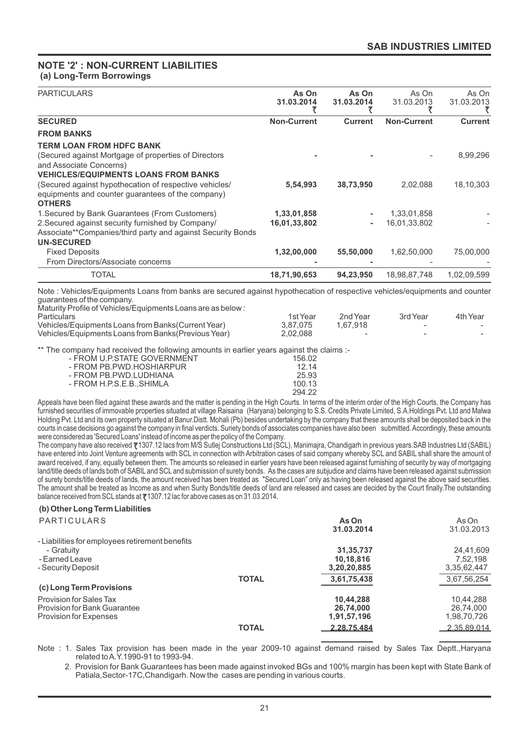## NOTE '2' : NON-CURRENT LIABILITIES

### (a) Long-Term Borrowings

| PARTICULARS | As On 31.03.2014 ₹ | As On 31.03.2014 ₹ | As On 31.03.2013 ₹ | As On 31.03.2013 ₹ |
|---|---|---|---|---|
| **SECURED** | **Non-Current** | **Current** | **Non-Current** | **Current** |
| **FROM BANKS** | | | | |
| **TERM LOAN FROM HDFC BANK** | | | | |
| (Secured against Mortgage of properties of Directors and Associate Concerns) | - | - | - | 8,99,296 |
| **VEHICLES/EQUIPMENTS LOANS FROM BANKS** | | | | |
| (Secured against hypothecation of respective vehicles/ equipments and counter guarantees of the company) | 5,54,993 | 38,73,950 | 2,02,088 | 18,10,303 |
| **OTHERS** | | | | |
| 1.Secured by Bank Guarantees (From Customers) | 1,33,01,858 | - | 1,33,01,858 | - |
| 2.Secured against security furnished by Company/ Associate**Companies/third party and against Security Bonds | 16,01,33,802 | - | 16,01,33,802 | - |
| **UN-SECURED** | | | | |
| Fixed Deposits | 1,32,00,000 | 55,50,000 | 1,62,50,000 | 75,00,000 |
| From Directors/Associate concerns | - | - | - | - |
| TOTAL | 18,71,90,653 | 94,23,950 | 18,98,87,748 | 1,02,09,599 |

Note : Vehicles/Equipments Loans from banks are secured against hypothecation of respective vehicles/equipments and counter guarantees of the company.

Maturity Profile of Vehicles/Equipments Loans are as below :

| Particulars | 1st Year | 2nd Year | 3rd Year | 4th Year |
|---|---|---|---|---|
| Vehicles/Equipments Loans from Banks(Current Year) | 3,87,075 | 1,67,918 | - | - |
| Vehicles/Equipments Loans from Banks(Previous Year) | 2,02,088 | - | - | - |

** The company had received the following amounts in earlier years against the claims :-

| | |
|---|---|
| - FROM U.P.STATE GOVERNMENT | 156.02 |
| - FROM PB.PWD.HOSHIARPUR | 12.14 |
| - FROM PB.PWD.LUDHIANA | 25.93 |
| - FROM H.P.S.E.B.,SHIMLA | 100.13 |
| | 294.22 |

Appeals have been filed against these awards and the matter is pending in the High Courts. In terms of the interim order of the High Courts, the Company has furnished securities of immovable properties situated at village Raisaina (Haryana) belonging to S.S. Credits Private Limited, S.A.Holdings Pvt. Ltd and Malwa Holding Pvt. Ltd and its own property situated at Banur.Distt. Mohali (Pb) besides undertaking by the company that these amounts shall be deposited back in the courts in case decisions go against the company in final verdicts. Suriety bonds of associates companies have also been submitted. Accordingly, these amounts were considered as 'Secured Loans' instead of income as per the policy of the Company.

The company have also received ₹1307.12 lacs from M/S Sutlej Constructions Ltd (SCL), Manimajra, Chandigarh in previous years.SAB Industries Ltd (SABIL) have entered into Joint Venture agreements with SCL in connection with Arbitration cases of said company whereby SCL and SABIL shall share the amount of award received, if any, equally between them. The amounts so released in earlier years have been released against furnishing of security by way of mortgaging land/title deeds of lands both of SABIL and SCL and submission of surety bonds. As the cases are subjudice and claims have been released against submission of surety bonds/title deeds of lands, the amount received has been treated as "Secured Loan" only as having been released against the above said securities. The amount shall be treated as Income as and when Surity Bonds/title deeds of land are released and cases are decided by the Court finally.The outstanding balance received from SCL stands at ₹1307.12 lac for above cases as on 31.03.2014.

### (b) Other Long Term Liabilities

| PARTICULARS | | As On 31.03.2014 | As On 31.03.2013 |
|---|---|---|---|
| - Liabilities for employees retirement benefits | | | |
| - Gratuity | | 31,35,737 | 24,41,609 |
| - Earned Leave | | 10,18,816 | 7,52,198 |
| - Security Deposit | | 3,20,20,885 | 3,35,62,447 |
| | **TOTAL** | 3,61,75,438 | 3,67,56,254 |

### (c) Long Term Provisions

| PARTICULARS | | As On 31.03.2014 | As On 31.03.2013 |
|---|---|---|---|
| Provision for Sales Tax | | 10,44,288 | 10,44,288 |
| Provision for Bank Guarantee | | 26,74,000 | 26,74,000 |
| Provision for Expenses | | 1,91,57,196 | 1,98,70,726 |
| | **TOTAL** | 2,28,75,484 | 2,35,89,014 |

Note : 1. Sales Tax provision has been made in the year 2009-10 against demand raised by Sales Tax Deptt.,Haryana related to A.Y.1990-91 to 1993-94.

2. Provision for Bank Guarantees has been made against invoked BGs and 100% margin has been kept with State Bank of Patiala,Sector-17C,Chandigarh. Now the cases are pending in various courts.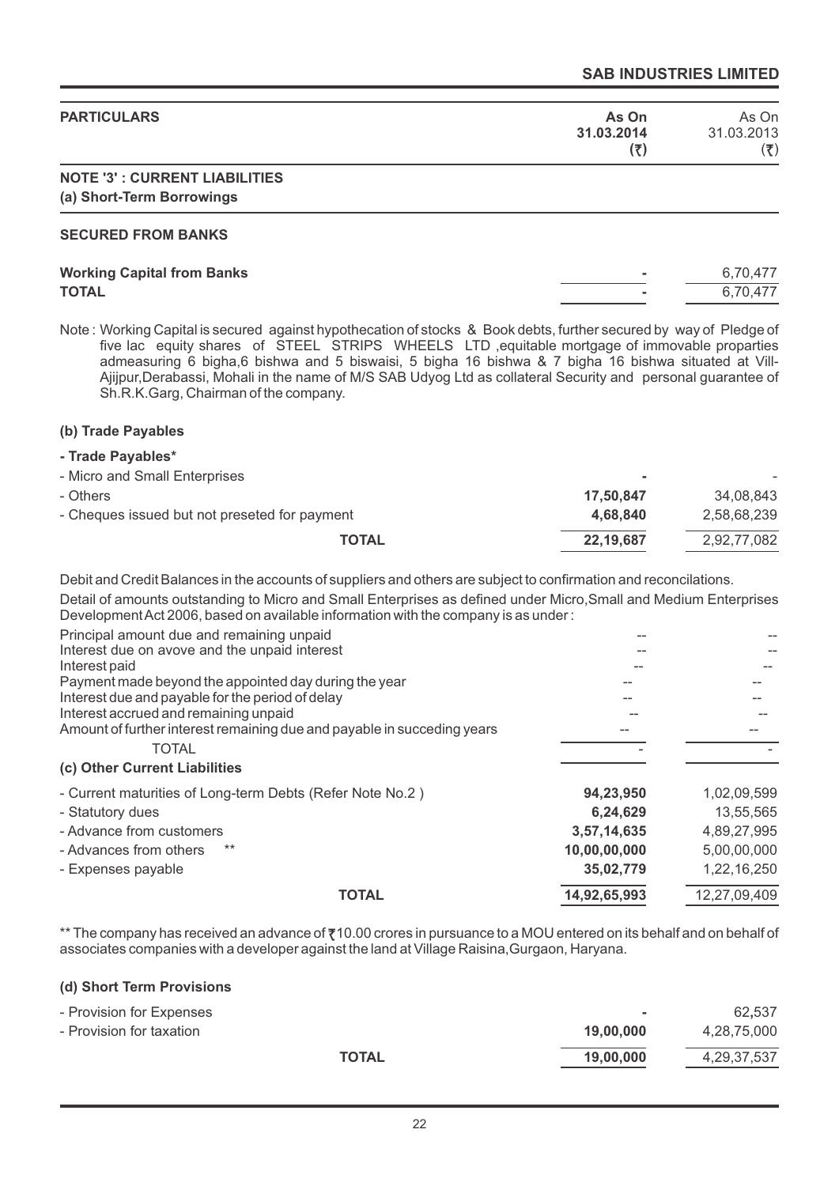| PARTICULARS | As On 31.03.2014 (₹) | As On 31.03.2013 (₹) |
|---|---|---|

**NOTE '3' : CURRENT LIABILITIES**

**(a) Short-Term Borrowings**

**SECURED FROM BANKS**

| | As On 31.03.2014 (₹) | As On 31.03.2013 (₹) |
|---|---|---|
| **Working Capital from Banks** | - | 6,70,477 |
| **TOTAL** | - | 6,70,477 |

Note : Working Capital is secured against hypothecation of stocks & Book debts, further secured by way of Pledge of five lac equity shares of STEEL STRIPS WHEELS LTD ,equitable mortgage of immovable proparties admeasuring 6 bigha,6 bishwa and 5 biswaisi, 5 bigha 16 bishwa & 7 bigha 16 bishwa situated at Vill-Ajijpur,Derabassi, Mohali in the name of M/S SAB Udyog Ltd as collateral Security and personal guarantee of Sh.R.K.Garg, Chairman of the company.

**(b) Trade Payables**

| | As On 31.03.2014 (₹) | As On 31.03.2013 (₹) |
|---|---|---|
| **- Trade Payables*** | | |
| - Micro and Small Enterprises | - | - |
| - Others | 17,50,847 | 34,08,843 |
| - Cheques issued but not preseted for payment | 4,68,840 | 2,58,68,239 |
| **TOTAL** | 22,19,687 | 2,92,77,082 |

Debit and Credit Balances in the accounts of suppliers and others are subject to confirmation and reconcilations.

Detail of amounts outstanding to Micro and Small Enterprises as defined under Micro,Small and Medium Enterprises Development Act 2006, based on available information with the company is as under :

| | As On 31.03.2014 (₹) | As On 31.03.2013 (₹) |
|---|---|---|
| Principal amount due and remaining unpaid | -- | -- |
| Interest due on avove and the unpaid interest | -- | -- |
| Interest paid | -- | -- |
| Payment made beyond the appointed day during the year | -- | -- |
| Interest due and payable for the period of delay | -- | -- |
| Interest accrued and remaining unpaid | -- | -- |
| Amount of further interest remaining due and payable in succeding years | -- | -- |
| TOTAL | - | - |

**(c) Other Current Liabilities**

| | As On 31.03.2014 (₹) | As On 31.03.2013 (₹) |
|---|---|---|
| - Current maturities of Long-term Debts (Refer Note No.2 ) | 94,23,950 | 1,02,09,599 |
| - Statutory dues | 6,24,629 | 13,55,565 |
| - Advance from customers | 3,57,14,635 | 4,89,27,995 |
| - Advances from others ** | 10,00,00,000 | 5,00,00,000 |
| - Expenses payable | 35,02,779 | 1,22,16,250 |
| **TOTAL** | 14,92,65,993 | 12,27,09,409 |

** The company has received an advance of ₹10.00 crores in pursuance to a MOU entered on its behalf and on behalf of associates companies with a developer against the land at Village Raisina,Gurgaon, Haryana.

**(d) Short Term Provisions**

| | As On 31.03.2014 (₹) | As On 31.03.2013 (₹) |
|---|---|---|
| - Provision for Expenses | - | 62,537 |
| - Provision for taxation | 19,00,000 | 4,28,75,000 |
| **TOTAL** | 19,00,000 | 4,29,37,537 |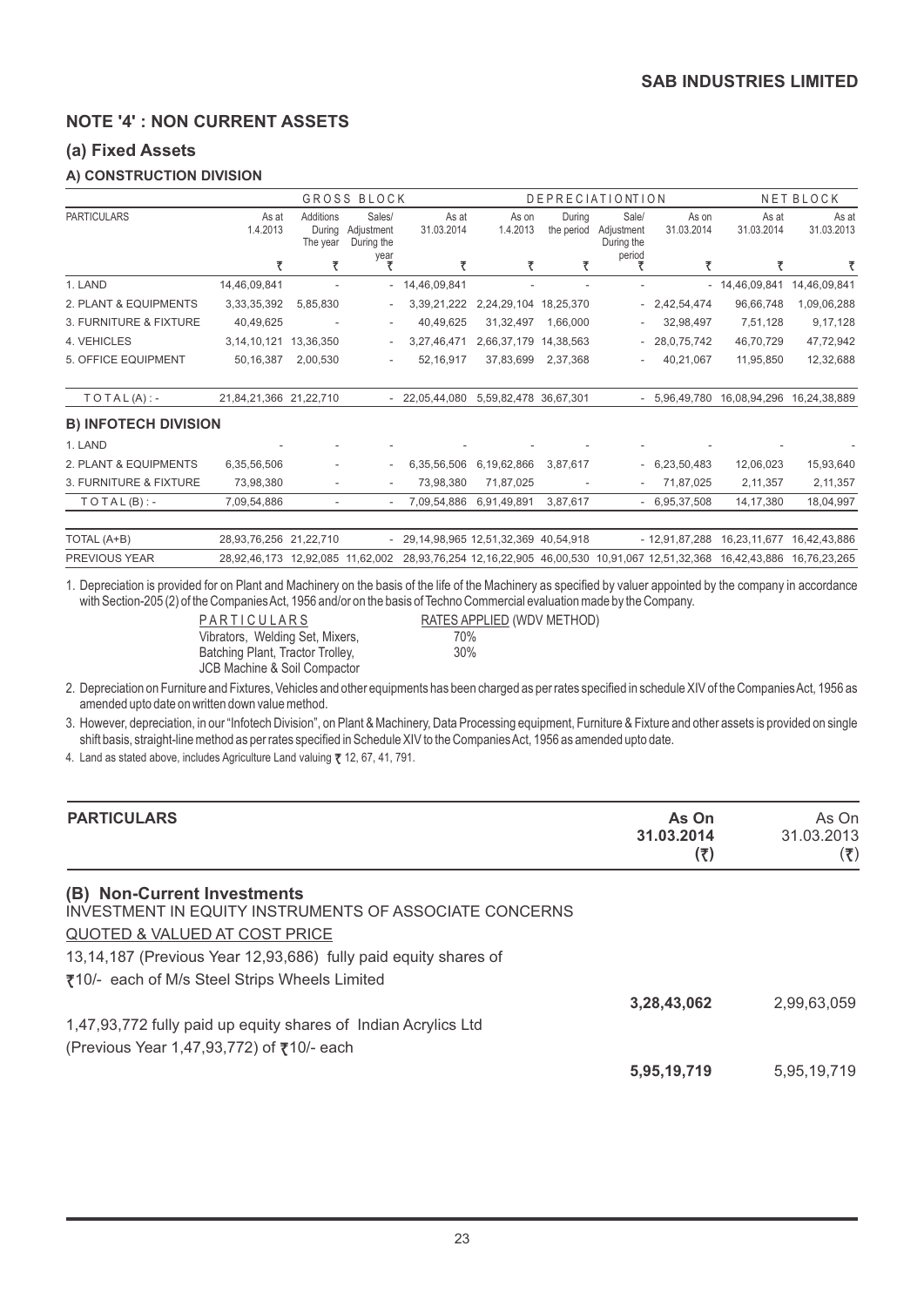## NOTE '4' : NON CURRENT ASSETS

### (a) Fixed Assets

#### A) CONSTRUCTION DIVISION

| PARTICULARS | GROSS BLOCK | | | | DEPRECIATIONTION | | | | NET BLOCK | |
|---|---|---|---|---|---|---|---|---|---|---|
| | As at 1.4.2013 | Additions During The year | Sales/ Adjustment During the year | As at 31.03.2014 | As on 1.4.2013 | During the period | Sale/ Adjustment During the period | As on 31.03.2014 | As at 31.03.2014 | As at 31.03.2013 |
| | ₹ | ₹ | ₹ | ₹ | ₹ | ₹ | ₹ | ₹ | ₹ | ₹ |
| 1. LAND | 14,46,09,841 | - | - | 14,46,09,841 | - | - | - | - | 14,46,09,841 | 14,46,09,841 |
| 2. PLANT & EQUIPMENTS | 3,33,35,392 | 5,85,830 | - | 3,39,21,222 | 2,24,29,104 | 18,25,370 | - | 2,42,54,474 | 96,66,748 | 1,09,06,288 |
| 3. FURNITURE & FIXTURE | 40,49,625 | - | - | 40,49,625 | 31,32,497 | 1,66,000 | - | 32,98,497 | 7,51,128 | 9,17,128 |
| 4. VEHICLES | 3,14,10,121 | 13,36,350 | - | 3,27,46,471 | 2,66,37,179 | 14,38,563 | - | 28,0,75,742 | 46,70,729 | 47,72,942 |
| 5. OFFICE EQUIPMENT | 50,16,387 | 2,00,530 | - | 52,16,917 | 37,83,699 | 2,37,368 | - | 40,21,067 | 11,95,850 | 12,32,688 |
| T O T A L (A) : - | 21,84,21,366 | 21,22,710 | - | 22,05,44,080 | 5,59,82,478 | 36,67,301 | - | 5,96,49,780 | 16,08,94,296 | 16,24,38,889 |
| **B) INFOTECH DIVISION** | | | | | | | | | | |
| 1. LAND | - | - | - | - | - | - | - | - | - | - |
| 2. PLANT & EQUIPMENTS | 6,35,56,506 | - | - | 6,35,56,506 | 6,19,62,866 | 3,87,617 | - | 6,23,50,483 | 12,06,023 | 15,93,640 |
| 3. FURNITURE & FIXTURE | 73,98,380 | - | - | 73,98,380 | 71,87,025 | - | - | 71,87,025 | 2,11,357 | 2,11,357 |
| T O T A L (B) : - | 7,09,54,886 | - | - | 7,09,54,886 | 6,91,49,891 | 3,87,617 | - | 6,95,37,508 | 14,17,380 | 18,04,997 |
| TOTAL (A+B) | 28,93,76,256 | 21,22,710 | - | 29,14,98,965 | 12,51,32,369 | 40,54,918 | - | 12,91,87,288 | 16,23,11,677 | 16,42,43,886 |
| PREVIOUS YEAR | 28,92,46,173 | 12,92,085 | 11,62,002 | 28,93,76,254 | 12,16,22,905 | 46,00,530 | 10,91,067 | 12,51,32,368 | 16,42,43,886 | 16,76,23,265 |

1. Depreciation is provided for on Plant and Machinery on the basis of the life of the Machinery as specified by valuer appointed by the company in accordance with Section-205 (2) of the Companies Act, 1956 and/or on the basis of Techno Commercial evaluation made by the Company.

| PARTICULARS | RATES APPLIED (WDV METHOD) |
|---|---|
| Vibrators, Welding Set, Mixers, | 70% |
| Batching Plant, Tractor Trolley, JCB Machine & Soil Compactor | 30% |

2. Depreciation on Furniture and Fixtures, Vehicles and other equipments has been charged as per rates specified in schedule XIV of the Companies Act, 1956 as amended upto date on written down value method.
3. However, depreciation, in our "Infotech Division", on Plant & Machinery, Data Processing equipment, Furniture & Fixture and other assets is provided on single shift basis, straight-line method as per rates specified in Schedule XIV to the Companies Act, 1956 as amended upto date.
4. Land as stated above, includes Agriculture Land valuing ₹ 12, 67, 41, 791.

| PARTICULARS | As On 31.03.2014 (₹) | As On 31.03.2013 (₹) |
|---|---|---|
| **(B) Non-Current Investments** | | |
| INVESTMENT IN EQUITY INSTRUMENTS OF ASSOCIATE CONCERNS | | |
| QUOTED & VALUED AT COST PRICE | | |
| 13,14,187 (Previous Year 12,93,686) fully paid equity shares of ₹10/- each of M/s Steel Strips Wheels Limited | **3,28,43,062** | 2,99,63,059 |
| 1,47,93,772 fully paid up equity shares of Indian Acrylics Ltd (Previous Year 1,47,93,772) of ₹10/- each | **5,95,19,719** | 5,95,19,719 |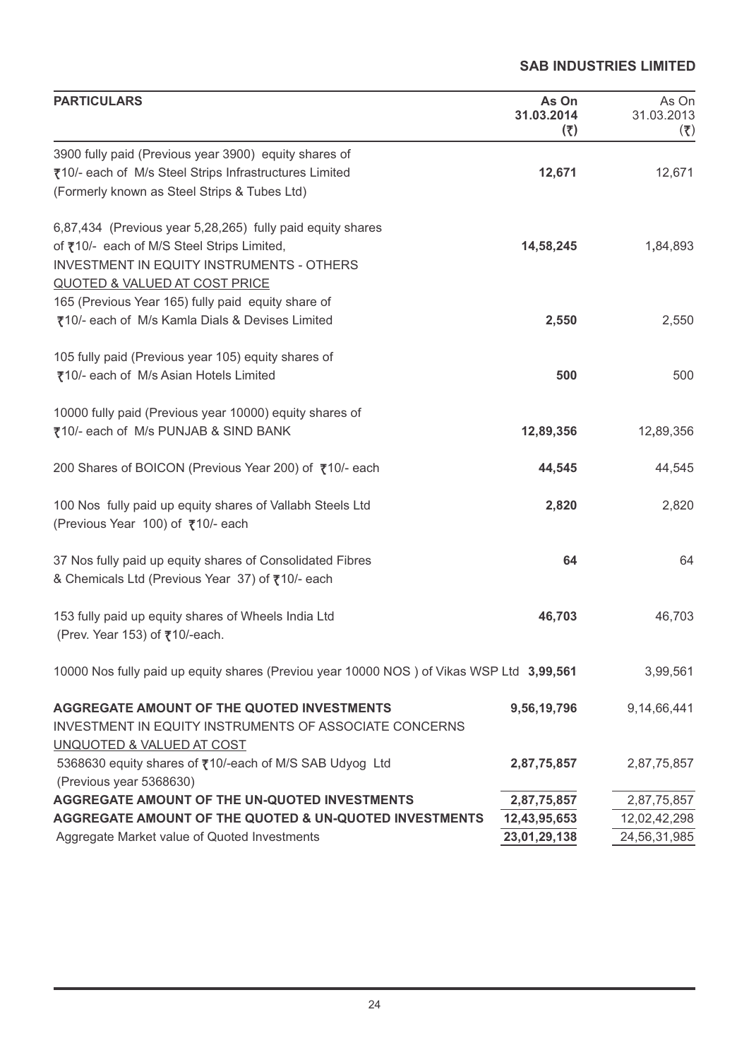| PARTICULARS | As On 31.03.2014 (₹) | As On 31.03.2013 (₹) |
|---|---|---|
| 3900 fully paid (Previous year 3900) equity shares of ₹10/- each of M/s Steel Strips Infrastructures Limited (Formerly known as Steel Strips & Tubes Ltd) | **12,671** | 12,671 |
| 6,87,434 (Previous year 5,28,265) fully paid equity shares of ₹10/- each of M/S Steel Strips Limited, | **14,58,245** | 1,84,893 |
| INVESTMENT IN EQUITY INSTRUMENTS - OTHERS | | |
| QUOTED & VALUED AT COST PRICE | | |
| 165 (Previous Year 165) fully paid equity share of ₹10/- each of M/s Kamla Dials & Devises Limited | **2,550** | 2,550 |
| 105 fully paid (Previous year 105) equity shares of ₹10/- each of M/s Asian Hotels Limited | **500** | 500 |
| 10000 fully paid (Previous year 10000) equity shares of ₹10/- each of M/s PUNJAB & SIND BANK | **12,89,356** | 12,89,356 |
| 200 Shares of BOICON (Previous Year 200) of ₹10/- each | **44,545** | 44,545 |
| 100 Nos fully paid up equity shares of Vallabh Steels Ltd (Previous Year 100) of ₹10/- each | **2,820** | 2,820 |
| 37 Nos fully paid up equity shares of Consolidated Fibres & Chemicals Ltd (Previous Year 37) of ₹10/- each | **64** | 64 |
| 153 fully paid up equity shares of Wheels India Ltd (Prev. Year 153) of ₹10/-each. | **46,703** | 46,703 |
| 10000 Nos fully paid up equity shares (Previou year 10000 NOS ) of Vikas WSP Ltd | **3,99,561** | 3,99,561 |
| **AGGREGATE AMOUNT OF THE QUOTED INVESTMENTS** | **9,56,19,796** | 9,14,66,441 |
| INVESTMENT IN EQUITY INSTRUMENTS OF ASSOCIATE CONCERNS | | |
| UNQUOTED & VALUED AT COST | | |
| 5368630 equity shares of ₹10/-each of M/S SAB Udyog Ltd (Previous year 5368630) | **2,87,75,857** | 2,87,75,857 |
| **AGGREGATE AMOUNT OF THE UN-QUOTED INVESTMENTS** | **2,87,75,857** | 2,87,75,857 |
| **AGGREGATE AMOUNT OF THE QUOTED & UN-QUOTED INVESTMENTS** | **12,43,95,653** | 12,02,42,298 |
| Aggregate Market value of Quoted Investments | **23,01,29,138** | 24,56,31,985 |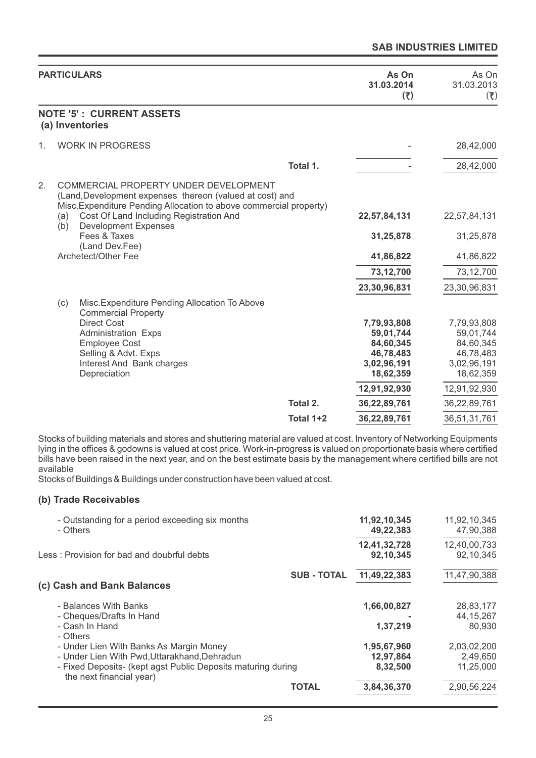| PARTICULARS | | As On 31.03.2014 (₹) | As On 31.03.2013 (₹) |
|---|---|---|---|
| **NOTE '5' : CURRENT ASSETS** | | | |
| **(a) Inventories** | | | |
| 1. WORK IN PROGRESS | | - | 28,42,000 |
| | Total 1. | - | 28,42,000 |
| 2. COMMERCIAL PROPERTY UNDER DEVELOPMENT (Land,Development expenses thereon (valued at cost) and Misc.Expenditure Pending Allocation to above commercial property) | | | |
| (a) Cost Of Land Including Registration And | | 22,57,84,131 | 22,57,84,131 |
| (b) Development Expenses | | | |
| Fees & Taxes (Land Dev.Fee) | | 31,25,878 | 31,25,878 |
| Archetect/Other Fee | | 41,86,822 | 41,86,822 |
| | | 73,12,700 | 73,12,700 |
| | | 23,30,96,831 | 23,30,96,831 |
| (c) Misc.Expenditure Pending Allocation To Above Commercial Property | | | |
| Direct Cost | | 7,79,93,808 | 7,79,93,808 |
| Administration Exps | | 59,01,744 | 59,01,744 |
| Employee Cost | | 84,60,345 | 84,60,345 |
| Selling & Advt. Exps | | 46,78,483 | 46,78,483 |
| Interest And Bank charges | | 3,02,96,191 | 3,02,96,191 |
| Depreciation | | 18,62,359 | 18,62,359 |
| | | 12,91,92,930 | 12,91,92,930 |
| | Total 2. | 36,22,89,761 | 36,22,89,761 |
| | Total 1+2 | 36,22,89,761 | 36,51,31,761 |

Stocks of building materials and stores and shuttering material are valued at cost. Inventory of Networking Equipments lying in the offices & godowns is valued at cost price. Work-in-progress is valued on proportionate basis where certified bills have been raised in the next year, and on the best estimate basis by the management where certified bills are not available

Stocks of Buildings & Buildings under construction have been valued at cost.

### (b) Trade Receivables

| | | As On 31.03.2014 (₹) | As On 31.03.2013 (₹) |
|---|---|---|---|
| - Outstanding for a period exceeding six months | | 11,92,10,345 | 11,92,10,345 |
| - Others | | 49,22,383 | 47,90,388 |
| | | 12,41,32,728 | 12,40,00,733 |
| Less : Provision for bad and doubrful debts | | 92,10,345 | 92,10,345 |
| | SUB - TOTAL | 11,49,22,383 | 11,47,90,388 |

### (c) Cash and Bank Balances

| | | As On 31.03.2014 (₹) | As On 31.03.2013 (₹) |
|---|---|---|---|
| - Balances With Banks | | 1,66,00,827 | 28,83,177 |
| - Cheques/Drafts In Hand | | - | 44,15,267 |
| - Cash In Hand | | 1,37,219 | 80,930 |
| - Others | | | |
| - Under Lien With Banks As Margin Money | | 1,95,67,960 | 2,03,02,200 |
| - Under Lien With Pwd,Uttarakhand,Dehradun | | 12,97,864 | 2,49,650 |
| - Fixed Deposits- (kept agst Public Deposits maturing during the next financial year) | | 8,32,500 | 11,25,000 |
| | TOTAL | 3,84,36,370 | 2,90,56,224 |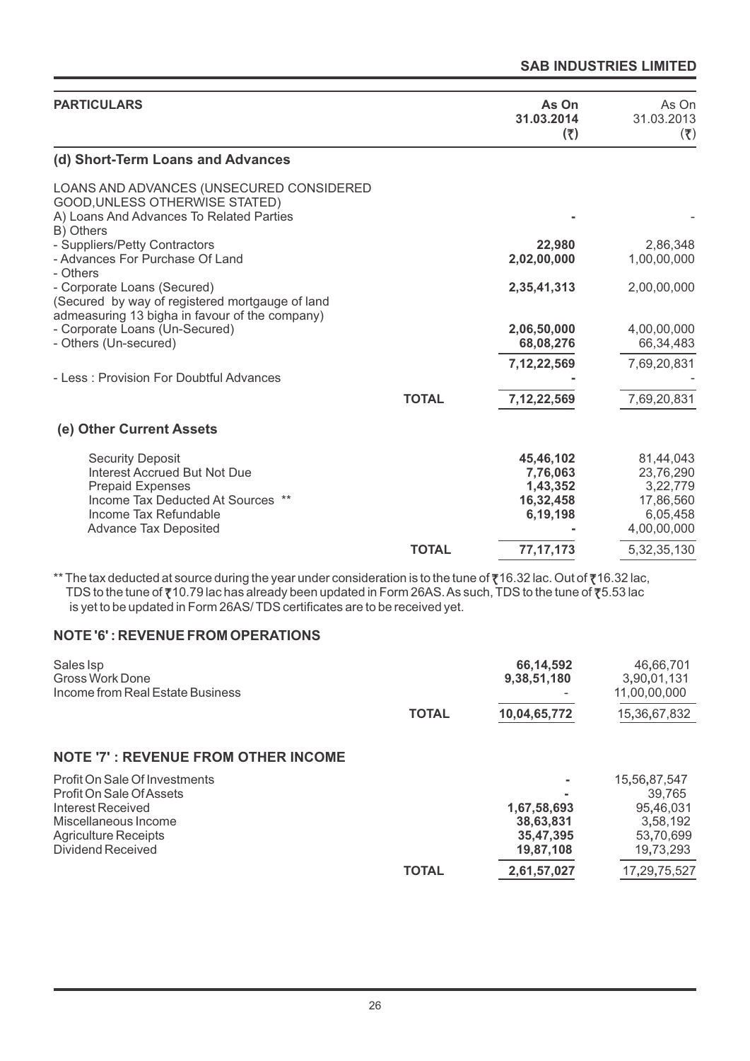| PARTICULARS | | As On 31.03.2014 (₹) | As On 31.03.2013 (₹) |
|---|---|---|---|
| **(d) Short-Term Loans and Advances** | | | |
| LOANS AND ADVANCES (UNSECURED CONSIDERED GOOD,UNLESS OTHERWISE STATED) | | | |
| A) Loans And Advances To Related Parties | | **-** | - |
| B) Others | | | |
| - Suppliers/Petty Contractors | | **22,980** | 2,86,348 |
| - Advances For Purchase Of Land | | **2,02,00,000** | 1,00,00,000 |
| - Others | | | |
| - Corporate Loans (Secured) (Secured by way of registered mortgauge of land admeasuring 13 bigha in favour of the company) | | **2,35,41,313** | 2,00,00,000 |
| - Corporate Loans (Un-Secured) | | **2,06,50,000** | 4,00,00,000 |
| - Others (Un-secured) | | **68,08,276** | 66,34,483 |
| | | **7,12,22,569** | 7,69,20,831 |
| - Less : Provision For Doubtful Advances | | **-** | - |
| | **TOTAL** | **7,12,22,569** | 7,69,20,831 |
| **(e) Other Current Assets** | | | |
| Security Deposit | | **45,46,102** | 81,44,043 |
| Interest Accrued But Not Due | | **7,76,063** | 23,76,290 |
| Prepaid Expenses | | **1,43,352** | 3,22,779 |
| Income Tax Deducted At Sources ** | | **16,32,458** | 17,86,560 |
| Income Tax Refundable | | **6,19,198** | 6,05,458 |
| Advance Tax Deposited | | **-** | 4,00,00,000 |
| | **TOTAL** | **77,17,173** | 5,32,35,130 |

** The tax deducted at source during the year under consideration is to the tune of ₹16.32 lac. Out of ₹16.32 lac, TDS to the tune of ₹10.79 lac has already been updated in Form 26AS. As such, TDS to the tune of ₹5.53 lac is yet to be updated in Form 26AS/ TDS certificates are to be received yet.

## NOTE '6' : REVENUE FROM OPERATIONS

| | | | |
|---|---|---|---|
| Sales Isp | | **66,14,592** | 46,66,701 |
| Gross Work Done | | **9,38,51,180** | 3,90,01,131 |
| Income from Real Estate Business | | - | 11,00,00,000 |
| | **TOTAL** | **10,04,65,772** | 15,36,67,832 |

## NOTE '7' : REVENUE FROM OTHER INCOME

| | | | |
|---|---|---|---|
| Profit On Sale Of Investments | | **-** | 15,56,87,547 |
| Profit On Sale Of Assets | | **-** | 39,765 |
| Interest Received | | **1,67,58,693** | 95,46,031 |
| Miscellaneous Income | | **38,63,831** | 3,58,192 |
| Agriculture Receipts | | **35,47,395** | 53,70,699 |
| Dividend Received | | **19,87,108** | 19,73,293 |
| | **TOTAL** | **2,61,57,027** | 17,29,75,527 |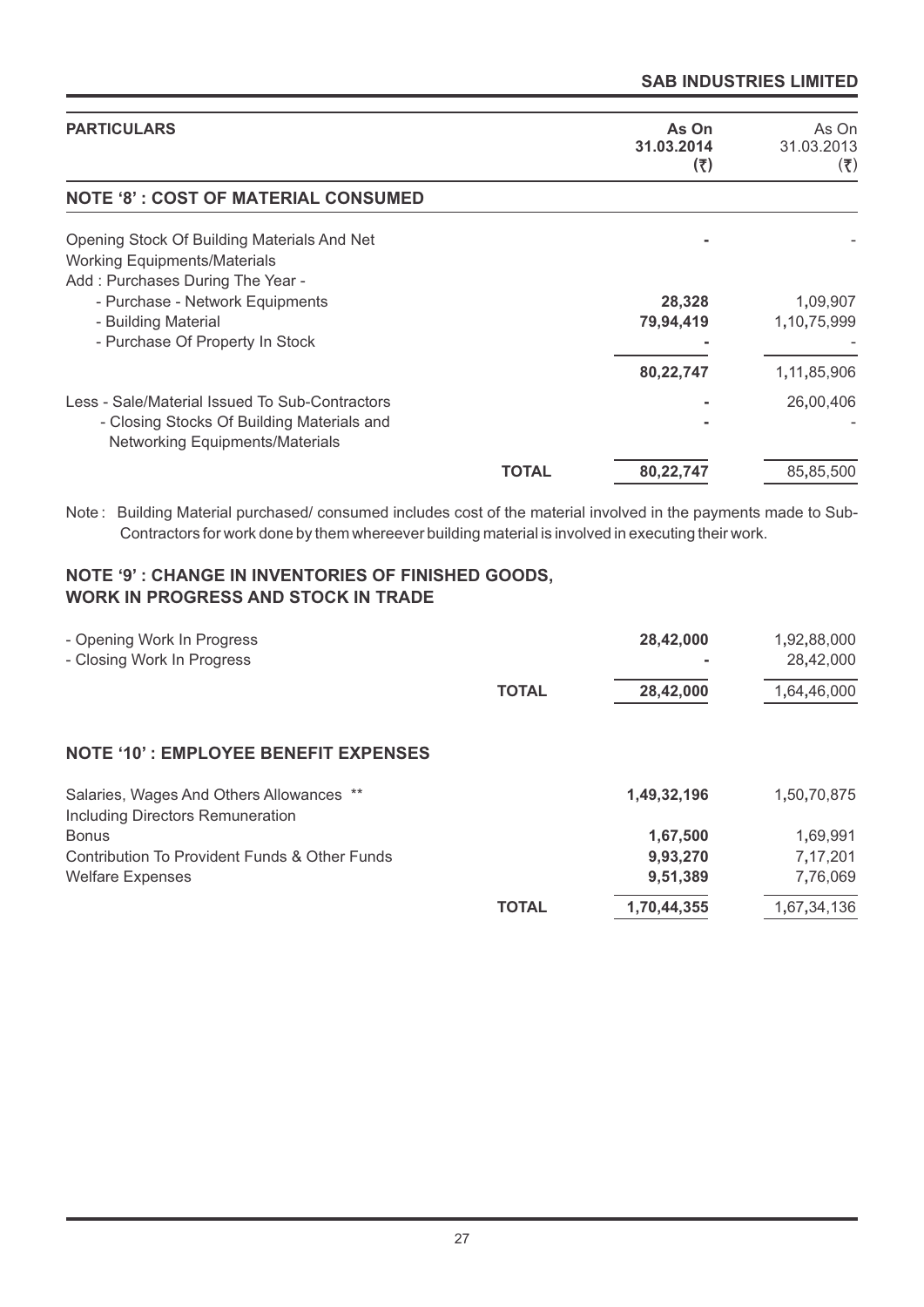| PARTICULARS | | As On 31.03.2014 (₹) | As On 31.03.2013 (₹) |
|---|---|---|---|
| **NOTE '8' : COST OF MATERIAL CONSUMED** | | | |
| Opening Stock Of Building Materials And Net Working Equipments/Materials | | - | - |
| Add : Purchases During The Year - | | | |
| - Purchase - Network Equipments | | **28,328** | 1,09,907 |
| - Building Material | | **79,94,419** | 1,10,75,999 |
| - Purchase Of Property In Stock | | - | - |
| | | **80,22,747** | 1,11,85,906 |
| Less - Sale/Material Issued To Sub-Contractors | | - | 26,00,406 |
| - Closing Stocks Of Building Materials and Networking Equipments/Materials | | - | - |
| | **TOTAL** | **80,22,747** | 85,85,500 |

Note : Building Material purchased/ consumed includes cost of the material involved in the payments made to Sub-Contractors for work done by them whereever building material is involved in executing their work.

## NOTE '9' : CHANGE IN INVENTORIES OF FINISHED GOODS, WORK IN PROGRESS AND STOCK IN TRADE

| | | As On 31.03.2014 (₹) | As On 31.03.2013 (₹) |
|---|---|---|---|
| - Opening Work In Progress | | **28,42,000** | 1,92,88,000 |
| - Closing Work In Progress | | - | 28,42,000 |
| | **TOTAL** | **28,42,000** | 1,64,46,000 |

## NOTE '10' : EMPLOYEE BENEFIT EXPENSES

| | | As On 31.03.2014 (₹) | As On 31.03.2013 (₹) |
|---|---|---|---|
| Salaries, Wages And Others Allowances ** Including Directors Remuneration | | **1,49,32,196** | 1,50,70,875 |
| Bonus | | **1,67,500** | 1,69,991 |
| Contribution To Provident Funds & Other Funds | | **9,93,270** | 7,17,201 |
| Welfare Expenses | | **9,51,389** | 7,76,069 |
| | **TOTAL** | **1,70,44,355** | 1,67,34,136 |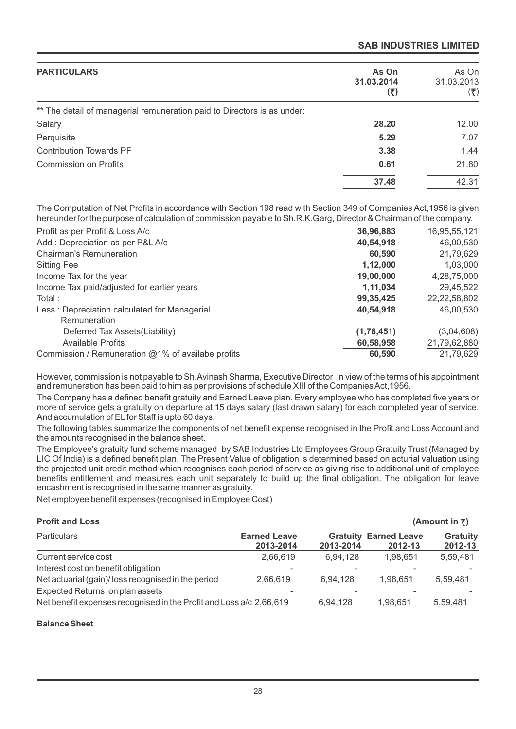| PARTICULARS | As On 31.03.2014 (₹) | As On 31.03.2013 (₹) |
|---|---|---|
| ** The detail of managerial remuneration paid to Directors is as under: | | |
| Salary | **28.20** | 12.00 |
| Perquisite | **5.29** | 7.07 |
| Contribution Towards PF | **3.38** | 1.44 |
| Commission on Profits | **0.61** | 21.80 |
| | **37.48** | 42.31 |

The Computation of Net Profits in accordance with Section 198 read with Section 349 of Companies Act,1956 is given hereunder for the purpose of calculation of commission payable to Sh.R.K.Garg, Director & Chairman of the company.

| | | |
|---|---|---|
| Profit as per Profit & Loss A/c | **36,96,883** | 16,95,55,121 |
| Add : Depreciation as per P&L A/c | **40,54,918** | 46,00,530 |
| Chairman's Remuneration | **60,590** | 21,79,629 |
| Sitting Fee | **1,12,000** | 1,03,000 |
| Income Tax for the year | **19,00,000** | 4,28,75,000 |
| Income Tax paid/adjusted for earlier years | **1,11,034** | 29,45,522 |
| Total : | **99,35,425** | 22,22,58,802 |
| Less : Depreciation calculated for Managerial Remuneration | **40,54,918** | 46,00,530 |
| Deferred Tax Assets(Liability) | **(1,78,451)** | (3,04,608) |
| Available Profits | **60,58,958** | 21,79,62,880 |
| Commission / Remuneration @1% of availabe profits | **60,590** | 21,79,629 |

However, commission is not payable to Sh.Avinash Sharma, Executive Director in view of the terms of his appointment and remuneration has been paid to him as per provisions of schedule XIII of the Companies Act,1956.

The Company has a defined benefit gratuity and Earned Leave plan. Every employee who has completed five years or more of service gets a gratuity on departure at 15 days salary (last drawn salary) for each completed year of service. And accumulation of EL for Staff is upto 60 days.

The following tables summarize the components of net benefit expense recognised in the Profit and Loss Account and the amounts recognised in the balance sheet.

The Employee's gratuity fund scheme managed by SAB Industries Ltd Employees Group Gratuity Trust (Managed by LIC Of India) is a defined benefit plan. The Present Value of obligation is determined based on acturial valuation using the projected unit credit method which recognises each period of service as giving rise to additional unit of employee benefits entitlement and measures each unit separately to build up the final obligation. The obligation for leave encashment is recognised in the same manner as gratuity.

Net employee benefit expenses (recognised in Employee Cost)

**Profit and Loss** **(Amount in ₹)**

| Particulars | Earned Leave 2013-2014 | Gratuity 2013-2014 | Earned Leave 2012-13 | Gratuity 2012-13 |
|---|---|---|---|---|
| Current service cost | 2,66,619 | 6,94,128 | 1,98,651 | 5,59,481 |
| Interest cost on benefit obligation | - | - | - | - |
| Net actuarial (gain)/ loss recognised in the period | 2,66,619 | 6,94,128 | 1,98,651 | 5,59,481 |
| Expected Returns on plan assets | - | - | - | - |
| Net benefit expenses recognised in the Profit and Loss a/c | 2,66,619 | 6,94,128 | 1,98,651 | 5,59,481 |

**Balance Sheet**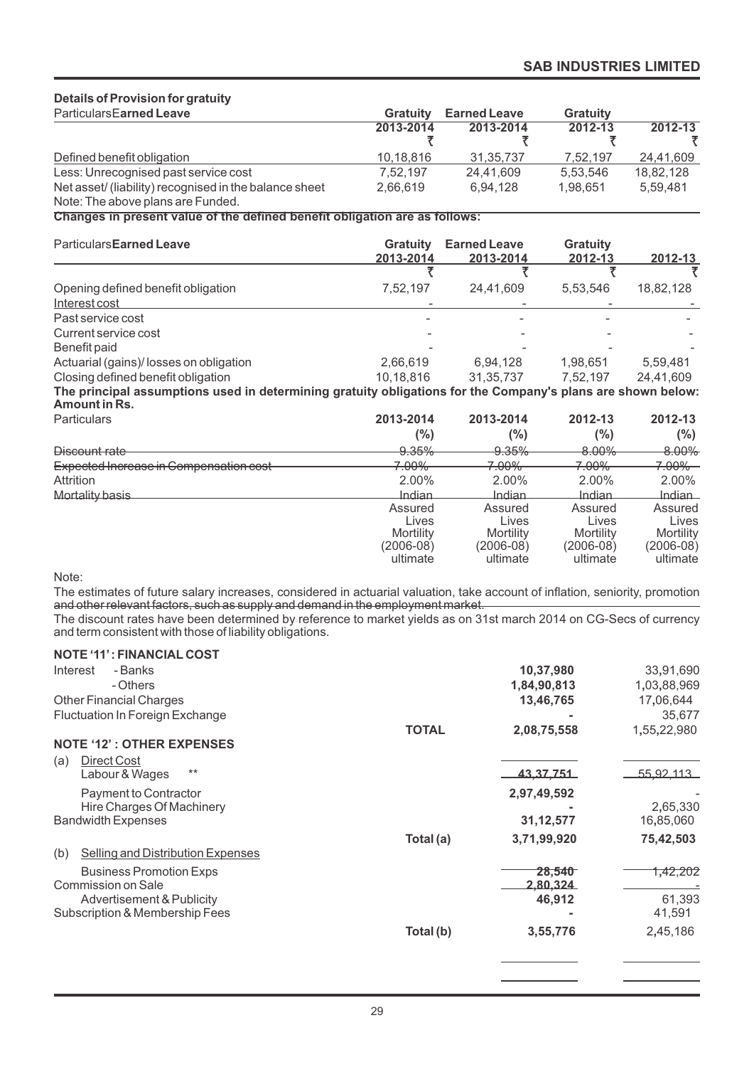**Details of Provision for gratuity**

| ParticularsEarned Leave | Gratuity 2013-2014 ₹ | Earned Leave 2013-2014 ₹ | Gratuity 2012-13 ₹ | 2012-13 ₹ |
|---|---|---|---|---|
| Defined benefit obligation | 10,18,816 | 31,35,737 | 7,52,197 | 24,41,609 |
| Less: Unrecognised past service cost | 7,52,197 | 24,41,609 | 5,53,546 | 18,82,128 |
| Net asset/ (liability) recognised in the balance sheet | 2,66,619 | 6,94,128 | 1,98,651 | 5,59,481 |

Note: The above plans are Funded.

**Changes in present value of the defined benefit obligation are as follows:**

| ParticularsEarned Leave | Gratuity 2013-2014 ₹ | Earned Leave 2013-2014 ₹ | Gratuity 2012-13 ₹ | 2012-13 ₹ |
|---|---|---|---|---|
| Opening defined benefit obligation | 7,52,197 | 24,41,609 | 5,53,546 | 18,82,128 |
| Interest cost | - | - | - | - |
| Past service cost | - | - | - | - |
| Current service cost | - | - | - | - |
| Benefit paid | - | - | - | - |
| Actuarial (gains)/ losses on obligation | 2,66,619 | 6,94,128 | 1,98,651 | 5,59,481 |
| Closing defined benefit obligation | 10,18,816 | 31,35,737 | 7,52,197 | 24,41,609 |

**The principal assumptions used in determining gratuity obligations for the Company's plans are shown below:**
**Amount in Rs.**

| Particulars | 2013-2014 (%) | 2013-2014 (%) | 2012-13 (%) | 2012-13 (%) |
|---|---|---|---|---|
| ~~Discount rate~~ | ~~9.35%~~ | ~~9.35%~~ | ~~8.00%~~ | ~~8.00%~~ |
| ~~Expected Increase in Compensation cost~~ | ~~7.00%~~ | ~~7.00%~~ | ~~7.00%~~ | ~~7.00%~~ |
| Attrition | 2.00% | 2.00% | 2.00% | 2.00% |
| Mortality basis | Indian Assured Lives Mortility (2006-08) ultimate | Indian Assured Lives Mortility (2006-08) ultimate | Indian Assured Lives Mortility (2006-08) ultimate | Indian Assured Lives Mortility (2006-08) ultimate |

Note:

The estimates of future salary increases, considered in actuarial valuation, take account of inflation, seniority, promotion and other relevant factors, such as supply and demand in the employment market.

The discount rates have been determined by reference to market yields as on 31st march 2014 on CG-Secs of currency and term consistent with those of liability obligations.

**NOTE '11' : FINANCIAL COST**

| | | | |
|---|---|---|---|
| Interest - Banks | | 10,37,980 | 33,91,690 |
| - Others | | 1,84,90,813 | 1,03,88,969 |
| Other Financial Charges | | 13,46,765 | 17,06,644 |
| Fluctuation In Foreign Exchange | | - | 35,677 |
| | **TOTAL** | **2,08,75,558** | 1,55,22,980 |

**NOTE '12' : OTHER EXPENSES**

| | | | |
|---|---|---|---|
| (a) Direct Cost | | | |
| Labour & Wages ** | | 43,37,751 | 55,92,113 |
| Payment to Contractor | | 2,97,49,592 | - |
| Hire Charges Of Machinery | | - | 2,65,330 |
| Bandwidth Expenses | | 31,12,577 | 16,85,060 |
| | Total (a) | 3,71,99,920 | 75,42,503 |
| (b) Selling and Distribution Expenses | | | |
| Business Promotion Exps | | 28,540 | 1,42,202 |
| Commission on Sale | | 2,80,324 | - |
| Advertisement & Publicity | | 46,912 | 61,393 |
| Subscription & Membership Fees | | - | 41,591 |
| | Total (b) | 3,55,776 | 2,45,186 |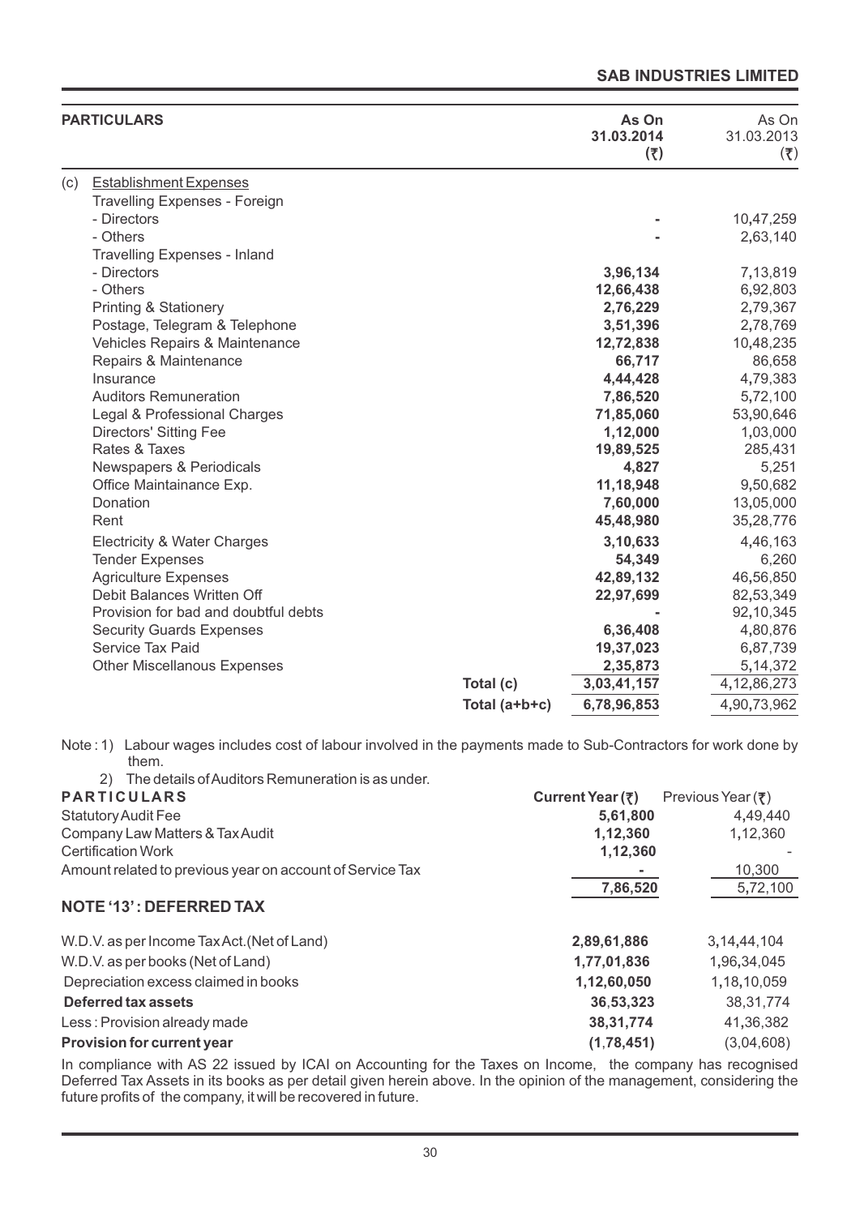| PARTICULARS | | As On 31.03.2014 (₹) | As On 31.03.2013 (₹) |
|---|---|---|---|
| (c) Establishment Expenses | | | |
| Travelling Expenses - Foreign | | | |
| - Directors | | - | 10,47,259 |
| - Others | | - | 2,63,140 |
| Travelling Expenses - Inland | | | |
| - Directors | | **3,96,134** | 7,13,819 |
| - Others | | **12,66,438** | 6,92,803 |
| Printing & Stationery | | **2,76,229** | 2,79,367 |
| Postage, Telegram & Telephone | | **3,51,396** | 2,78,769 |
| Vehicles Repairs & Maintenance | | **12,72,838** | 10,48,235 |
| Repairs & Maintenance | | **66,717** | 86,658 |
| Insurance | | **4,44,428** | 4,79,383 |
| Auditors Remuneration | | **7,86,520** | 5,72,100 |
| Legal & Professional Charges | | **71,85,060** | 53,90,646 |
| Directors' Sitting Fee | | **1,12,000** | 1,03,000 |
| Rates & Taxes | | **19,89,525** | 285,431 |
| Newspapers & Periodicals | | **4,827** | 5,251 |
| Office Maintainance Exp. | | **11,18,948** | 9,50,682 |
| Donation | | **7,60,000** | 13,05,000 |
| Rent | | **45,48,980** | 35,28,776 |
| Electricity & Water Charges | | **3,10,633** | 4,46,163 |
| Tender Expenses | | **54,349** | 6,260 |
| Agriculture Expenses | | **42,89,132** | 46,56,850 |
| Debit Balances Written Off | | **22,97,699** | 82,53,349 |
| Provision for bad and doubtful debts | | - | 92,10,345 |
| Security Guards Expenses | | **6,36,408** | 4,80,876 |
| Service Tax Paid | | **19,37,023** | 6,87,739 |
| Other Miscellanous Expenses | | **2,35,873** | 5,14,372 |
| | Total (c) | **3,03,41,157** | 4,12,86,273 |
| | Total (a+b+c) | **6,78,96,853** | 4,90,73,962 |

Note : 1) Labour wages includes cost of labour involved in the payments made to Sub-Contractors for work done by them.

2) The details of Auditors Remuneration is as under.

| PARTICULARS | Current Year (₹) | Previous Year (₹) |
|---|---|---|
| Statutory Audit Fee | **5,61,800** | 4,49,440 |
| Company Law Matters & Tax Audit | **1,12,360** | 1,12,360 |
| Certification Work | **1,12,360** | - |
| Amount related to previous year on account of Service Tax | - | 10,300 |
| | **7,86,520** | 5,72,100 |

## NOTE '13' : DEFERRED TAX

| | | |
|---|---|---|
| W.D.V. as per Income Tax Act.(Net of Land) | **2,89,61,886** | 3,14,44,104 |
| W.D.V. as per books (Net of Land) | **1,77,01,836** | 1,96,34,045 |
| Depreciation excess claimed in books | **1,12,60,050** | 1,18,10,059 |
| **Deferred tax assets** | **36,53,323** | 38,31,774 |
| Less : Provision already made | **38,31,774** | 41,36,382 |
| **Provision for current year** | **(1,78,451)** | (3,04,608) |

In compliance with AS 22 issued by ICAI on Accounting for the Taxes on Income, the company has recognised Deferred Tax Assets in its books as per detail given herein above. In the opinion of the management, considering the future profits of the company, it will be recovered in future.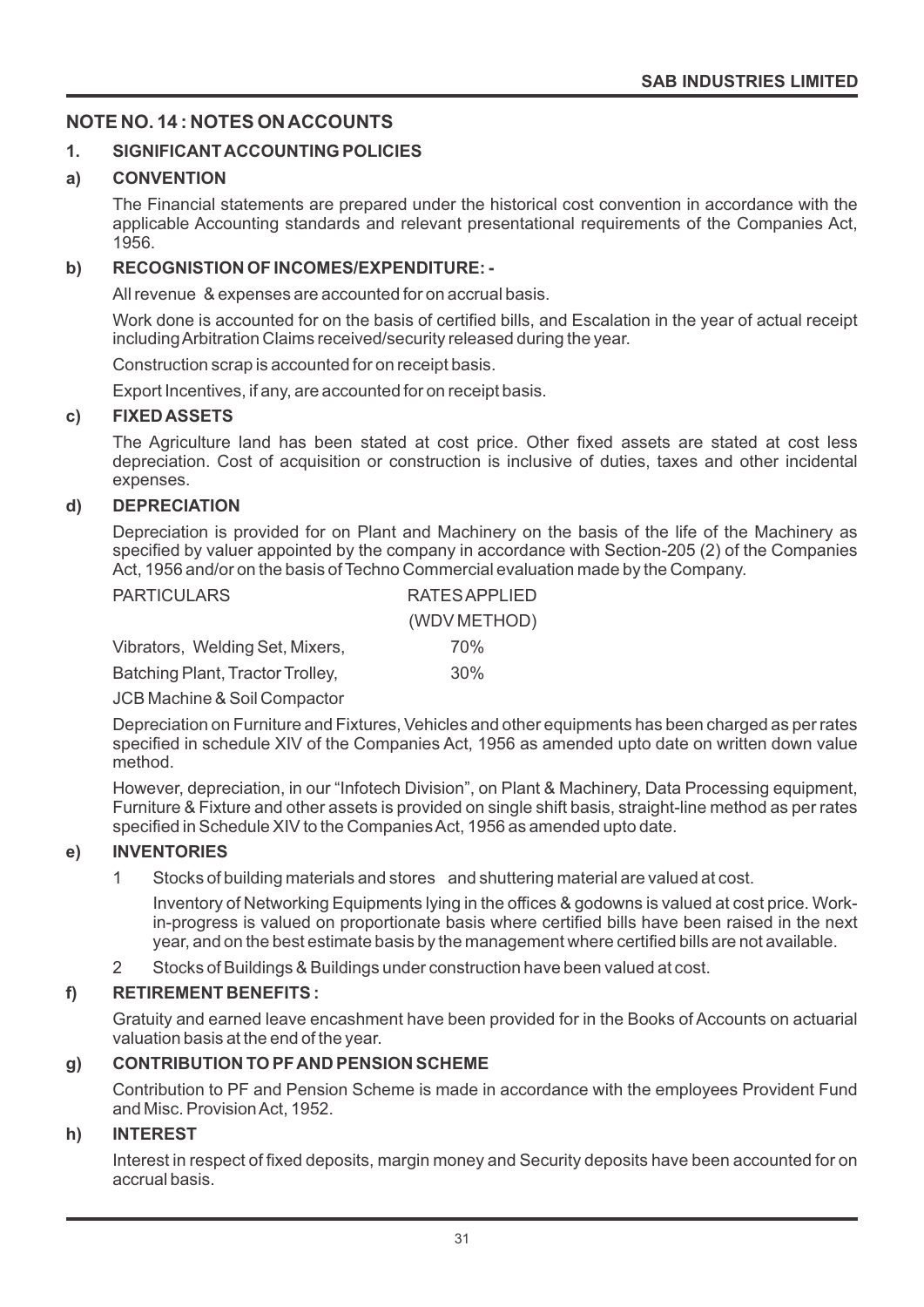## NOTE NO. 14 : NOTES ON ACCOUNTS

### 1. SIGNIFICANT ACCOUNTING POLICIES

**a) CONVENTION**

The Financial statements are prepared under the historical cost convention in accordance with the applicable Accounting standards and relevant presentational requirements of the Companies Act, 1956.

**b) RECOGNISTION OF INCOMES/EXPENDITURE: -**

All revenue & expenses are accounted for on accrual basis.

Work done is accounted for on the basis of certified bills, and Escalation in the year of actual receipt including Arbitration Claims received/security released during the year.

Construction scrap is accounted for on receipt basis.

Export Incentives, if any, are accounted for on receipt basis.

**c) FIXED ASSETS**

The Agriculture land has been stated at cost price. Other fixed assets are stated at cost less depreciation. Cost of acquisition or construction is inclusive of duties, taxes and other incidental expenses.

**d) DEPRECIATION**

Depreciation is provided for on Plant and Machinery on the basis of the life of the Machinery as specified by valuer appointed by the company in accordance with Section-205 (2) of the Companies Act, 1956 and/or on the basis of Techno Commercial evaluation made by the Company.

| PARTICULARS | RATES APPLIED (WDV METHOD) |
|---|---|
| Vibrators, Welding Set, Mixers, | 70% |
| Batching Plant, Tractor Trolley, | 30% |
| JCB Machine & Soil Compactor | |

Depreciation on Furniture and Fixtures, Vehicles and other equipments has been charged as per rates specified in schedule XIV of the Companies Act, 1956 as amended upto date on written down value method.

However, depreciation, in our "Infotech Division", on Plant & Machinery, Data Processing equipment, Furniture & Fixture and other assets is provided on single shift basis, straight-line method as per rates specified in Schedule XIV to the Companies Act, 1956 as amended upto date.

**e) INVENTORIES**

1. Stocks of building materials and stores and shuttering material are valued at cost.

   Inventory of Networking Equipments lying in the offices & godowns is valued at cost price. Work-in-progress is valued on proportionate basis where certified bills have been raised in the next year, and on the best estimate basis by the management where certified bills are not available.

2. Stocks of Buildings & Buildings under construction have been valued at cost.

**f) RETIREMENT BENEFITS :**

Gratuity and earned leave encashment have been provided for in the Books of Accounts on actuarial valuation basis at the end of the year.

**g) CONTRIBUTION TO PF AND PENSION SCHEME**

Contribution to PF and Pension Scheme is made in accordance with the employees Provident Fund and Misc. Provision Act, 1952.

**h) INTEREST**

Interest in respect of fixed deposits, margin money and Security deposits have been accounted for on accrual basis.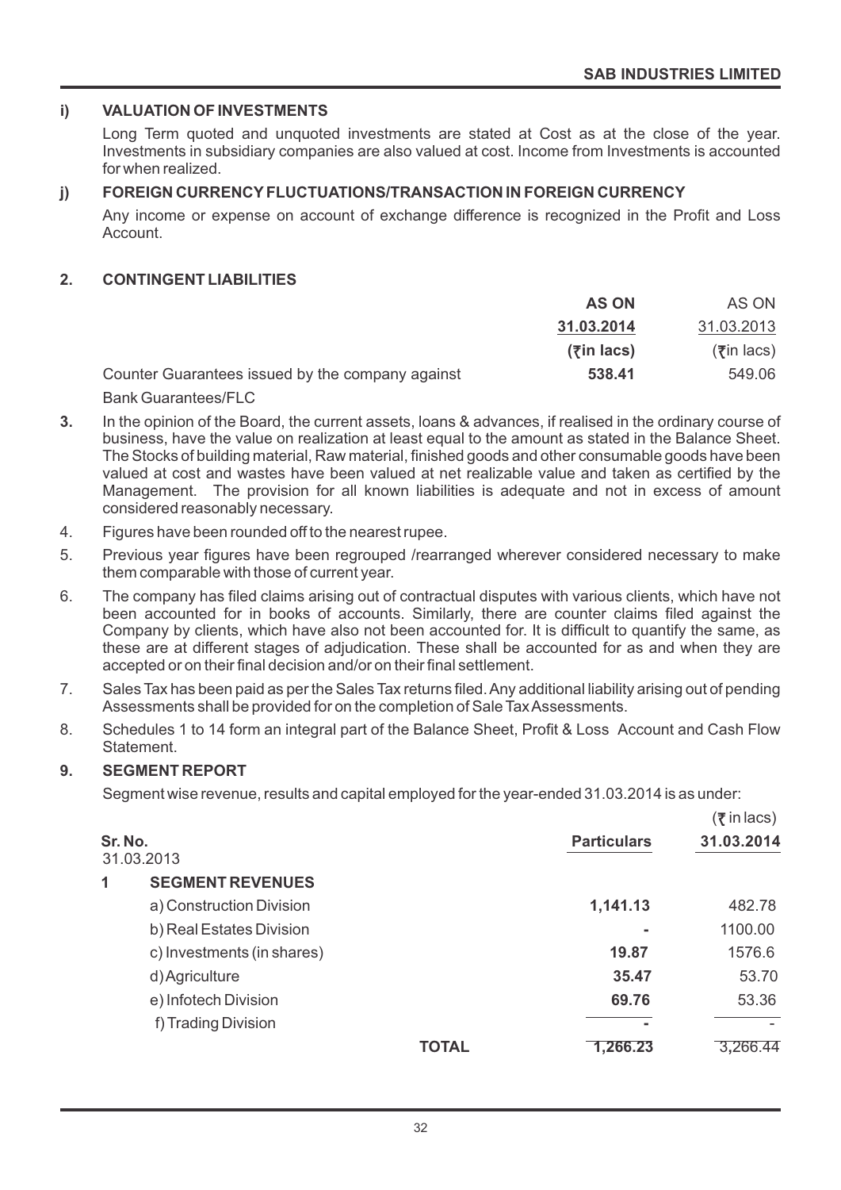### i) VALUATION OF INVESTMENTS

Long Term quoted and unquoted investments are stated at Cost as at the close of the year. Investments in subsidiary companies are also valued at cost. Income from Investments is accounted for when realized.

### j) FOREIGN CURRENCY FLUCTUATIONS/TRANSACTION IN FOREIGN CURRENCY

Any income or expense on account of exchange difference is recognized in the Profit and Loss Account.

### 2. CONTINGENT LIABILITIES

| | AS ON 31.03.2014 (₹in lacs) | AS ON 31.03.2013 (₹in lacs) |
|---|---|---|
| Counter Guarantees issued by the company against Bank Guarantees/FLC | **538.41** | 549.06 |

**3.** In the opinion of the Board, the current assets, loans & advances, if realised in the ordinary course of business, have the value on realization at least equal to the amount as stated in the Balance Sheet. The Stocks of building material, Raw material, finished goods and other consumable goods have been valued at cost and wastes have been valued at net realizable value and taken as certified by the Management. The provision for all known liabilities is adequate and not in excess of amount considered reasonably necessary.

4. Figures have been rounded off to the nearest rupee.

5. Previous year figures have been regrouped /rearranged wherever considered necessary to make them comparable with those of current year.

6. The company has filed claims arising out of contractual disputes with various clients, which have not been accounted for in books of accounts. Similarly, there are counter claims filed against the Company by clients, which have also not been accounted for. It is difficult to quantify the same, as these are at different stages of adjudication. These shall be accounted for as and when they are accepted or on their final decision and/or on their final settlement.

7. Sales Tax has been paid as per the Sales Tax returns filed. Any additional liability arising out of pending Assessments shall be provided for on the completion of Sale Tax Assessments.

8. Schedules 1 to 14 form an integral part of the Balance Sheet, Profit & Loss Account and Cash Flow Statement.

### 9. SEGMENT REPORT

Segment wise revenue, results and capital employed for the year-ended 31.03.2014 is as under:

(₹ in lacs)

| Sr. No. | Particulars | 31.03.2014 | 31.03.2013 |
|---|---|---|---|
| **1** | **SEGMENT REVENUES** | | |
| | a) Construction Division | **1,141.13** | 482.78 |
| | b) Real Estates Division | **-** | 1100.00 |
| | c) Investments (in shares) | **19.87** | 1576.6 |
| | d) Agriculture | **35.47** | 53.70 |
| | e) Infotech Division | **69.76** | 53.36 |
| | f) Trading Division | **-** | - |
| | **TOTAL** | **1,266.23** | 3,266.44 |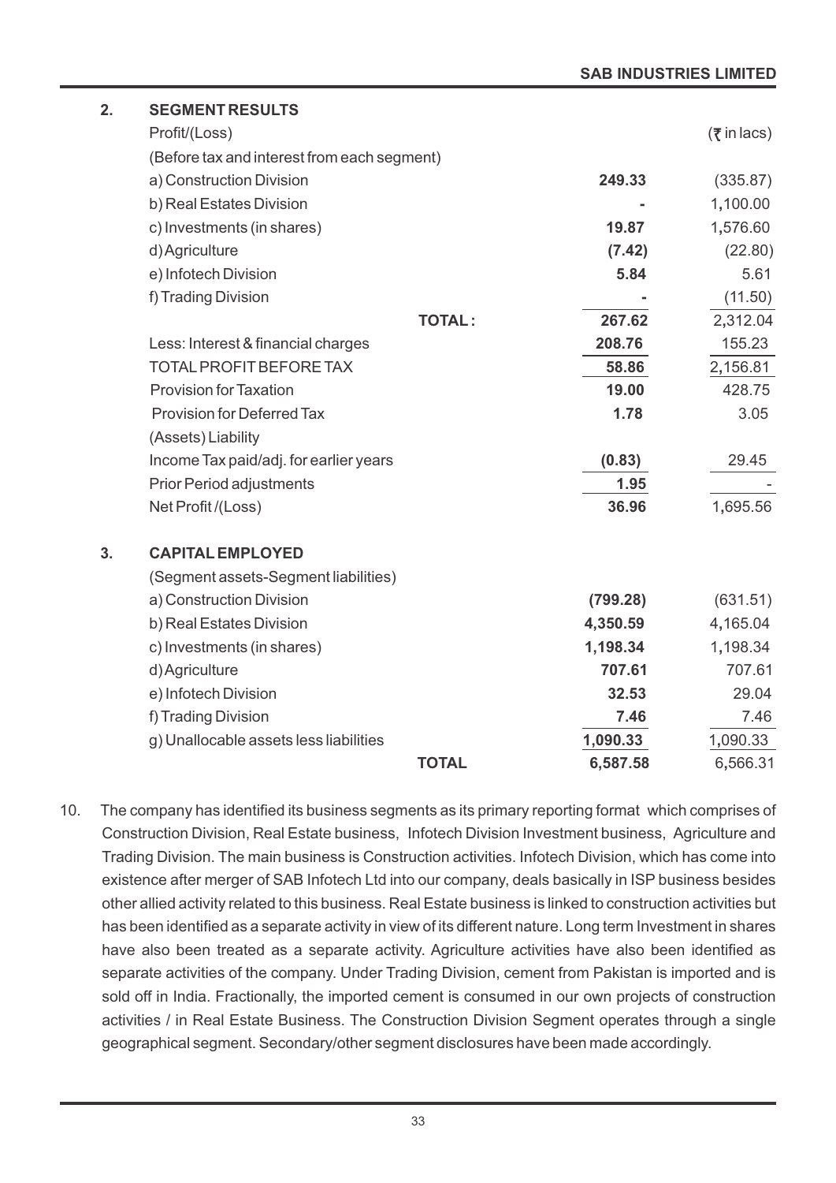**2. SEGMENT RESULTS**

| Profit/(Loss) | | (₹ in lacs) |
|---|---|---|
| (Before tax and interest from each segment) | | |
| a) Construction Division | **249.33** | (335.87) |
| b) Real Estates Division | **-** | 1,100.00 |
| c) Investments (in shares) | **19.87** | 1,576.60 |
| d) Agriculture | **(7.42)** | (22.80) |
| e) Infotech Division | **5.84** | 5.61 |
| f) Trading Division | **-** | (11.50) |
| **TOTAL :** | **267.62** | 2,312.04 |
| Less: Interest & financial charges | **208.76** | 155.23 |
| TOTAL PROFIT BEFORE TAX | **58.86** | 2,156.81 |
| Provision for Taxation | **19.00** | 428.75 |
| Provision for Deferred Tax (Assets) Liability | **1.78** | 3.05 |
| Income Tax paid/adj. for earlier years | **(0.83)** | 29.45 |
| Prior Period adjustments | **1.95** | - |
| Net Profit /(Loss) | **36.96** | 1,695.56 |

**3. CAPITAL EMPLOYED**

| (Segment assets-Segment liabilities) | | |
|---|---|---|
| a) Construction Division | **(799.28)** | (631.51) |
| b) Real Estates Division | **4,350.59** | 4,165.04 |
| c) Investments (in shares) | **1,198.34** | 1,198.34 |
| d) Agriculture | **707.61** | 707.61 |
| e) Infotech Division | **32.53** | 29.04 |
| f) Trading Division | **7.46** | 7.46 |
| g) Unallocable assets less liabilities | **1,090.33** | 1,090.33 |
| **TOTAL** | **6,587.58** | 6,566.31 |

10. The company has identified its business segments as its primary reporting format which comprises of Construction Division, Real Estate business, Infotech Division Investment business, Agriculture and Trading Division. The main business is Construction activities. Infotech Division, which has come into existence after merger of SAB Infotech Ltd into our company, deals basically in ISP business besides other allied activity related to this business. Real Estate business is linked to construction activities but has been identified as a separate activity in view of its different nature. Long term Investment in shares have also been treated as a separate activity. Agriculture activities have also been identified as separate activities of the company. Under Trading Division, cement from Pakistan is imported and is sold off in India. Fractionally, the imported cement is consumed in our own projects of construction activities / in Real Estate Business. The Construction Division Segment operates through a single geographical segment. Secondary/other segment disclosures have been made accordingly.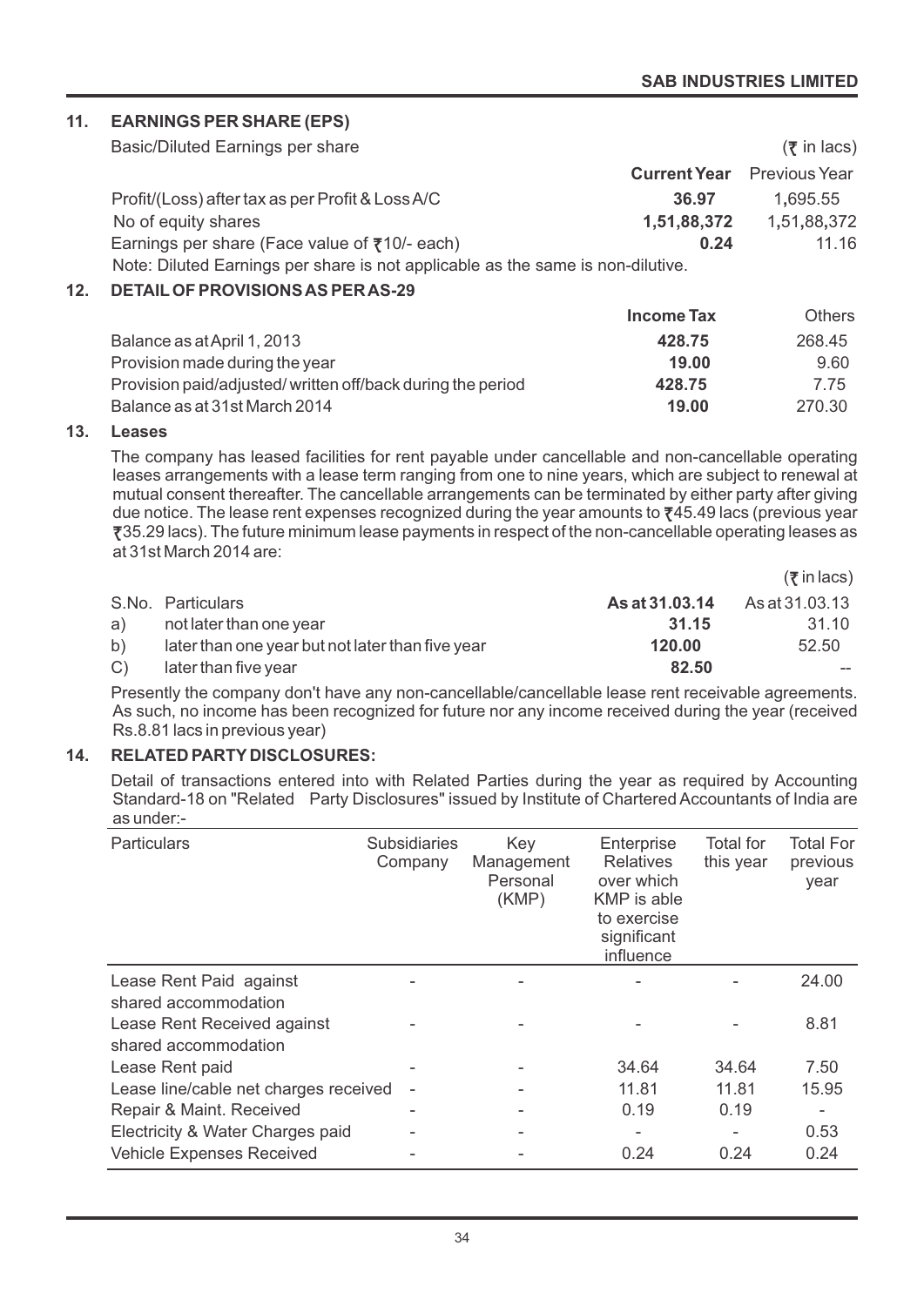## 11. EARNINGS PER SHARE (EPS)

Basic/Diluted Earnings per share (₹ in lacs)

| | Current Year | Previous Year |
|---|---|---|
| Profit/(Loss) after tax as per Profit & Loss A/C | **36.97** | 1,695.55 |
| No of equity shares | **1,51,88,372** | 1,51,88,372 |
| Earnings per share (Face value of ₹10/- each) | **0.24** | 11.16 |

Note: Diluted Earnings per share is not applicable as the same is non-dilutive.

## 12. DETAIL OF PROVISIONS AS PER AS-29

| | Income Tax | Others |
|---|---|---|
| Balance as at April 1, 2013 | **428.75** | 268.45 |
| Provision made during the year | **19.00** | 9.60 |
| Provision paid/adjusted/ written off/back during the period | **428.75** | 7.75 |
| Balance as at 31st March 2014 | **19.00** | 270.30 |

## 13. Leases

The company has leased facilities for rent payable under cancellable and non-cancellable operating leases arrangements with a lease term ranging from one to nine years, which are subject to renewal at mutual consent thereafter. The cancellable arrangements can be terminated by either party after giving due notice. The lease rent expenses recognized during the year amounts to ₹45.49 lacs (previous year ₹35.29 lacs). The future minimum lease payments in respect of the non-cancellable operating leases as at 31st March 2014 are:

(₹ in lacs)

| S.No. | Particulars | As at 31.03.14 | As at 31.03.13 |
|---|---|---|---|
| a) | not later than one year | **31.15** | 31.10 |
| b) | later than one year but not later than five year | **120.00** | 52.50 |
| C) | later than five year | **82.50** | -- |

Presently the company don't have any non-cancellable/cancellable lease rent receivable agreements. As such, no income has been recognized for future nor any income received during the year (received Rs.8.81 lacs in previous year)

## 14. RELATED PARTY DISCLOSURES:

Detail of transactions entered into with Related Parties during the year as required by Accounting Standard-18 on "Related Party Disclosures" issued by Institute of Chartered Accountants of India are as under:-

| Particulars | Subsidiaries Company | Key Management Personal (KMP) | Enterprise Relatives over which KMP is able to exercise significant influence | Total for this year | Total For previous year |
|---|---|---|---|---|---|
| Lease Rent Paid against shared accommodation | - | - | - | - | 24.00 |
| Lease Rent Received against shared accommodation | - | - | - | - | 8.81 |
| Lease Rent paid | - | - | 34.64 | 34.64 | 7.50 |
| Lease line/cable net charges received | - | - | 11.81 | 11.81 | 15.95 |
| Repair & Maint. Received | - | - | 0.19 | 0.19 | - |
| Electricity & Water Charges paid | - | - | - | - | 0.53 |
| Vehicle Expenses Received | - | - | 0.24 | 0.24 | 0.24 |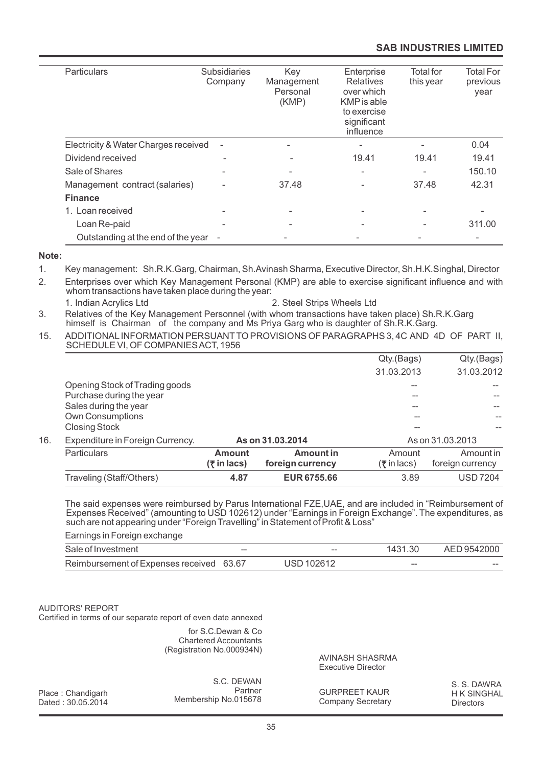| Particulars | Subsidiaries Company | Key Management Personal (KMP) | Enterprise Relatives over which KMP is able to exercise significant influence | Total for this year | Total For previous year |
|---|---|---|---|---|---|
| Electricity & Water Charges received | - | - | - | - | 0.04 |
| Dividend received | - | - | 19.41 | 19.41 | 19.41 |
| Sale of Shares | - | - | - | - | 150.10 |
| Management contract (salaries) | - | 37.48 | - | 37.48 | 42.31 |
| **Finance** | | | | | |
| 1. Loan received | - | - | - | - | - |
| Loan Re-paid | - | - | - | - | 311.00 |
| Outstanding at the end of the year | - | - | - | - | - |

**Note:**

1. Key management: Sh.R.K.Garg, Chairman, Sh.Avinash Sharma, Executive Director, Sh.H.K.Singhal, Director
2. Enterprises over which Key Management Personal (KMP) are able to exercise significant influence and with whom transactions have taken place during the year:
   1. Indian Acrylics Ltd 2. Steel Strips Wheels Ltd
3. Relatives of the Key Management Personnel (with whom transactions have taken place) Sh.R.K.Garg himself is Chairman of the company and Ms Priya Garg who is daughter of Sh.R.K.Garg.

15. ADDITIONAL INFORMATION PERSUANT TO PROVISIONS OF PARAGRAPHS 3, 4C AND 4D OF PART II, SCHEDULE VI, OF COMPANIES ACT, 1956

| | Qty.(Bags) 31.03.2013 | Qty.(Bags) 31.03.2012 |
|---|---|---|
| Opening Stock of Trading goods | -- | -- |
| Purchase during the year | -- | -- |
| Sales during the year | -- | -- |
| Own Consumptions | -- | -- |
| Closing Stock | -- | -- |

16. Expenditure in Foreign Currency.

| | As on 31.03.2014 | | As on 31.03.2013 | |
|---|---|---|---|---|
| Particulars | **Amount (₹ in lacs)** | **Amount in foreign currency** | Amount (₹ in lacs) | Amount in foreign currency |
| Traveling (Staff/Others) | **4.87** | **EUR 6755.66** | 3.89 | USD 7204 |

The said expenses were reimbursed by Parus International FZE,UAE, and are included in "Reimbursement of Expenses Received" (amounting to USD 102612) under "Earnings in Foreign Exchange". The expenditures, as such are not appearing under "Foreign Travelling" in Statement of Profit & Loss"

Earnings in Foreign exchange

| | | | | |
|---|---|---|---|---|
| Sale of Investment | -- | -- | 1431.30 | AED 9542000 |
| Reimbursement of Expenses received | 63.67 | USD 102612 | -- | -- |

AUDITORS' REPORT
Certified in terms of our separate report of even date annexed

for S.C.Dewan & Co
Chartered Accountants
(Registration No.000934N)

AVINASH SHASRMA
Executive Director

S.C. DEWAN
Partner
Membership No.015678

Place : Chandigarh
Dated : 30.05.2014

GURPREET KAUR
Company Secretary

S. S. DAWRA
H K SINGHAL
Directors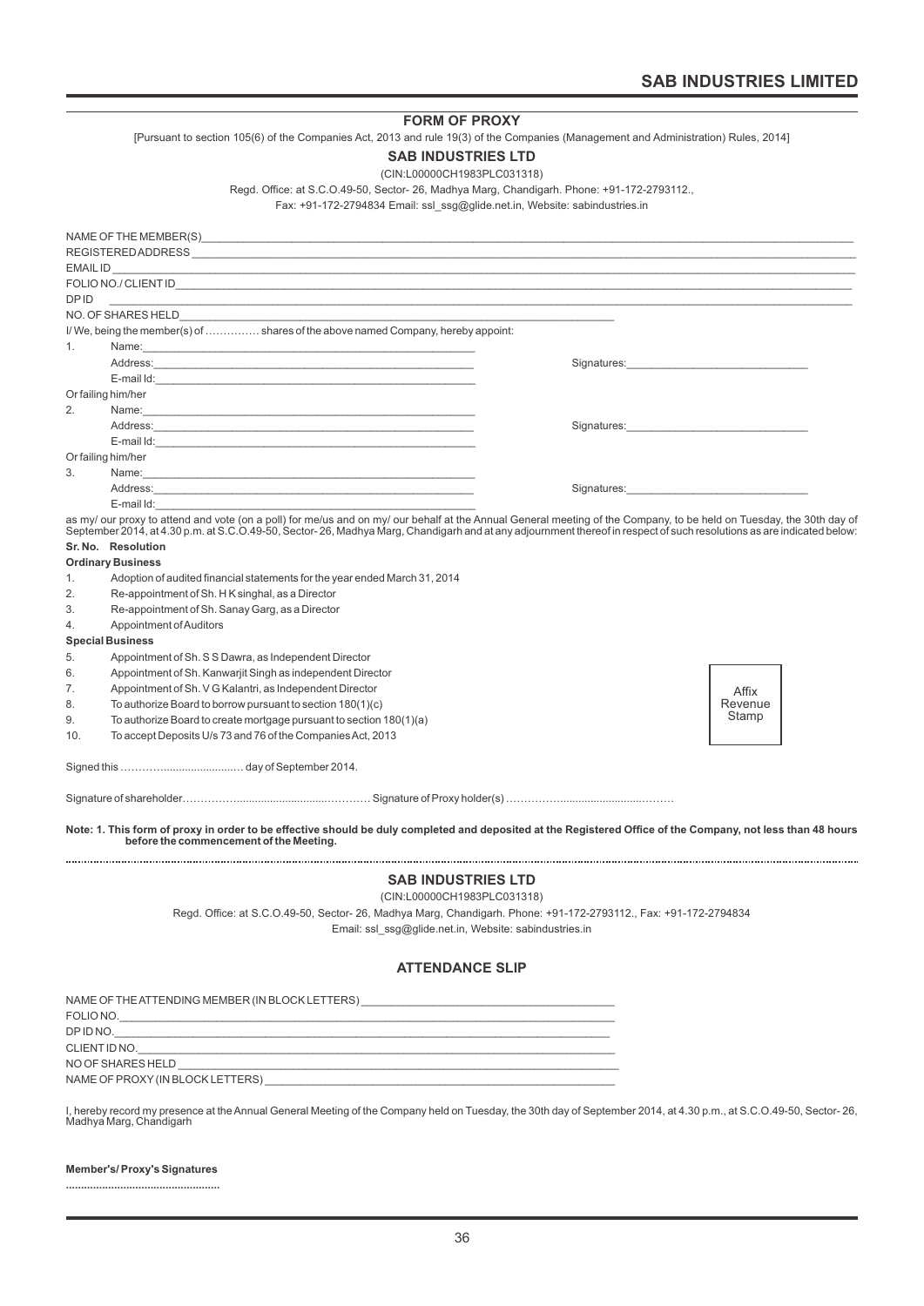## FORM OF PROXY

[Pursuant to section 105(6) of the Companies Act, 2013 and rule 19(3) of the Companies (Management and Administration) Rules, 2014]

### SAB INDUSTRIES LTD

(CIN:L00000CH1983PLC031318)

Regd. Office: at S.C.O.49-50, Sector- 26, Madhya Marg, Chandigarh. Phone: +91-172-2793112.,

Fax: +91-172-2794834 Email: ssl_ssg@glide.net.in, Website: sabindustries.in

NAME OF THE MEMBER(S)\_\_\_\_\_\_\_\_\_\_\_\_\_\_\_\_\_\_\_\_

REGISTERED ADDRESS \_\_\_\_\_\_\_\_\_\_\_\_\_\_\_\_\_\_\_\_

EMAIL ID \_\_\_\_\_\_\_\_\_\_\_\_\_\_\_\_\_\_\_\_

FOLIO NO./ CLIENT ID\_\_\_\_\_\_\_\_\_\_\_\_\_\_\_\_\_\_\_\_

DP ID \_\_\_\_\_\_\_\_\_\_\_\_\_\_\_\_\_\_\_\_

NO. OF SHARES HELD\_\_\_\_\_\_\_\_\_\_\_\_\_\_\_\_\_\_\_\_

I/ We, being the member(s) of …………… shares of the above named Company, hereby appoint:

1. Name:\_\_\_\_\_\_\_\_\_\_\_\_\_\_\_\_\_\_\_\_
   Address:\_\_\_\_\_\_\_\_\_\_\_\_\_\_\_\_\_\_\_\_ Signatures:\_\_\_\_\_\_\_\_\_\_\_\_\_\_\_\_\_\_\_\_
   E-mail Id:\_\_\_\_\_\_\_\_\_\_\_\_\_\_\_\_\_\_\_\_

Or failing him/her

2. Name:\_\_\_\_\_\_\_\_\_\_\_\_\_\_\_\_\_\_\_\_
   Address:\_\_\_\_\_\_\_\_\_\_\_\_\_\_\_\_\_\_\_\_ Signatures:\_\_\_\_\_\_\_\_\_\_\_\_\_\_\_\_\_\_\_\_
   E-mail Id:\_\_\_\_\_\_\_\_\_\_\_\_\_\_\_\_\_\_\_\_

Or failing him/her

3. Name:\_\_\_\_\_\_\_\_\_\_\_\_\_\_\_\_\_\_\_\_
   Address:\_\_\_\_\_\_\_\_\_\_\_\_\_\_\_\_\_\_\_\_ Signatures:\_\_\_\_\_\_\_\_\_\_\_\_\_\_\_\_\_\_\_\_
   E-mail Id:\_\_\_\_\_\_\_\_\_\_\_\_\_\_\_\_\_\_\_\_

as my/ our proxy to attend and vote (on a poll) for me/us and on my/ our behalf at the Annual General meeting of the Company, to be held on Tuesday, the 30th day of September 2014, at 4.30 p.m. at S.C.O.49-50, Sector- 26, Madhya Marg, Chandigarh and at any adjournment thereof in respect of such resolutions as are indicated below:

| Sr. No. | Resolution |
|---|---|
| | **Ordinary Business** |
| 1. | Adoption of audited financial statements for the year ended March 31, 2014 |
| 2. | Re-appointment of Sh. H K singhal, as a Director |
| 3. | Re-appointment of Sh. Sanay Garg, as a Director |
| 4. | Appointment of Auditors |
| | **Special Business** |
| 5. | Appointment of Sh. S S Dawra, as Independent Director |
| 6. | Appointment of Sh. Kanwarjit Singh as independent Director |
| 7. | Appointment of Sh. V G Kalantri, as Independent Director |
| 8. | To authorize Board to borrow pursuant to section 180(1)(c) |
| 9. | To authorize Board to create mortgage pursuant to section 180(1)(a) |
| 10. | To accept Deposits U/s 73 and 76 of the Companies Act, 2013 |

Affix Revenue Stamp

Signed this ……….......................… day of September 2014.

Signature of shareholder……………...........................…………. Signature of Proxy holder(s) ……………...........................………

**Note: 1. This form of proxy in order to be effective should be duly completed and deposited at the Registered Office of the Company, not less than 48 hours before the commencement of the Meeting.**

---

### SAB INDUSTRIES LTD

(CIN:L00000CH1983PLC031318)

Regd. Office: at S.C.O.49-50, Sector- 26, Madhya Marg, Chandigarh. Phone: +91-172-2793112., Fax: +91-172-2794834

Email: ssl_ssg@glide.net.in, Website: sabindustries.in

## ATTENDANCE SLIP

NAME OF THE ATTENDING MEMBER (IN BLOCK LETTERS) \_\_\_\_\_\_\_\_\_\_\_\_\_\_\_\_\_\_\_\_

FOLIO NO.\_\_\_\_\_\_\_\_\_\_\_\_\_\_\_\_\_\_\_\_

DP ID NO.\_\_\_\_\_\_\_\_\_\_\_\_\_\_\_\_\_\_\_\_

CLIENT ID NO.\_\_\_\_\_\_\_\_\_\_\_\_\_\_\_\_\_\_\_\_

NO OF SHARES HELD \_\_\_\_\_\_\_\_\_\_\_\_\_\_\_\_\_\_\_\_

NAME OF PROXY (IN BLOCK LETTERS) \_\_\_\_\_\_\_\_\_\_\_\_\_\_\_\_\_\_\_\_

I, hereby record my presence at the Annual General Meeting of the Company held on Tuesday, the 30th day of September 2014, at 4.30 p.m., at S.C.O.49-50, Sector- 26, Madhya Marg, Chandigarh

**Member's/ Proxy's Signatures**

..................................................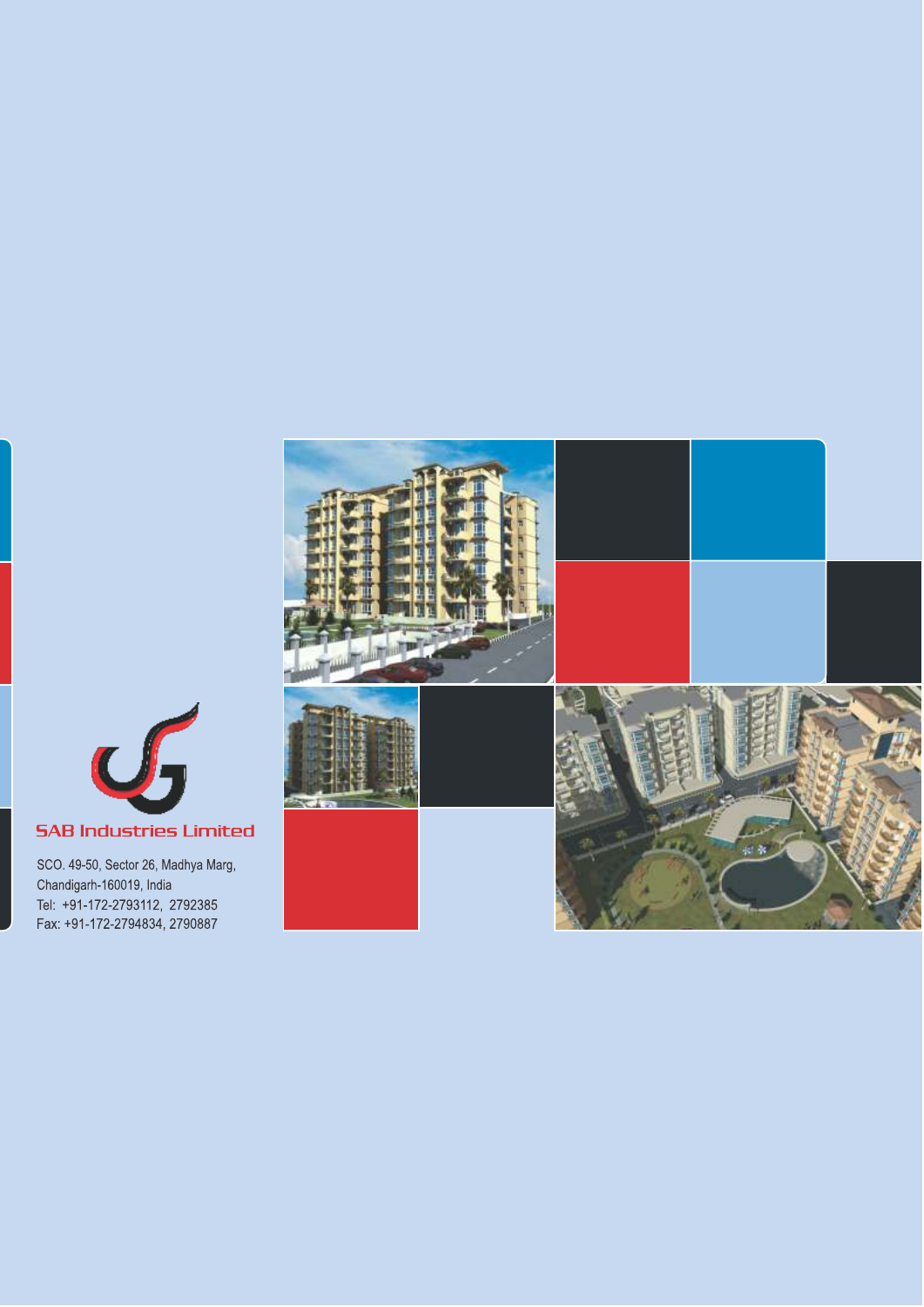SAB Industries Limited

SCO. 49-50, Sector 26, Madhya Marg,
Chandigarh-160019, India
Tel: +91-172-2793112, 2792385
Fax: +91-172-2794834, 2790887